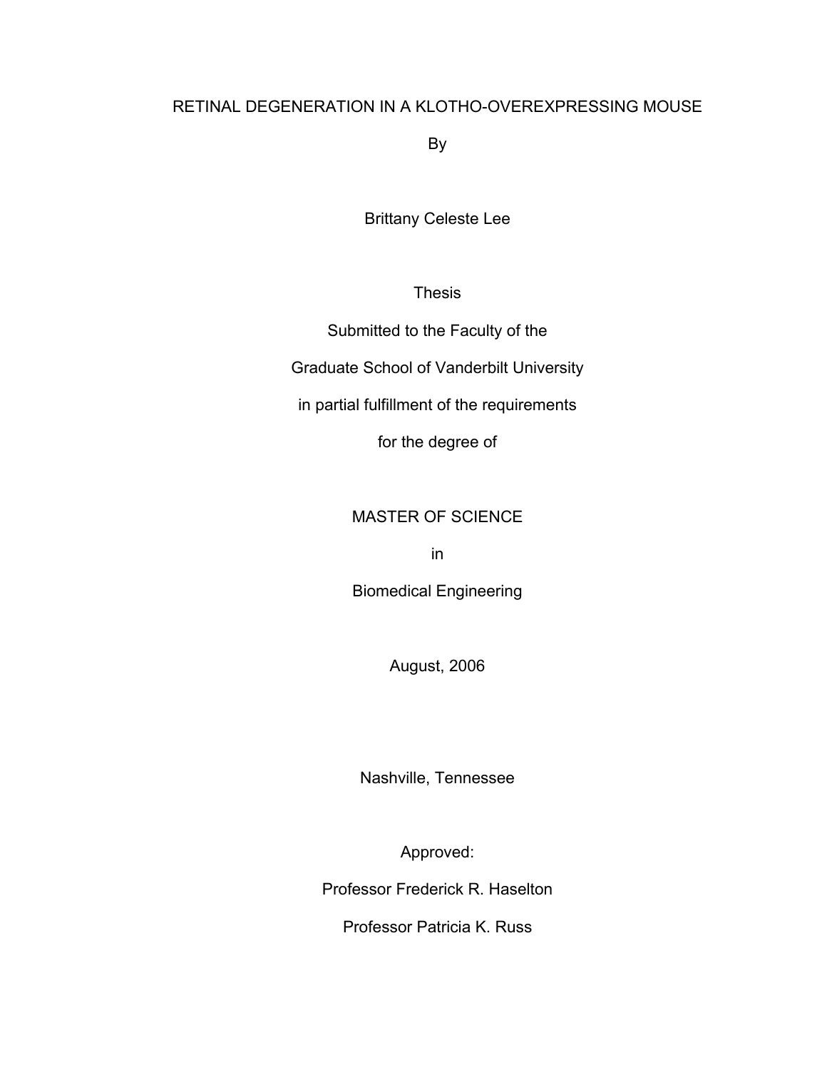# RETINAL DEGENERATION IN A KLOTHO-OVEREXPRESSING MOUSE

By

Brittany Celeste Lee

Thesis

Submitted to the Faculty of the

Graduate School of Vanderbilt University

in partial fulfillment of the requirements

for the degree of

MASTER OF SCIENCE

in

Biomedical Engineering

August, 2006

Nashville, Tennessee

Approved:

Professor Frederick R. Haselton

Professor Patricia K. Russ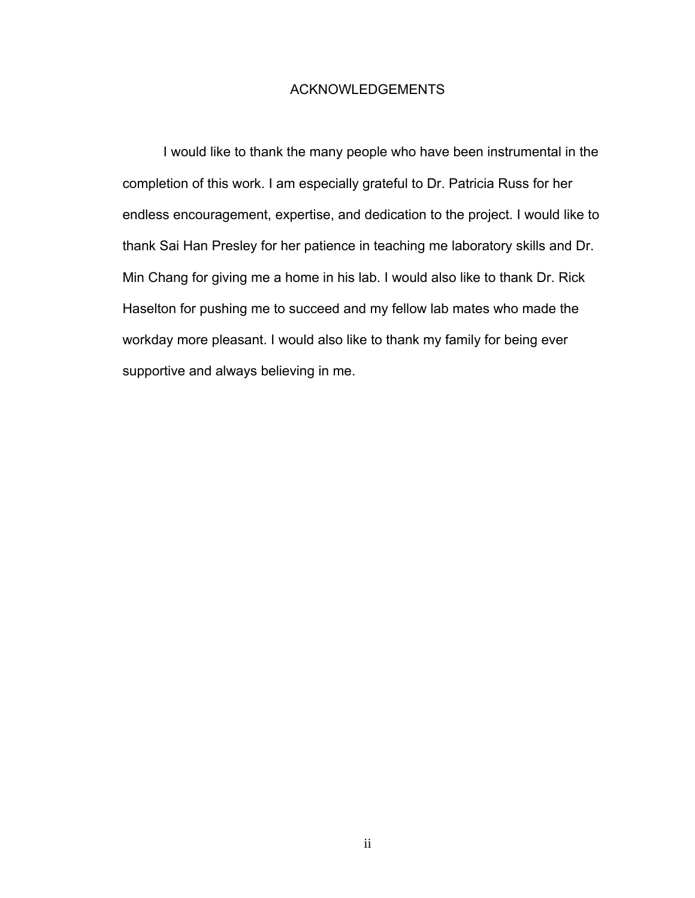# ACKNOWLEDGEMENTS

I would like to thank the many people who have been instrumental in the completion of this work. I am especially grateful to Dr. Patricia Russ for her endless encouragement, expertise, and dedication to the project. I would like to thank Sai Han Presley for her patience in teaching me laboratory skills and Dr. Min Chang for giving me a home in his lab. I would also like to thank Dr. Rick Haselton for pushing me to succeed and my fellow lab mates who made the workday more pleasant. I would also like to thank my family for being ever supportive and always believing in me.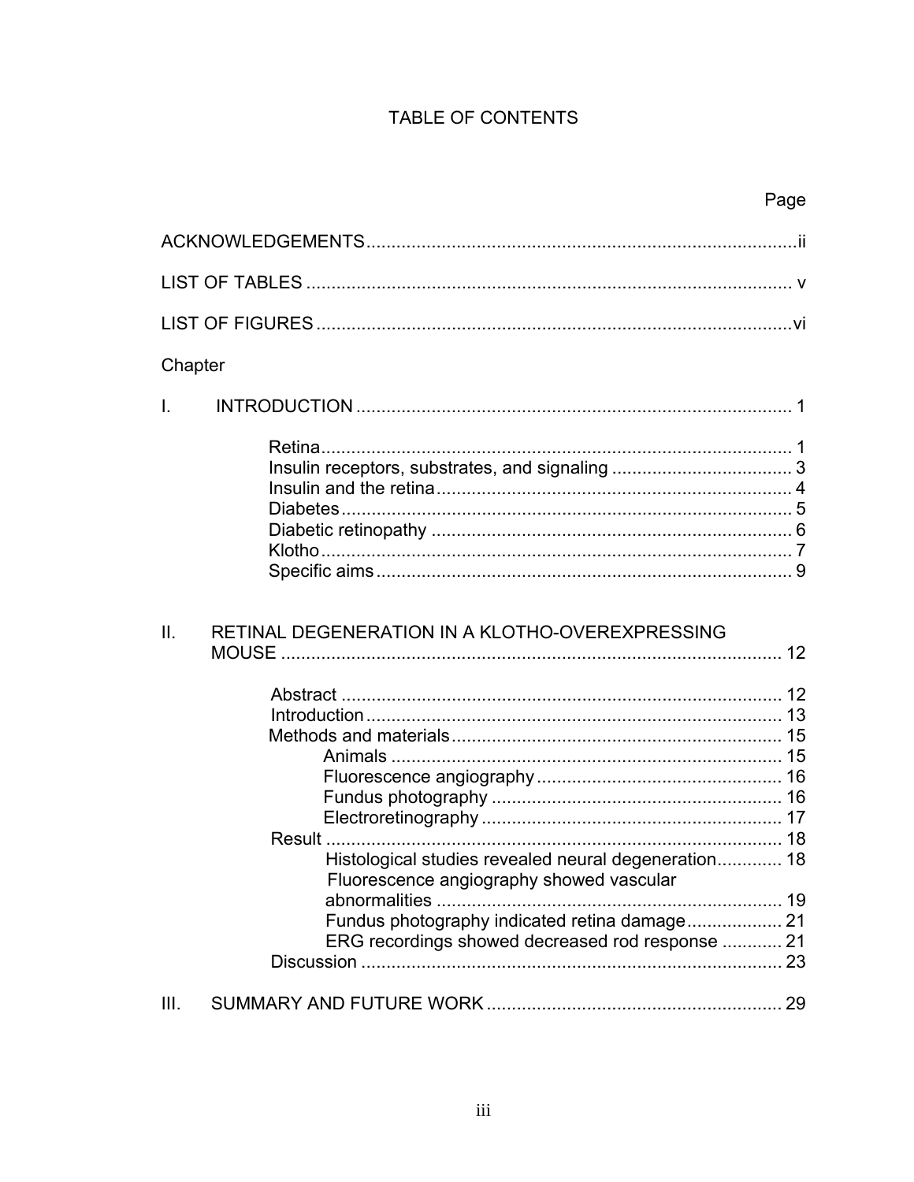# TABLE OF CONTENTS

Page

ACKNOWLEDGEMENTS ii

LIST OF TABLES v

LIST OF FIGURES vi

Chapter

I. INTRODUCTION 1

- Retina 1
- Insulin receptors, substrates, and signaling 3
- Insulin and the retina 4
- Diabetes 5
- Diabetic retinopathy 6
- Klotho 7
- Specific aims 9

II. RETINAL DEGENERATION IN A KLOTHO-OVEREXPRESSING MOUSE 12

- Abstract 12
- Introduction 13
- Methods and materials 15
  - Animals 15
  - Fluorescence angiography 16
  - Fundus photography 16
  - Electroretinography 17
- Result 18
  - Histological studies revealed neural degeneration 18
  - Fluorescence angiography showed vascular abnormalities 19
  - Fundus photography indicated retina damage 21
  - ERG recordings showed decreased rod response 21
- Discussion 23

III. SUMMARY AND FUTURE WORK 29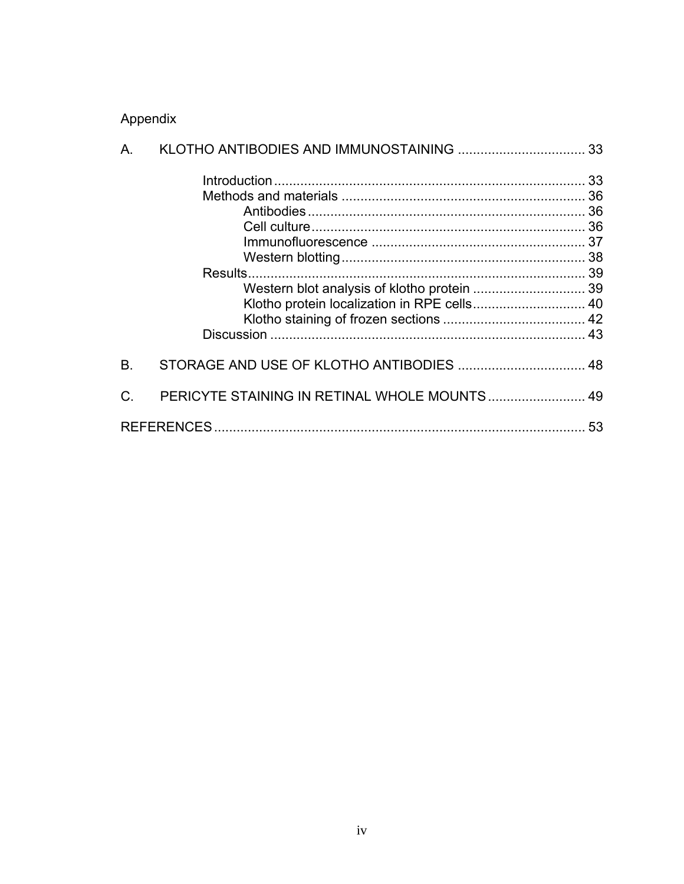Appendix

A. KLOTHO ANTIBODIES AND IMMUNOSTAINING .................................. 33

- Introduction .................................................................................. 33
- Methods and materials ................................................................. 36
  - Antibodies .......................................................................... 36
  - Cell culture ......................................................................... 36
  - Immunofluorescence ......................................................... 37
  - Western blotting ................................................................. 38
- Results .......................................................................................... 39
  - Western blot analysis of klotho protein .............................. 39
  - Klotho protein localization in RPE cells .............................. 40
  - Klotho staining of frozen sections ...................................... 42
- Discussion .................................................................................... 43

B. STORAGE AND USE OF KLOTHO ANTIBODIES .................................. 48

C. PERICYTE STAINING IN RETINAL WHOLE MOUNTS .......................... 49

REFERENCES .................................................................................................. 53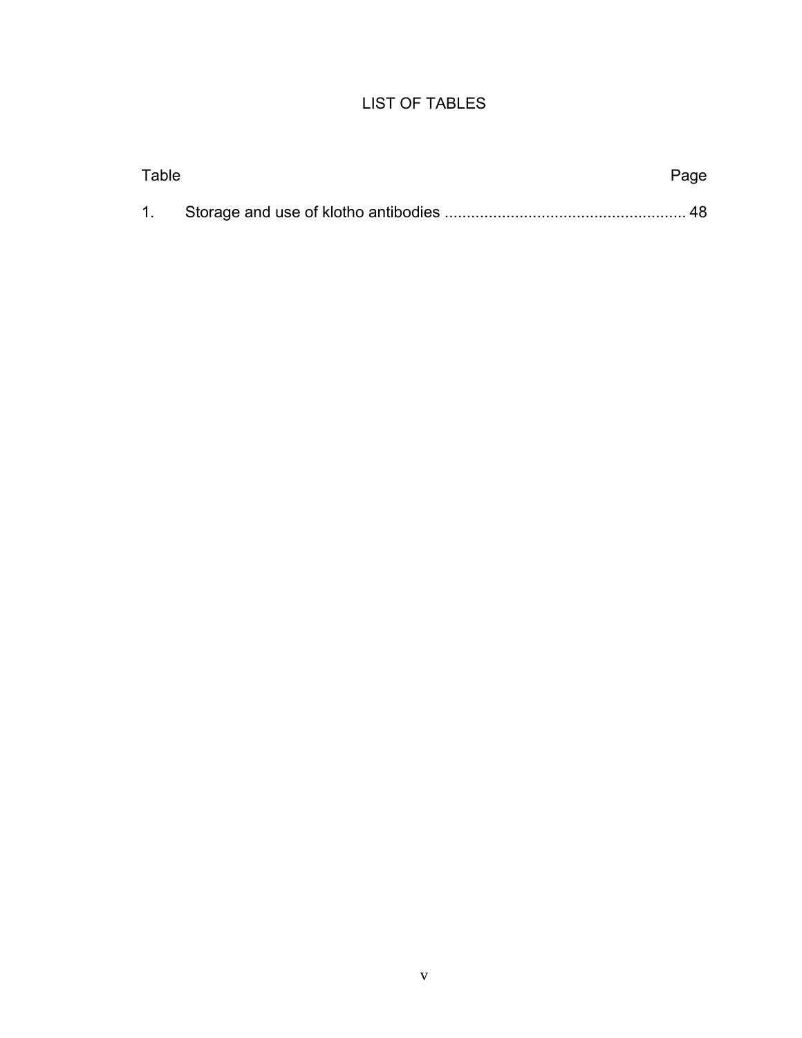# LIST OF TABLES

| Table | | Page |
|---|---|---|
| 1. | Storage and use of klotho antibodies | 48 |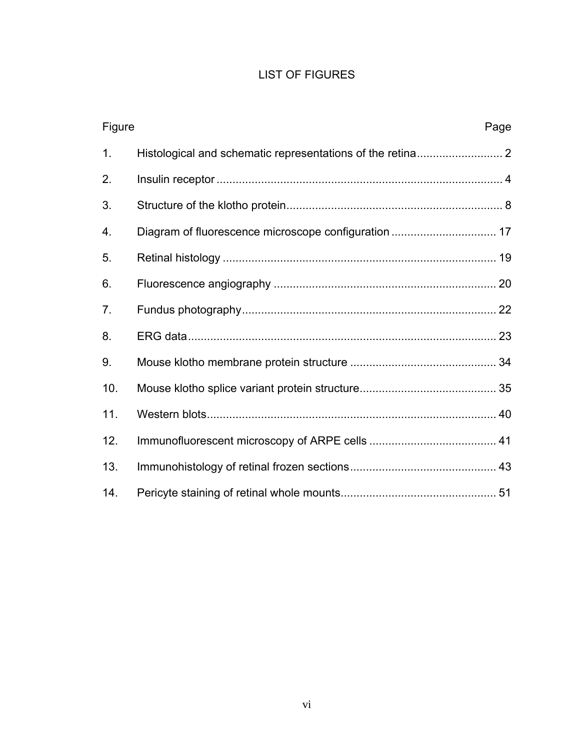# LIST OF FIGURES

| Figure | | Page |
|---|---|---|
| 1. | Histological and schematic representations of the retina | 2 |
| 2. | Insulin receptor | 4 |
| 3. | Structure of the klotho protein | 8 |
| 4. | Diagram of fluorescence microscope configuration | 17 |
| 5. | Retinal histology | 19 |
| 6. | Fluorescence angiography | 20 |
| 7. | Fundus photography | 22 |
| 8. | ERG data | 23 |
| 9. | Mouse klotho membrane protein structure | 34 |
| 10. | Mouse klotho splice variant protein structure | 35 |
| 11. | Western blots | 40 |
| 12. | Immunofluorescent microscopy of ARPE cells | 41 |
| 13. | Immunohistology of retinal frozen sections | 43 |
| 14. | Pericyte staining of retinal whole mounts | 51 |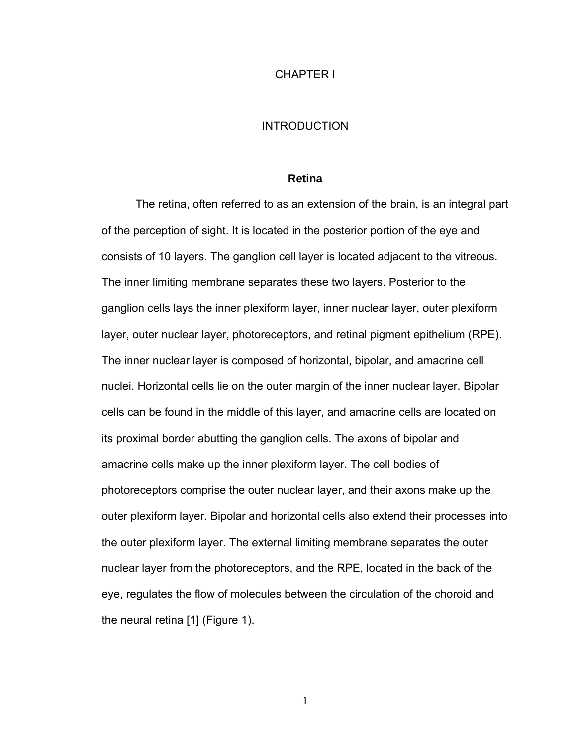# CHAPTER I

# INTRODUCTION

## Retina

The retina, often referred to as an extension of the brain, is an integral part of the perception of sight. It is located in the posterior portion of the eye and consists of 10 layers. The ganglion cell layer is located adjacent to the vitreous. The inner limiting membrane separates these two layers. Posterior to the ganglion cells lays the inner plexiform layer, inner nuclear layer, outer plexiform layer, outer nuclear layer, photoreceptors, and retinal pigment epithelium (RPE). The inner nuclear layer is composed of horizontal, bipolar, and amacrine cell nuclei. Horizontal cells lie on the outer margin of the inner nuclear layer. Bipolar cells can be found in the middle of this layer, and amacrine cells are located on its proximal border abutting the ganglion cells. The axons of bipolar and amacrine cells make up the inner plexiform layer. The cell bodies of photoreceptors comprise the outer nuclear layer, and their axons make up the outer plexiform layer. Bipolar and horizontal cells also extend their processes into the outer plexiform layer. The external limiting membrane separates the outer nuclear layer from the photoreceptors, and the RPE, located in the back of the eye, regulates the flow of molecules between the circulation of the choroid and the neural retina [1] (Figure 1).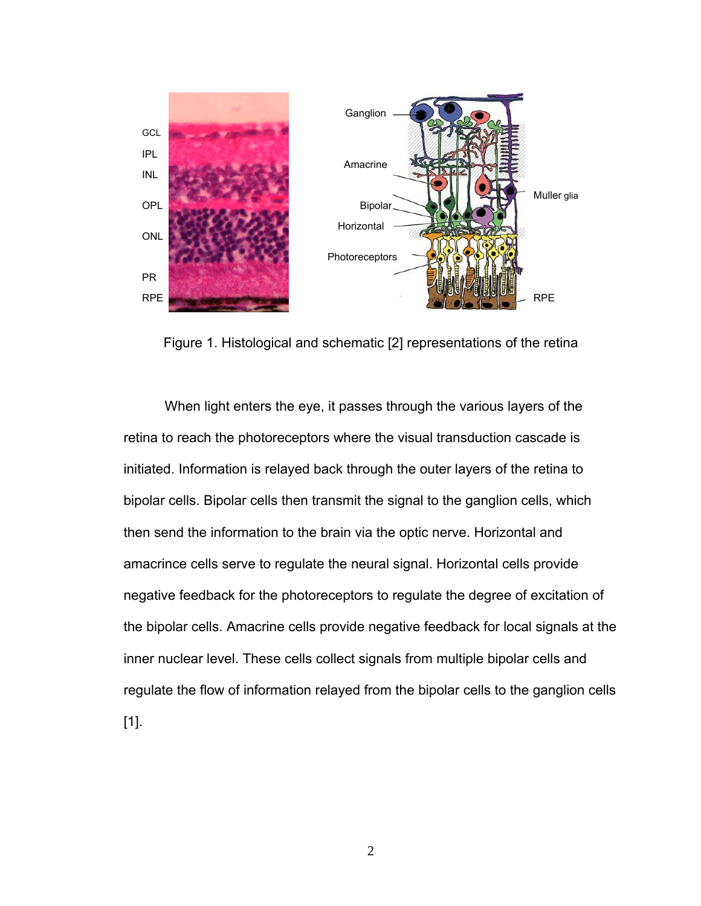Figure 1. Histological and schematic [2] representations of the retina

When light enters the eye, it passes through the various layers of the retina to reach the photoreceptors where the visual transduction cascade is initiated. Information is relayed back through the outer layers of the retina to bipolar cells. Bipolar cells then transmit the signal to the ganglion cells, which then send the information to the brain via the optic nerve. Horizontal and amacrince cells serve to regulate the neural signal. Horizontal cells provide negative feedback for the photoreceptors to regulate the degree of excitation of the bipolar cells. Amacrine cells provide negative feedback for local signals at the inner nuclear level. These cells collect signals from multiple bipolar cells and regulate the flow of information relayed from the bipolar cells to the ganglion cells [1].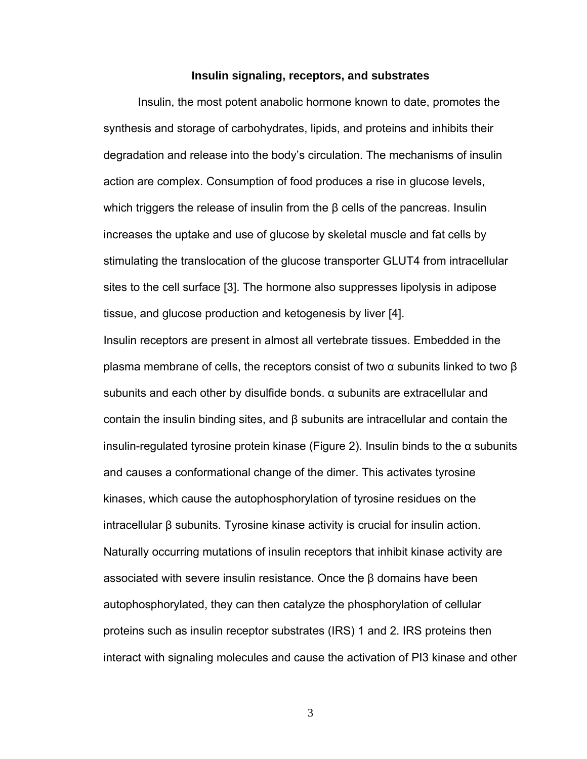## Insulin signaling, receptors, and substrates

Insulin, the most potent anabolic hormone known to date, promotes the synthesis and storage of carbohydrates, lipids, and proteins and inhibits their degradation and release into the body's circulation. The mechanisms of insulin action are complex. Consumption of food produces a rise in glucose levels, which triggers the release of insulin from the β cells of the pancreas. Insulin increases the uptake and use of glucose by skeletal muscle and fat cells by stimulating the translocation of the glucose transporter GLUT4 from intracellular sites to the cell surface [3]. The hormone also suppresses lipolysis in adipose tissue, and glucose production and ketogenesis by liver [4].

Insulin receptors are present in almost all vertebrate tissues. Embedded in the plasma membrane of cells, the receptors consist of two α subunits linked to two β subunits and each other by disulfide bonds. α subunits are extracellular and contain the insulin binding sites, and β subunits are intracellular and contain the insulin-regulated tyrosine protein kinase (Figure 2). Insulin binds to the α subunits and causes a conformational change of the dimer. This activates tyrosine kinases, which cause the autophosphorylation of tyrosine residues on the intracellular β subunits. Tyrosine kinase activity is crucial for insulin action. Naturally occurring mutations of insulin receptors that inhibit kinase activity are associated with severe insulin resistance. Once the β domains have been autophosphorylated, they can then catalyze the phosphorylation of cellular proteins such as insulin receptor substrates (IRS) 1 and 2. IRS proteins then interact with signaling molecules and cause the activation of PI3 kinase and other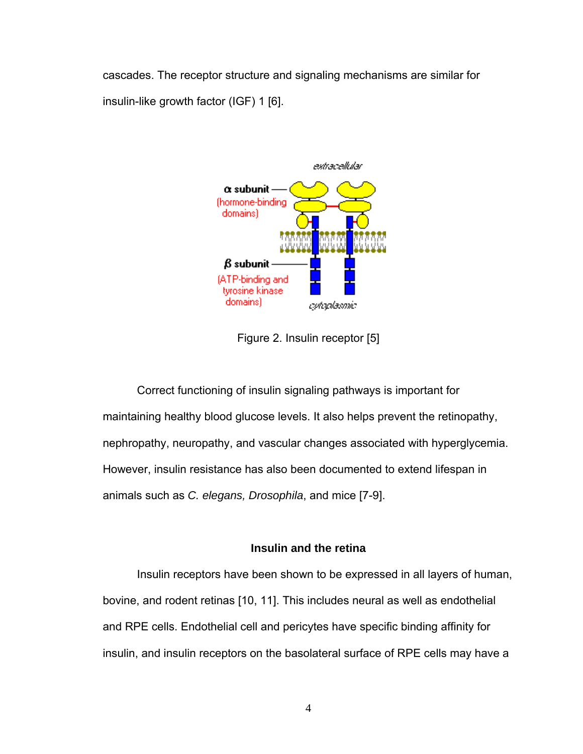cascades. The receptor structure and signaling mechanisms are similar for insulin-like growth factor (IGF) 1 [6].

Figure 2. Insulin receptor [5]

Correct functioning of insulin signaling pathways is important for maintaining healthy blood glucose levels. It also helps prevent the retinopathy, nephropathy, neuropathy, and vascular changes associated with hyperglycemia. However, insulin resistance has also been documented to extend lifespan in animals such as *C. elegans, Drosophila*, and mice [7-9].

### Insulin and the retina

Insulin receptors have been shown to be expressed in all layers of human, bovine, and rodent retinas [10, 11]. This includes neural as well as endothelial and RPE cells. Endothelial cell and pericytes have specific binding affinity for insulin, and insulin receptors on the basolateral surface of RPE cells may have a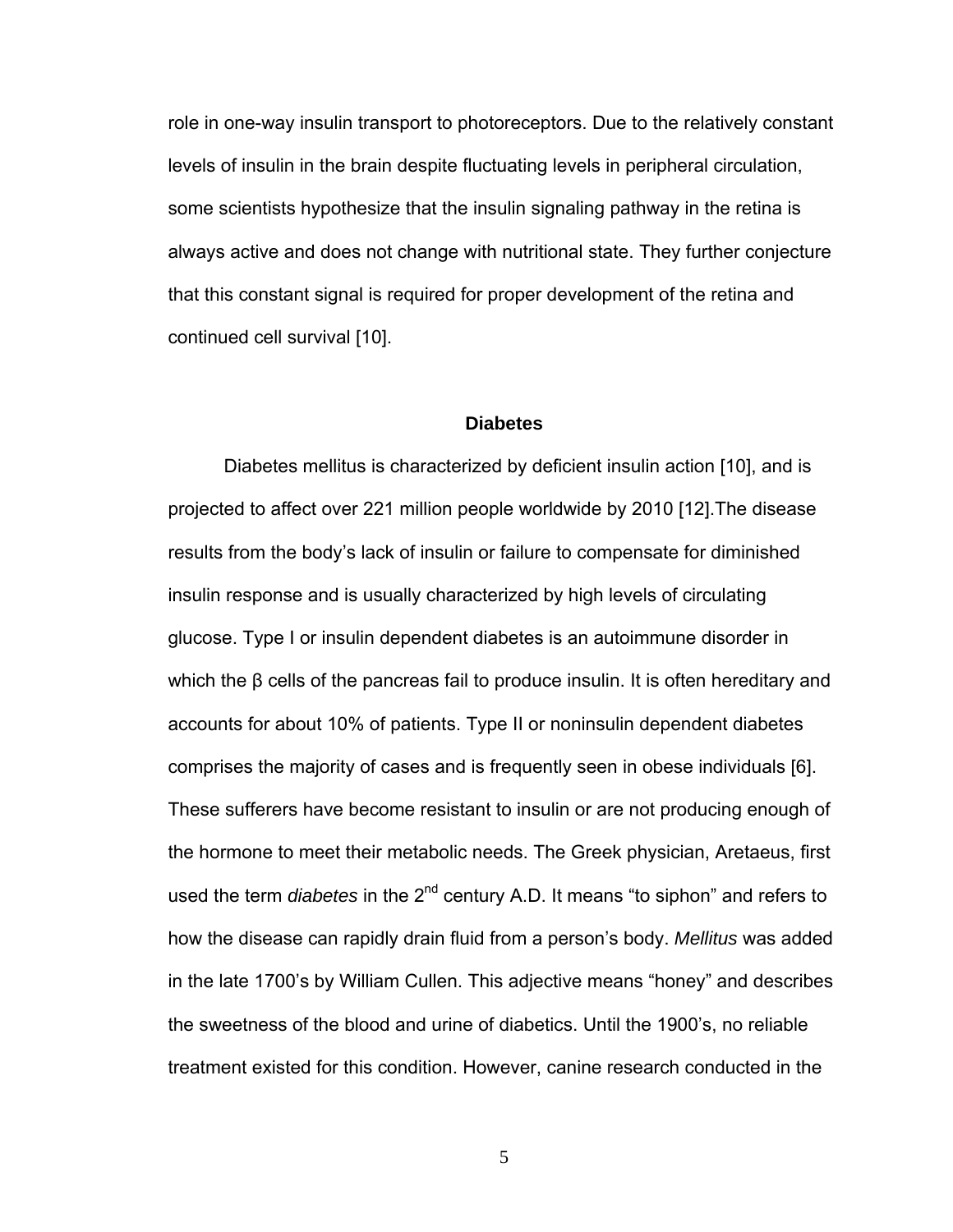role in one-way insulin transport to photoreceptors. Due to the relatively constant levels of insulin in the brain despite fluctuating levels in peripheral circulation, some scientists hypothesize that the insulin signaling pathway in the retina is always active and does not change with nutritional state. They further conjecture that this constant signal is required for proper development of the retina and continued cell survival [10].

## Diabetes

Diabetes mellitus is characterized by deficient insulin action [10], and is projected to affect over 221 million people worldwide by 2010 [12].The disease results from the body's lack of insulin or failure to compensate for diminished insulin response and is usually characterized by high levels of circulating glucose. Type I or insulin dependent diabetes is an autoimmune disorder in which the β cells of the pancreas fail to produce insulin. It is often hereditary and accounts for about 10% of patients. Type II or noninsulin dependent diabetes comprises the majority of cases and is frequently seen in obese individuals [6]. These sufferers have become resistant to insulin or are not producing enough of the hormone to meet their metabolic needs. The Greek physician, Aretaeus, first used the term *diabetes* in the 2nd century A.D. It means "to siphon" and refers to how the disease can rapidly drain fluid from a person's body. *Mellitus* was added in the late 1700's by William Cullen. This adjective means "honey" and describes the sweetness of the blood and urine of diabetics. Until the 1900's, no reliable treatment existed for this condition. However, canine research conducted in the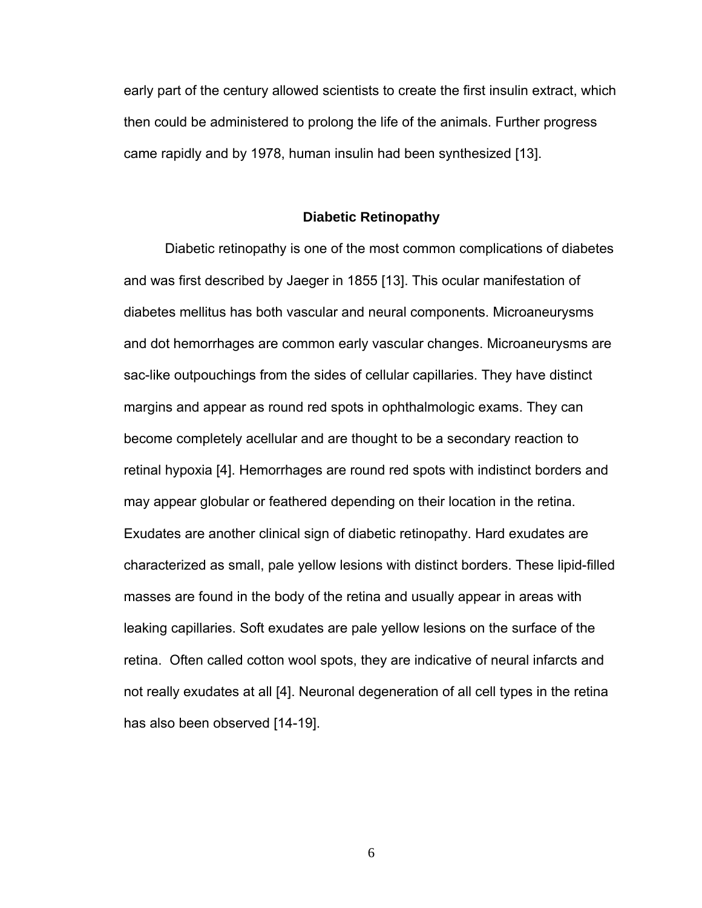early part of the century allowed scientists to create the first insulin extract, which then could be administered to prolong the life of the animals. Further progress came rapidly and by 1978, human insulin had been synthesized [13].

## Diabetic Retinopathy

Diabetic retinopathy is one of the most common complications of diabetes and was first described by Jaeger in 1855 [13]. This ocular manifestation of diabetes mellitus has both vascular and neural components. Microaneurysms and dot hemorrhages are common early vascular changes. Microaneurysms are sac-like outpouchings from the sides of cellular capillaries. They have distinct margins and appear as round red spots in ophthalmologic exams. They can become completely acellular and are thought to be a secondary reaction to retinal hypoxia [4]. Hemorrhages are round red spots with indistinct borders and may appear globular or feathered depending on their location in the retina. Exudates are another clinical sign of diabetic retinopathy. Hard exudates are characterized as small, pale yellow lesions with distinct borders. These lipid-filled masses are found in the body of the retina and usually appear in areas with leaking capillaries. Soft exudates are pale yellow lesions on the surface of the retina. Often called cotton wool spots, they are indicative of neural infarcts and not really exudates at all [4]. Neuronal degeneration of all cell types in the retina has also been observed [14-19].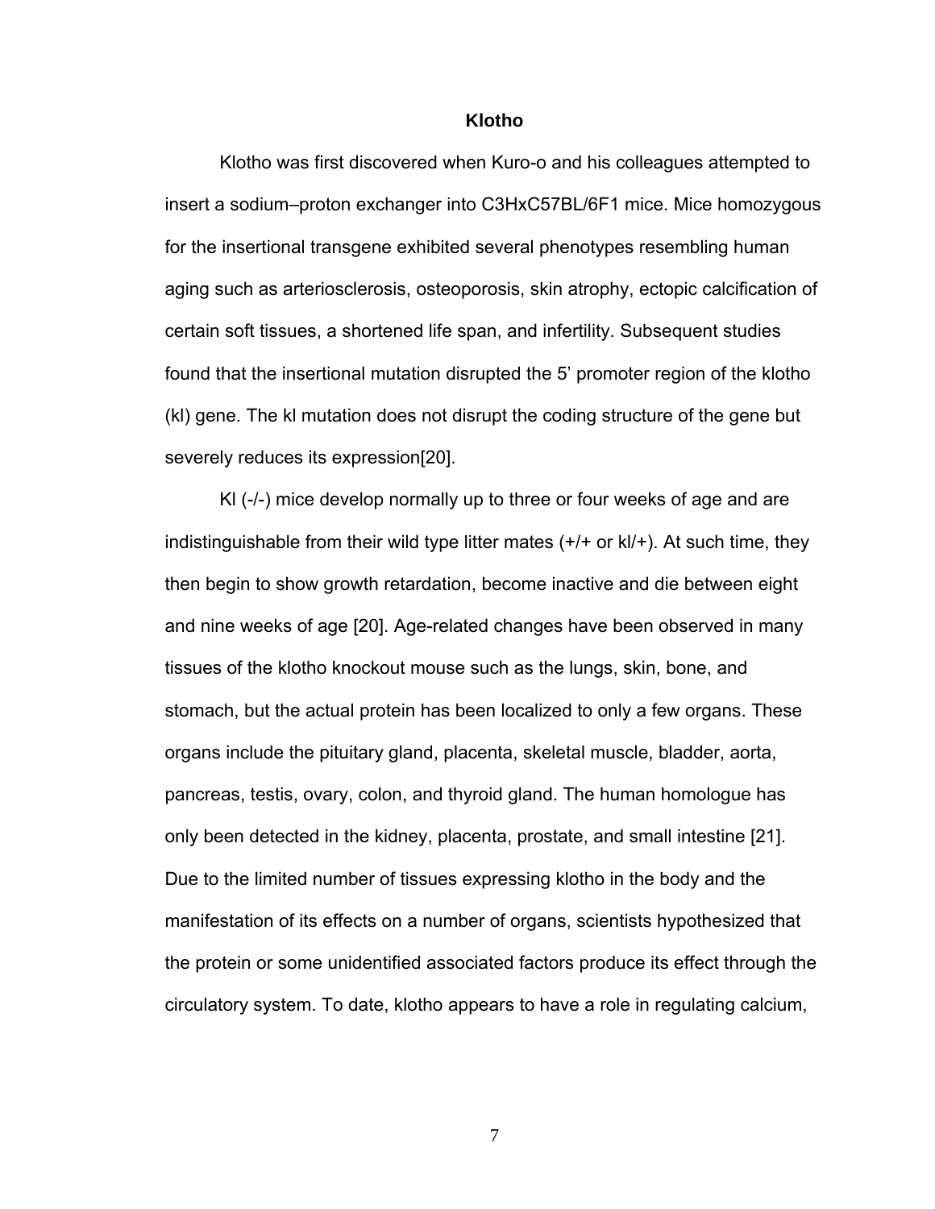## Klotho

Klotho was first discovered when Kuro-o and his colleagues attempted to insert a sodium–proton exchanger into C3HxC57BL/6F1 mice. Mice homozygous for the insertional transgene exhibited several phenotypes resembling human aging such as arteriosclerosis, osteoporosis, skin atrophy, ectopic calcification of certain soft tissues, a shortened life span, and infertility. Subsequent studies found that the insertional mutation disrupted the 5' promoter region of the klotho (kl) gene. The kl mutation does not disrupt the coding structure of the gene but severely reduces its expression[20].

Kl (-/-) mice develop normally up to three or four weeks of age and are indistinguishable from their wild type litter mates (+/+ or kl/+). At such time, they then begin to show growth retardation, become inactive and die between eight and nine weeks of age [20]. Age-related changes have been observed in many tissues of the klotho knockout mouse such as the lungs, skin, bone, and stomach, but the actual protein has been localized to only a few organs. These organs include the pituitary gland, placenta, skeletal muscle, bladder, aorta, pancreas, testis, ovary, colon, and thyroid gland. The human homologue has only been detected in the kidney, placenta, prostate, and small intestine [21]. Due to the limited number of tissues expressing klotho in the body and the manifestation of its effects on a number of organs, scientists hypothesized that the protein or some unidentified associated factors produce its effect through the circulatory system. To date, klotho appears to have a role in regulating calcium,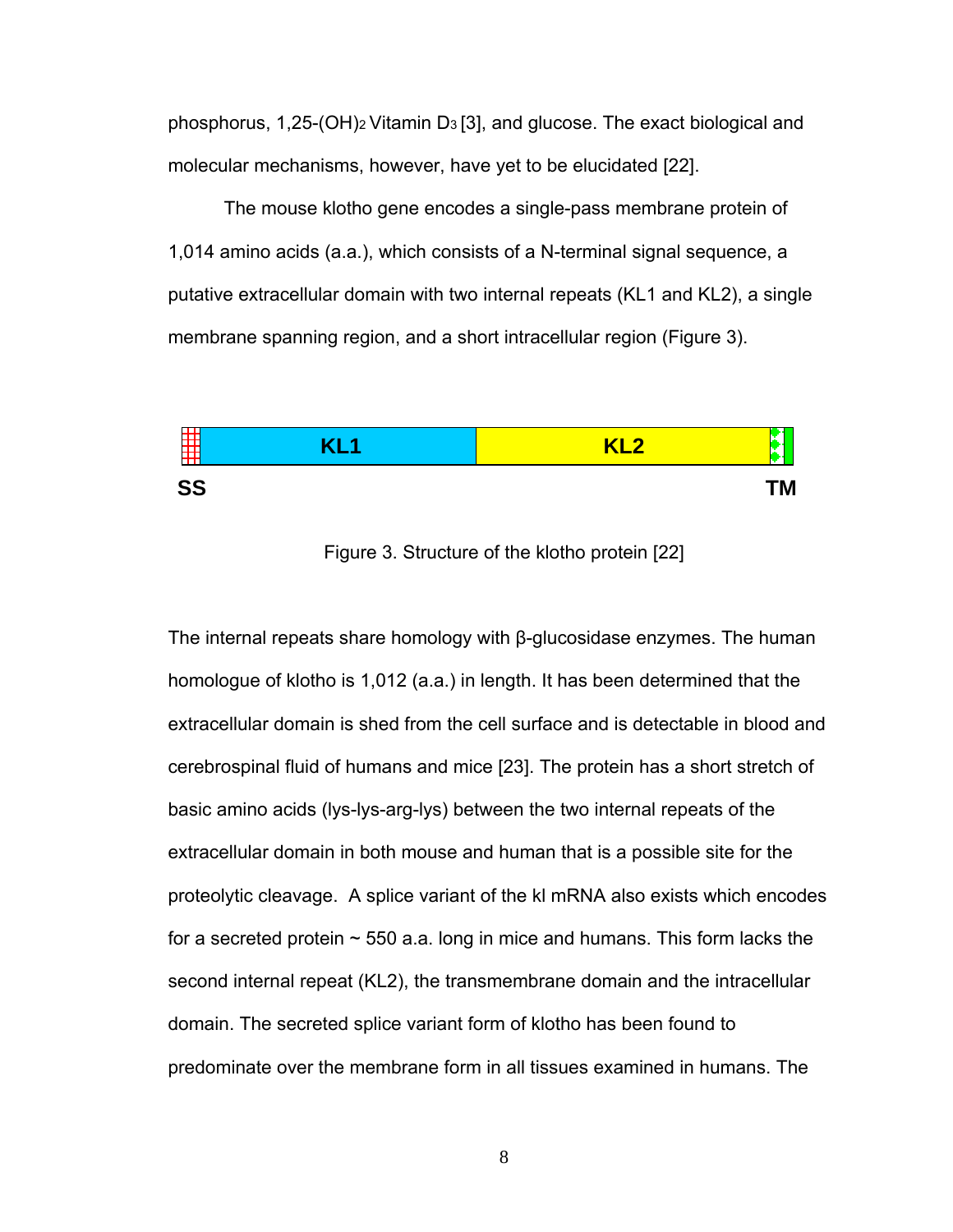phosphorus, 1,25-$(OH)_2$ Vitamin $D_3$ [3], and glucose. The exact biological and molecular mechanisms, however, have yet to be elucidated [22].

The mouse klotho gene encodes a single-pass membrane protein of 1,014 amino acids (a.a.), which consists of a N-terminal signal sequence, a putative extracellular domain with two internal repeats (KL1 and KL2), a single membrane spanning region, and a short intracellular region (Figure 3).

Figure 3. Structure of the klotho protein [22]

The internal repeats share homology with β-glucosidase enzymes. The human homologue of klotho is 1,012 (a.a.) in length. It has been determined that the extracellular domain is shed from the cell surface and is detectable in blood and cerebrospinal fluid of humans and mice [23]. The protein has a short stretch of basic amino acids (lys-lys-arg-lys) between the two internal repeats of the extracellular domain in both mouse and human that is a possible site for the proteolytic cleavage. A splice variant of the kl mRNA also exists which encodes for a secreted protein ~ 550 a.a. long in mice and humans. This form lacks the second internal repeat (KL2), the transmembrane domain and the intracellular domain. The secreted splice variant form of klotho has been found to predominate over the membrane form in all tissues examined in humans. The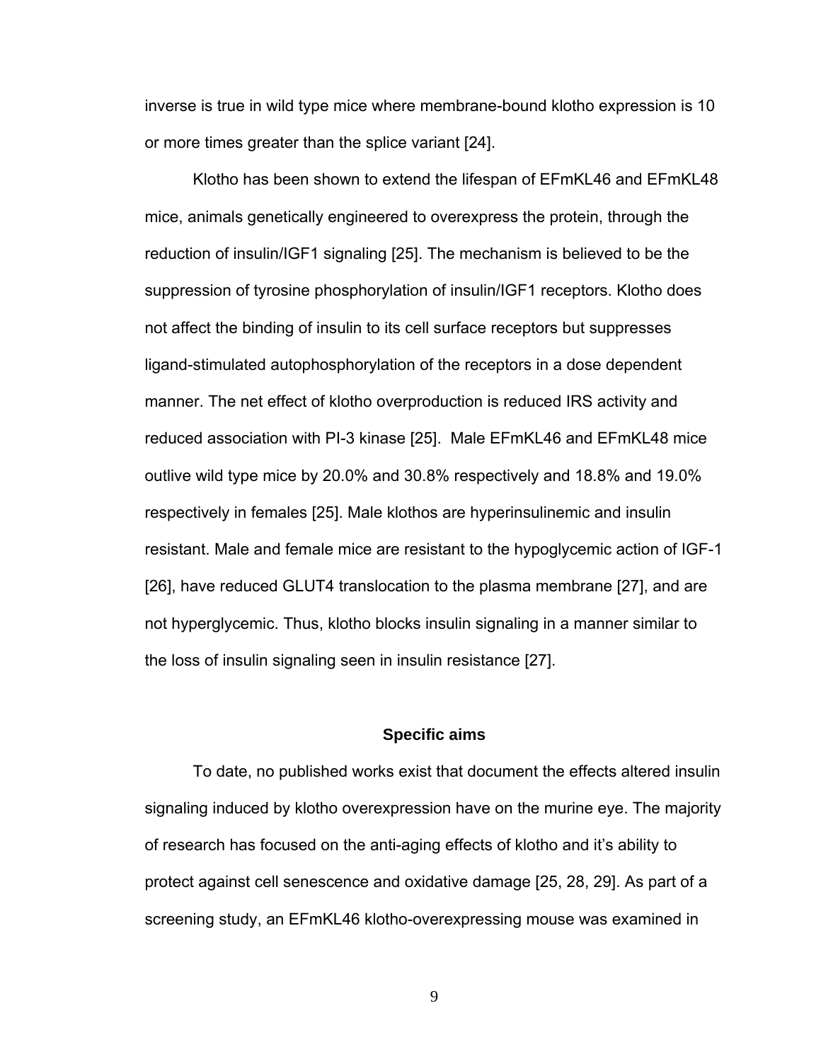inverse is true in wild type mice where membrane-bound klotho expression is 10 or more times greater than the splice variant [24].

Klotho has been shown to extend the lifespan of EFmKL46 and EFmKL48 mice, animals genetically engineered to overexpress the protein, through the reduction of insulin/IGF1 signaling [25]. The mechanism is believed to be the suppression of tyrosine phosphorylation of insulin/IGF1 receptors. Klotho does not affect the binding of insulin to its cell surface receptors but suppresses ligand-stimulated autophosphorylation of the receptors in a dose dependent manner. The net effect of klotho overproduction is reduced IRS activity and reduced association with PI-3 kinase [25]. Male EFmKL46 and EFmKL48 mice outlive wild type mice by 20.0% and 30.8% respectively and 18.8% and 19.0% respectively in females [25]. Male klothos are hyperinsulinemic and insulin resistant. Male and female mice are resistant to the hypoglycemic action of IGF-1 [26], have reduced GLUT4 translocation to the plasma membrane [27], and are not hyperglycemic. Thus, klotho blocks insulin signaling in a manner similar to the loss of insulin signaling seen in insulin resistance [27].

## Specific aims

To date, no published works exist that document the effects altered insulin signaling induced by klotho overexpression have on the murine eye. The majority of research has focused on the anti-aging effects of klotho and it's ability to protect against cell senescence and oxidative damage [25, 28, 29]. As part of a screening study, an EFmKL46 klotho-overexpressing mouse was examined in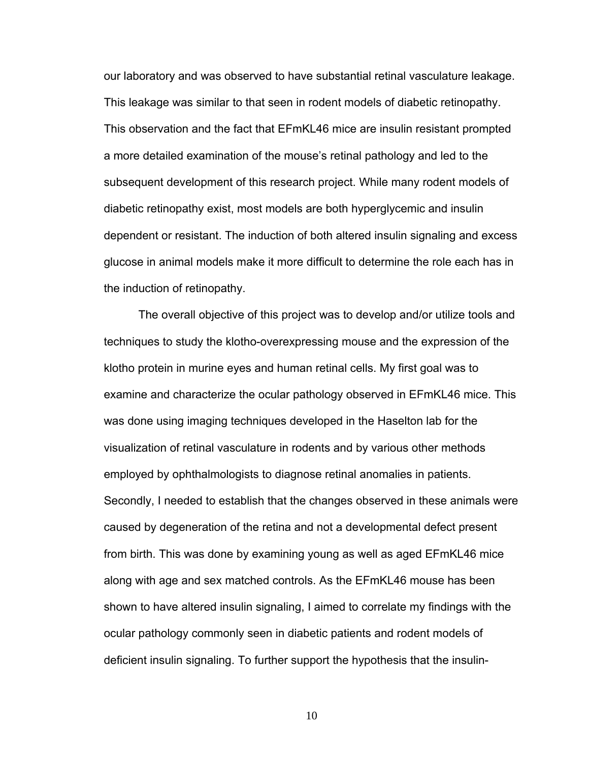our laboratory and was observed to have substantial retinal vasculature leakage. This leakage was similar to that seen in rodent models of diabetic retinopathy. This observation and the fact that EFmKL46 mice are insulin resistant prompted a more detailed examination of the mouse's retinal pathology and led to the subsequent development of this research project. While many rodent models of diabetic retinopathy exist, most models are both hyperglycemic and insulin dependent or resistant. The induction of both altered insulin signaling and excess glucose in animal models make it more difficult to determine the role each has in the induction of retinopathy.

The overall objective of this project was to develop and/or utilize tools and techniques to study the klotho-overexpressing mouse and the expression of the klotho protein in murine eyes and human retinal cells. My first goal was to examine and characterize the ocular pathology observed in EFmKL46 mice. This was done using imaging techniques developed in the Haselton lab for the visualization of retinal vasculature in rodents and by various other methods employed by ophthalmologists to diagnose retinal anomalies in patients. Secondly, I needed to establish that the changes observed in these animals were caused by degeneration of the retina and not a developmental defect present from birth. This was done by examining young as well as aged EFmKL46 mice along with age and sex matched controls. As the EFmKL46 mouse has been shown to have altered insulin signaling, I aimed to correlate my findings with the ocular pathology commonly seen in diabetic patients and rodent models of deficient insulin signaling. To further support the hypothesis that the insulin-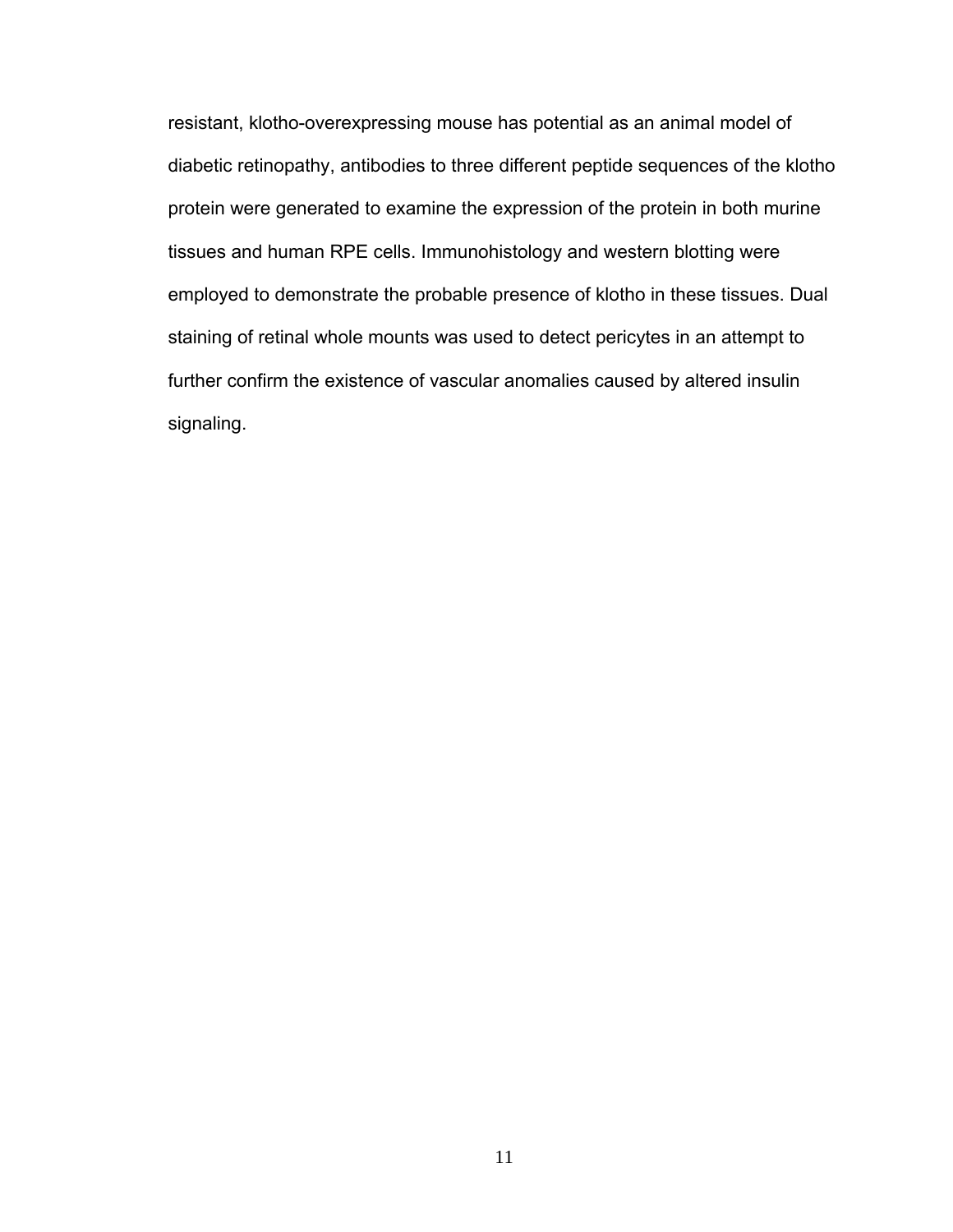resistant, klotho-overexpressing mouse has potential as an animal model of diabetic retinopathy, antibodies to three different peptide sequences of the klotho protein were generated to examine the expression of the protein in both murine tissues and human RPE cells. Immunohistology and western blotting were employed to demonstrate the probable presence of klotho in these tissues. Dual staining of retinal whole mounts was used to detect pericytes in an attempt to further confirm the existence of vascular anomalies caused by altered insulin signaling.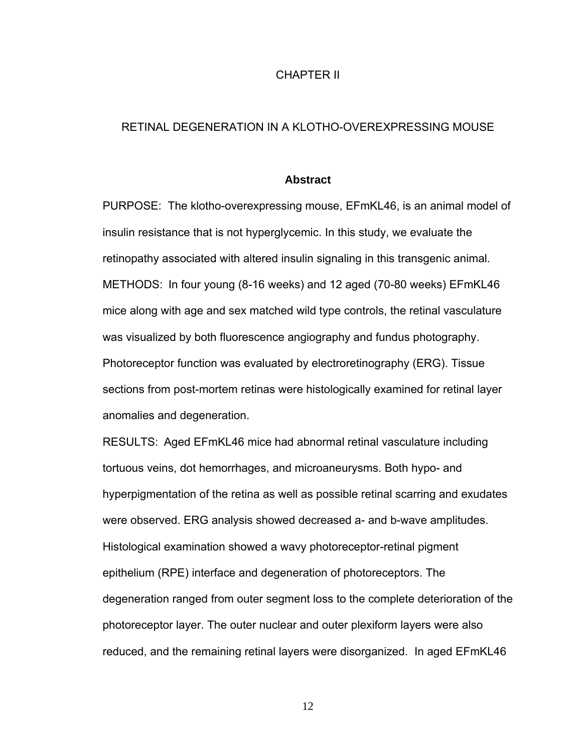# CHAPTER II

## RETINAL DEGENERATION IN A KLOTHO-OVEREXPRESSING MOUSE

### Abstract

PURPOSE: The klotho-overexpressing mouse, EFmKL46, is an animal model of insulin resistance that is not hyperglycemic. In this study, we evaluate the retinopathy associated with altered insulin signaling in this transgenic animal.

METHODS: In four young (8-16 weeks) and 12 aged (70-80 weeks) EFmKL46 mice along with age and sex matched wild type controls, the retinal vasculature was visualized by both fluorescence angiography and fundus photography. Photoreceptor function was evaluated by electroretinography (ERG). Tissue sections from post-mortem retinas were histologically examined for retinal layer anomalies and degeneration.

RESULTS: Aged EFmKL46 mice had abnormal retinal vasculature including tortuous veins, dot hemorrhages, and microaneurysms. Both hypo- and hyperpigmentation of the retina as well as possible retinal scarring and exudates were observed. ERG analysis showed decreased a- and b-wave amplitudes. Histological examination showed a wavy photoreceptor-retinal pigment epithelium (RPE) interface and degeneration of photoreceptors. The degeneration ranged from outer segment loss to the complete deterioration of the photoreceptor layer. The outer nuclear and outer plexiform layers were also reduced, and the remaining retinal layers were disorganized. In aged EFmKL46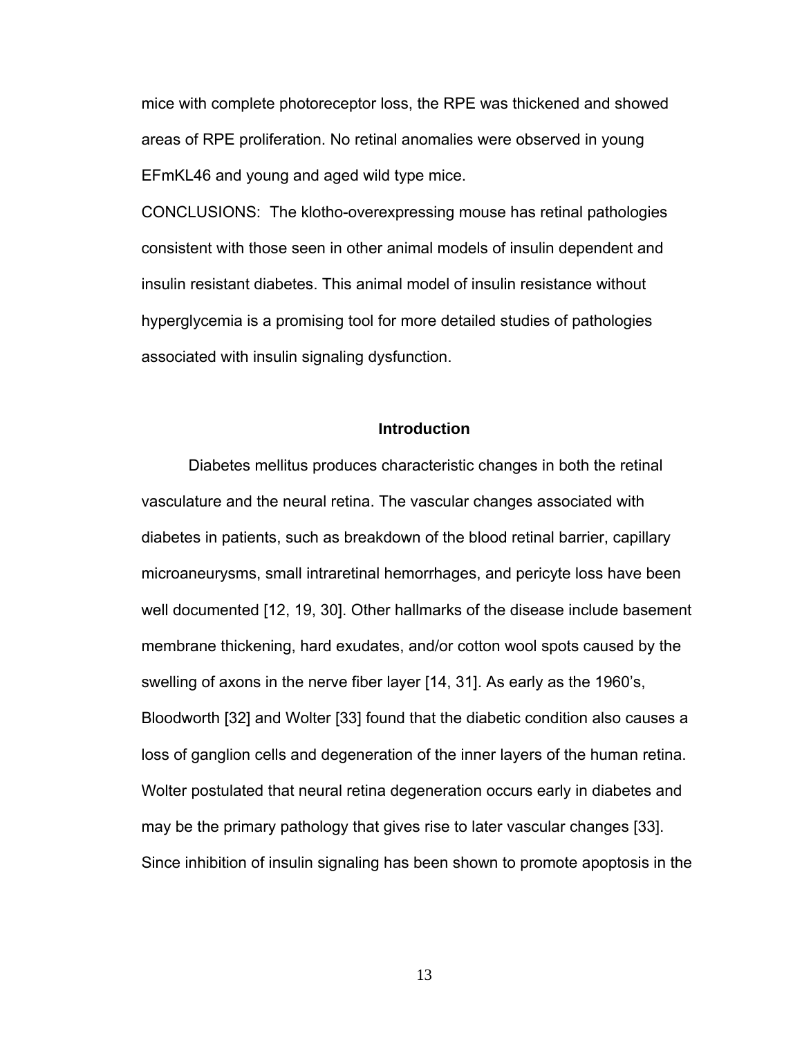mice with complete photoreceptor loss, the RPE was thickened and showed areas of RPE proliferation. No retinal anomalies were observed in young EFmKL46 and young and aged wild type mice.

CONCLUSIONS: The klotho-overexpressing mouse has retinal pathologies consistent with those seen in other animal models of insulin dependent and insulin resistant diabetes. This animal model of insulin resistance without hyperglycemia is a promising tool for more detailed studies of pathologies associated with insulin signaling dysfunction.

## Introduction

Diabetes mellitus produces characteristic changes in both the retinal vasculature and the neural retina. The vascular changes associated with diabetes in patients, such as breakdown of the blood retinal barrier, capillary microaneurysms, small intraretinal hemorrhages, and pericyte loss have been well documented [12, 19, 30]. Other hallmarks of the disease include basement membrane thickening, hard exudates, and/or cotton wool spots caused by the swelling of axons in the nerve fiber layer [14, 31]. As early as the 1960's, Bloodworth [32] and Wolter [33] found that the diabetic condition also causes a loss of ganglion cells and degeneration of the inner layers of the human retina. Wolter postulated that neural retina degeneration occurs early in diabetes and may be the primary pathology that gives rise to later vascular changes [33]. Since inhibition of insulin signaling has been shown to promote apoptosis in the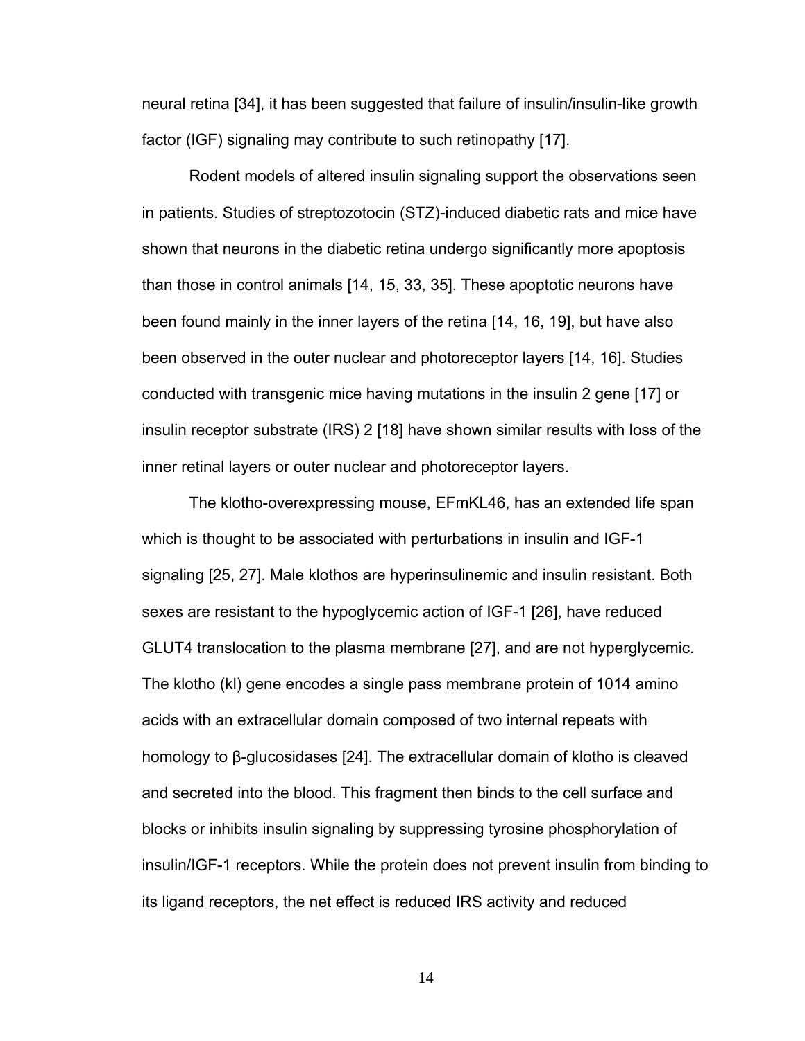neural retina [34], it has been suggested that failure of insulin/insulin-like growth factor (IGF) signaling may contribute to such retinopathy [17].

Rodent models of altered insulin signaling support the observations seen in patients. Studies of streptozotocin (STZ)-induced diabetic rats and mice have shown that neurons in the diabetic retina undergo significantly more apoptosis than those in control animals [14, 15, 33, 35]. These apoptotic neurons have been found mainly in the inner layers of the retina [14, 16, 19], but have also been observed in the outer nuclear and photoreceptor layers [14, 16]. Studies conducted with transgenic mice having mutations in the insulin 2 gene [17] or insulin receptor substrate (IRS) 2 [18] have shown similar results with loss of the inner retinal layers or outer nuclear and photoreceptor layers.

The klotho-overexpressing mouse, EFmKL46, has an extended life span which is thought to be associated with perturbations in insulin and IGF-1 signaling [25, 27]. Male klothos are hyperinsulinemic and insulin resistant. Both sexes are resistant to the hypoglycemic action of IGF-1 [26], have reduced GLUT4 translocation to the plasma membrane [27], and are not hyperglycemic. The klotho (kl) gene encodes a single pass membrane protein of 1014 amino acids with an extracellular domain composed of two internal repeats with homology to β-glucosidases [24]. The extracellular domain of klotho is cleaved and secreted into the blood. This fragment then binds to the cell surface and blocks or inhibits insulin signaling by suppressing tyrosine phosphorylation of insulin/IGF-1 receptors. While the protein does not prevent insulin from binding to its ligand receptors, the net effect is reduced IRS activity and reduced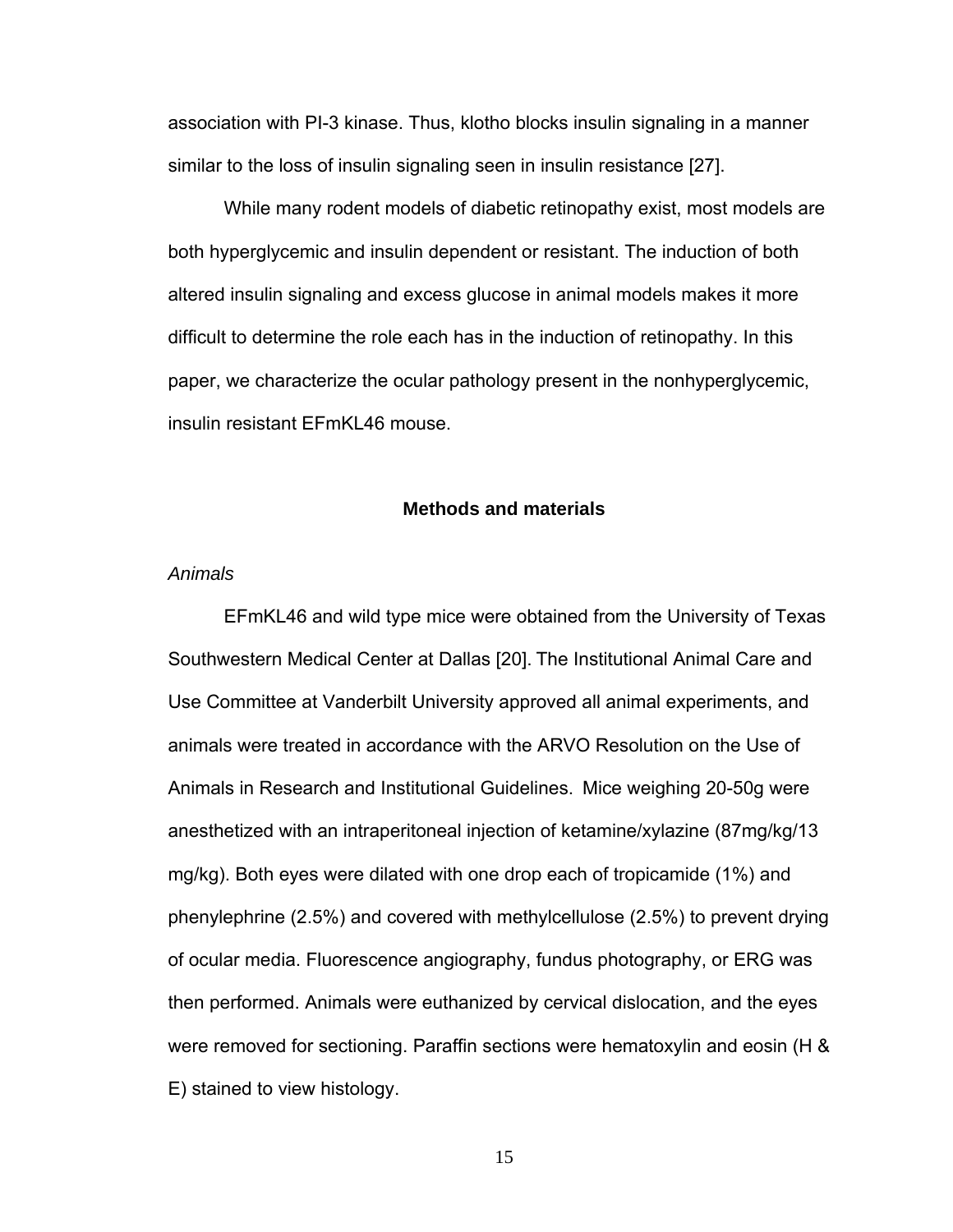association with PI-3 kinase. Thus, klotho blocks insulin signaling in a manner similar to the loss of insulin signaling seen in insulin resistance [27].

While many rodent models of diabetic retinopathy exist, most models are both hyperglycemic and insulin dependent or resistant. The induction of both altered insulin signaling and excess glucose in animal models makes it more difficult to determine the role each has in the induction of retinopathy. In this paper, we characterize the ocular pathology present in the nonhyperglycemic, insulin resistant EFmKL46 mouse.

## Methods and materials

### *Animals*

EFmKL46 and wild type mice were obtained from the University of Texas Southwestern Medical Center at Dallas [20]. The Institutional Animal Care and Use Committee at Vanderbilt University approved all animal experiments, and animals were treated in accordance with the ARVO Resolution on the Use of Animals in Research and Institutional Guidelines. Mice weighing 20-50g were anesthetized with an intraperitoneal injection of ketamine/xylazine (87mg/kg/13 mg/kg). Both eyes were dilated with one drop each of tropicamide (1%) and phenylephrine (2.5%) and covered with methylcellulose (2.5%) to prevent drying of ocular media. Fluorescence angiography, fundus photography, or ERG was then performed. Animals were euthanized by cervical dislocation, and the eyes were removed for sectioning. Paraffin sections were hematoxylin and eosin (H & E) stained to view histology.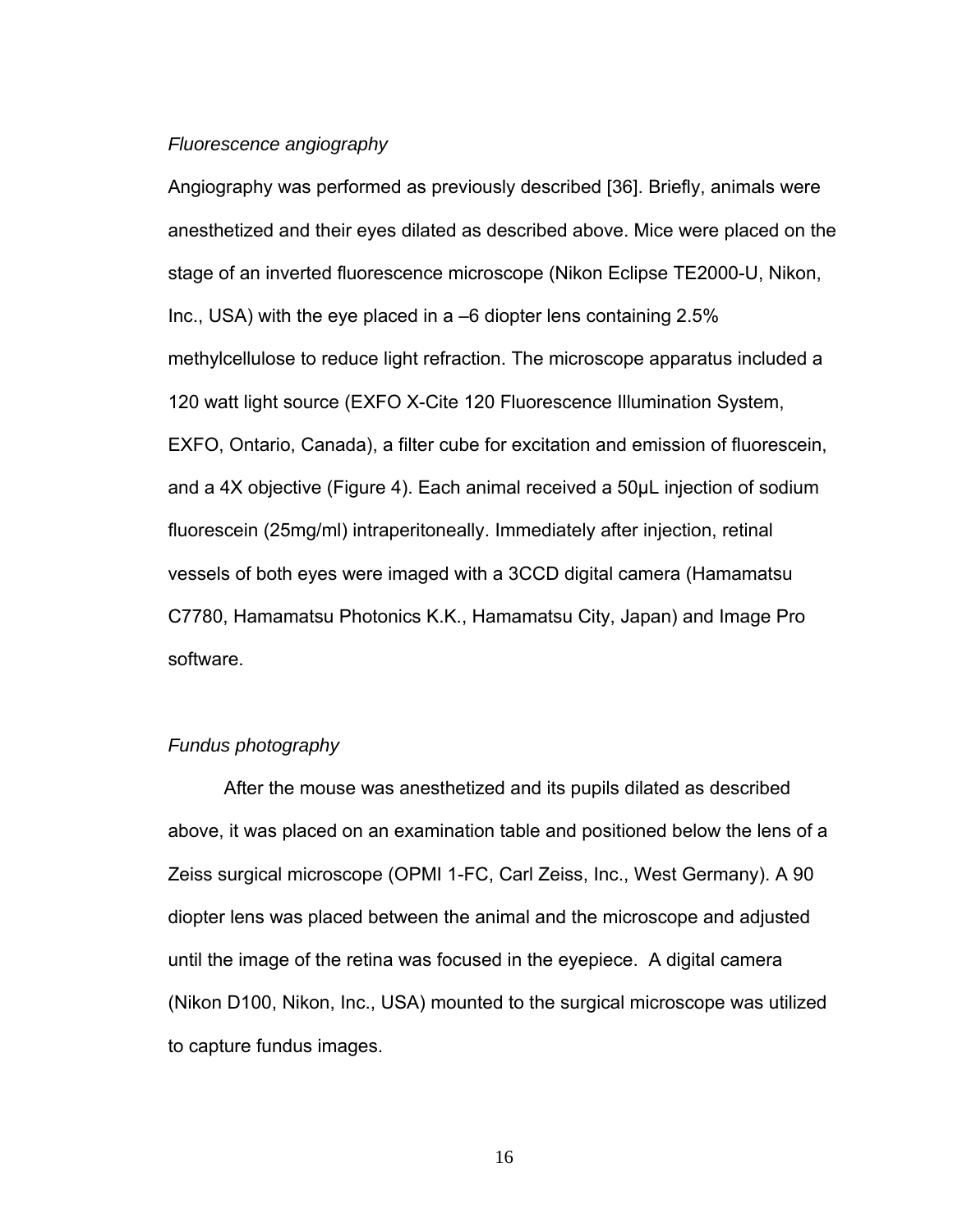*Fluorescence angiography*

Angiography was performed as previously described [36]. Briefly, animals were anesthetized and their eyes dilated as described above. Mice were placed on the stage of an inverted fluorescence microscope (Nikon Eclipse TE2000-U, Nikon, Inc., USA) with the eye placed in a –6 diopter lens containing 2.5% methylcellulose to reduce light refraction. The microscope apparatus included a 120 watt light source (EXFO X-Cite 120 Fluorescence Illumination System, EXFO, Ontario, Canada), a filter cube for excitation and emission of fluorescein, and a 4X objective (Figure 4). Each animal received a 50μL injection of sodium fluorescein (25mg/ml) intraperitoneally. Immediately after injection, retinal vessels of both eyes were imaged with a 3CCD digital camera (Hamamatsu C7780, Hamamatsu Photonics K.K., Hamamatsu City, Japan) and Image Pro software.

*Fundus photography*

After the mouse was anesthetized and its pupils dilated as described above, it was placed on an examination table and positioned below the lens of a Zeiss surgical microscope (OPMI 1-FC, Carl Zeiss, Inc., West Germany). A 90 diopter lens was placed between the animal and the microscope and adjusted until the image of the retina was focused in the eyepiece. A digital camera (Nikon D100, Nikon, Inc., USA) mounted to the surgical microscope was utilized to capture fundus images.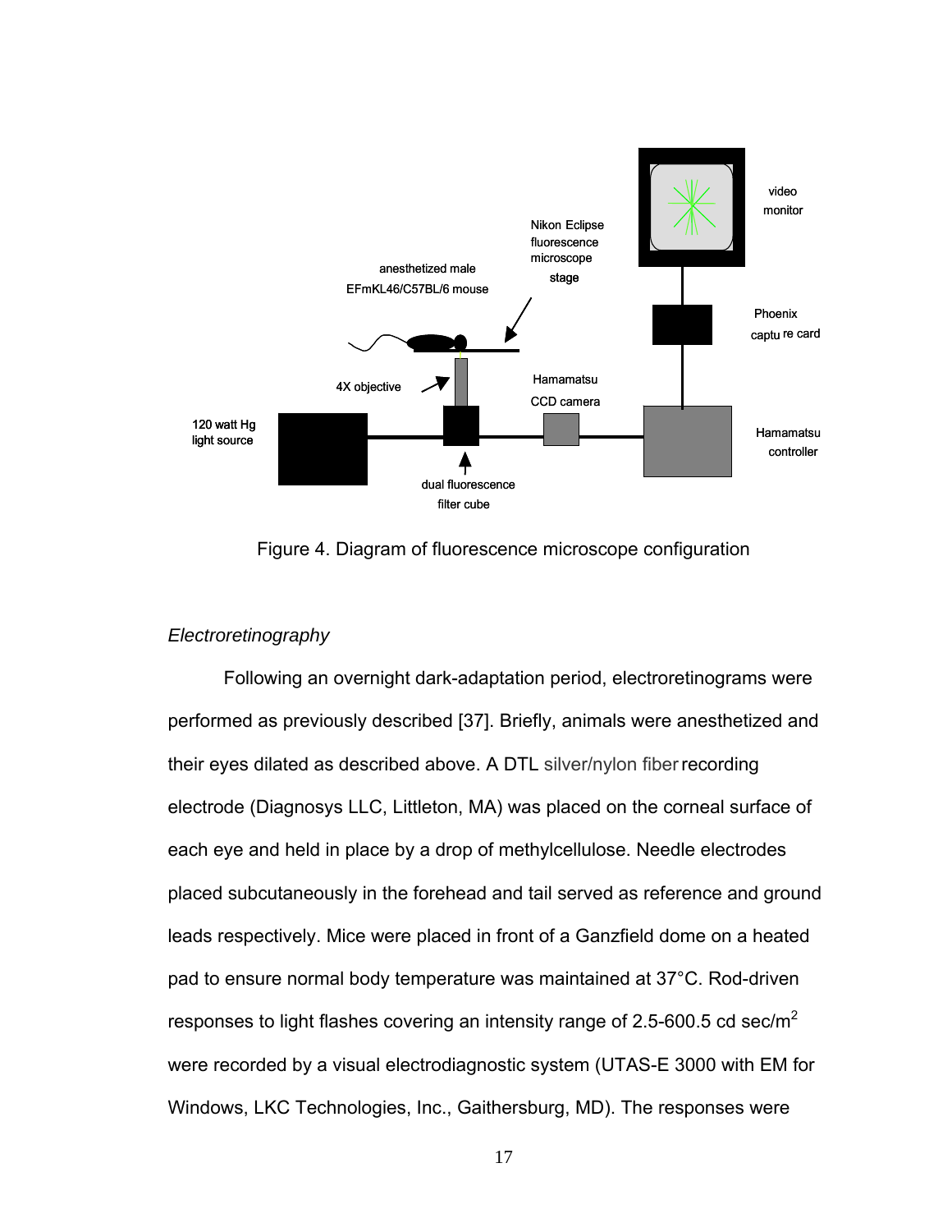Figure 4. Diagram of fluorescence microscope configuration

*Electroretinography*

Following an overnight dark-adaptation period, electroretinograms were performed as previously described [37]. Briefly, animals were anesthetized and their eyes dilated as described above. A DTL silver/nylon fiber recording electrode (Diagnosys LLC, Littleton, MA) was placed on the corneal surface of each eye and held in place by a drop of methylcellulose. Needle electrodes placed subcutaneously in the forehead and tail served as reference and ground leads respectively. Mice were placed in front of a Ganzfield dome on a heated pad to ensure normal body temperature was maintained at 37°C. Rod-driven responses to light flashes covering an intensity range of 2.5-600.5 cd sec/m$^2$ were recorded by a visual electrodiagnostic system (UTAS-E 3000 with EM for Windows, LKC Technologies, Inc., Gaithersburg, MD). The responses were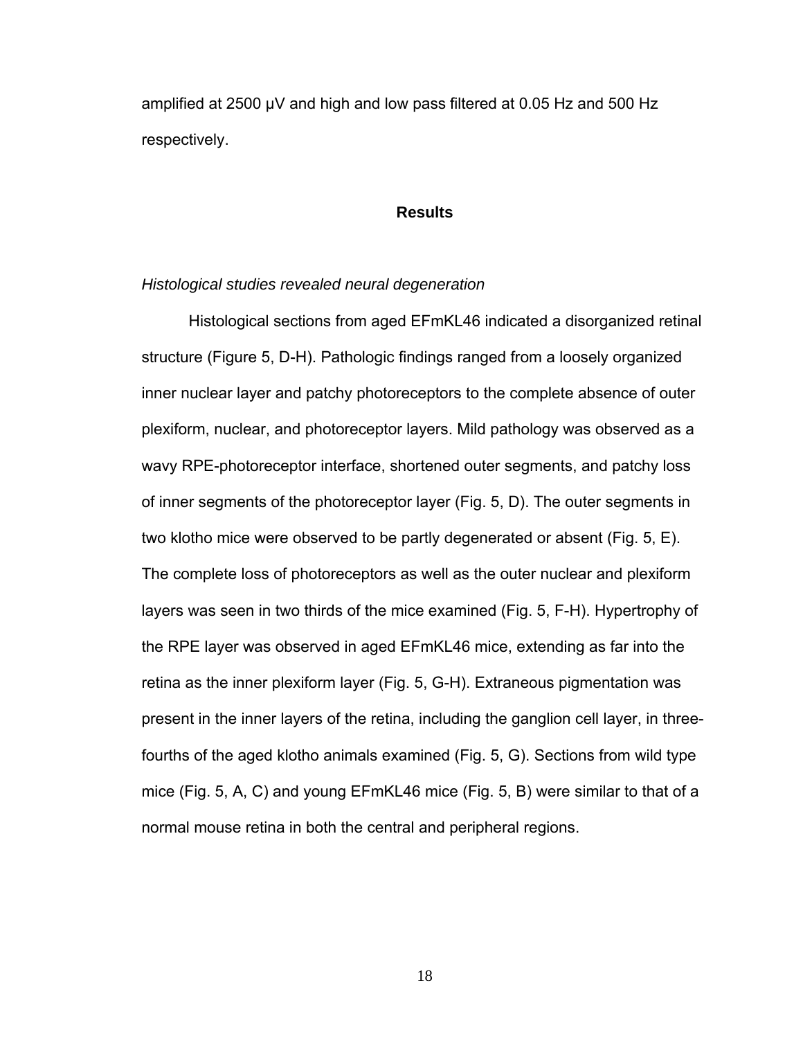amplified at 2500 μV and high and low pass filtered at 0.05 Hz and 500 Hz respectively.

## Results

*Histological studies revealed neural degeneration*

Histological sections from aged EFmKL46 indicated a disorganized retinal structure (Figure 5, D-H). Pathologic findings ranged from a loosely organized inner nuclear layer and patchy photoreceptors to the complete absence of outer plexiform, nuclear, and photoreceptor layers. Mild pathology was observed as a wavy RPE-photoreceptor interface, shortened outer segments, and patchy loss of inner segments of the photoreceptor layer (Fig. 5, D). The outer segments in two klotho mice were observed to be partly degenerated or absent (Fig. 5, E). The complete loss of photoreceptors as well as the outer nuclear and plexiform layers was seen in two thirds of the mice examined (Fig. 5, F-H). Hypertrophy of the RPE layer was observed in aged EFmKL46 mice, extending as far into the retina as the inner plexiform layer (Fig. 5, G-H). Extraneous pigmentation was present in the inner layers of the retina, including the ganglion cell layer, in three-fourths of the aged klotho animals examined (Fig. 5, G). Sections from wild type mice (Fig. 5, A, C) and young EFmKL46 mice (Fig. 5, B) were similar to that of a normal mouse retina in both the central and peripheral regions.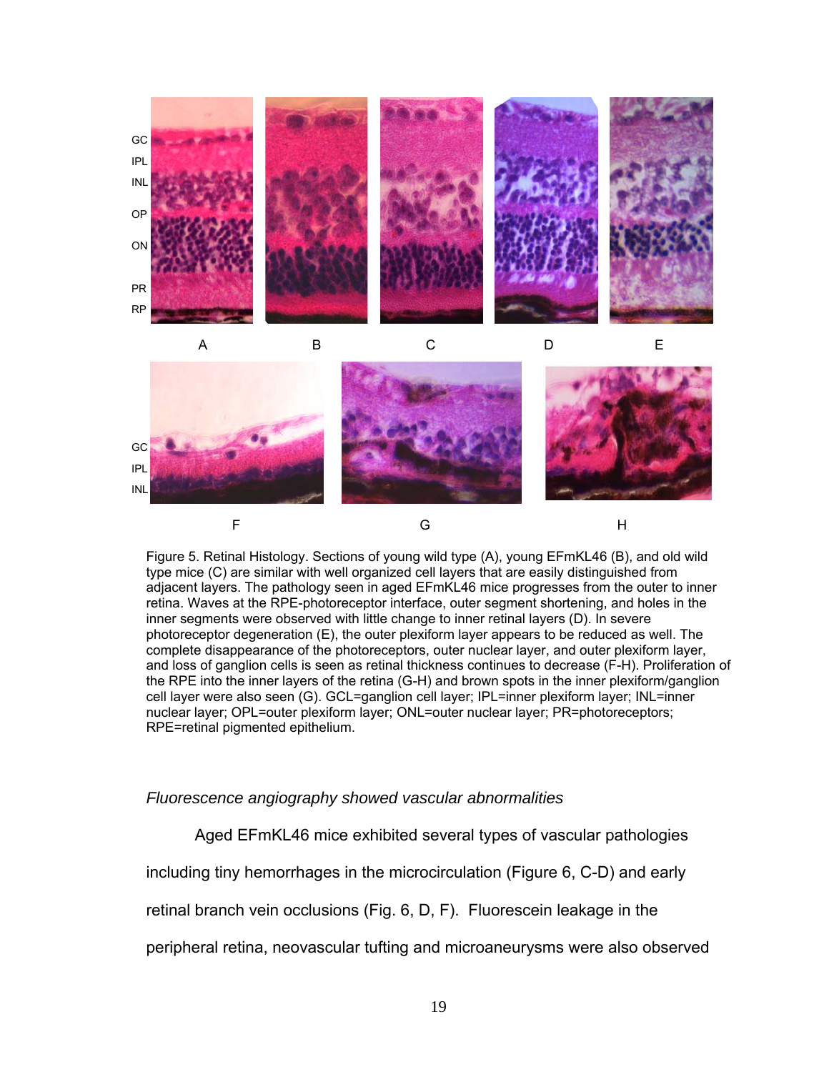Figure 5. Retinal Histology. Sections of young wild type (A), young EFmKL46 (B), and old wild type mice (C) are similar with well organized cell layers that are easily distinguished from adjacent layers. The pathology seen in aged EFmKL46 mice progresses from the outer to inner retina. Waves at the RPE-photoreceptor interface, outer segment shortening, and holes in the inner segments were observed with little change to inner retinal layers (D). In severe photoreceptor degeneration (E), the outer plexiform layer appears to be reduced as well. The complete disappearance of the photoreceptors, outer nuclear layer, and outer plexiform layer, and loss of ganglion cells is seen as retinal thickness continues to decrease (F-H). Proliferation of the RPE into the inner layers of the retina (G-H) and brown spots in the inner plexiform/ganglion cell layer were also seen (G). GCL=ganglion cell layer; IPL=inner plexiform layer; INL=inner nuclear layer; OPL=outer plexiform layer; ONL=outer nuclear layer; PR=photoreceptors; RPE=retinal pigmented epithelium.

*Fluorescence angiography showed vascular abnormalities*

Aged EFmKL46 mice exhibited several types of vascular pathologies including tiny hemorrhages in the microcirculation (Figure 6, C-D) and early retinal branch vein occlusions (Fig. 6, D, F). Fluorescein leakage in the peripheral retina, neovascular tufting and microaneurysms were also observed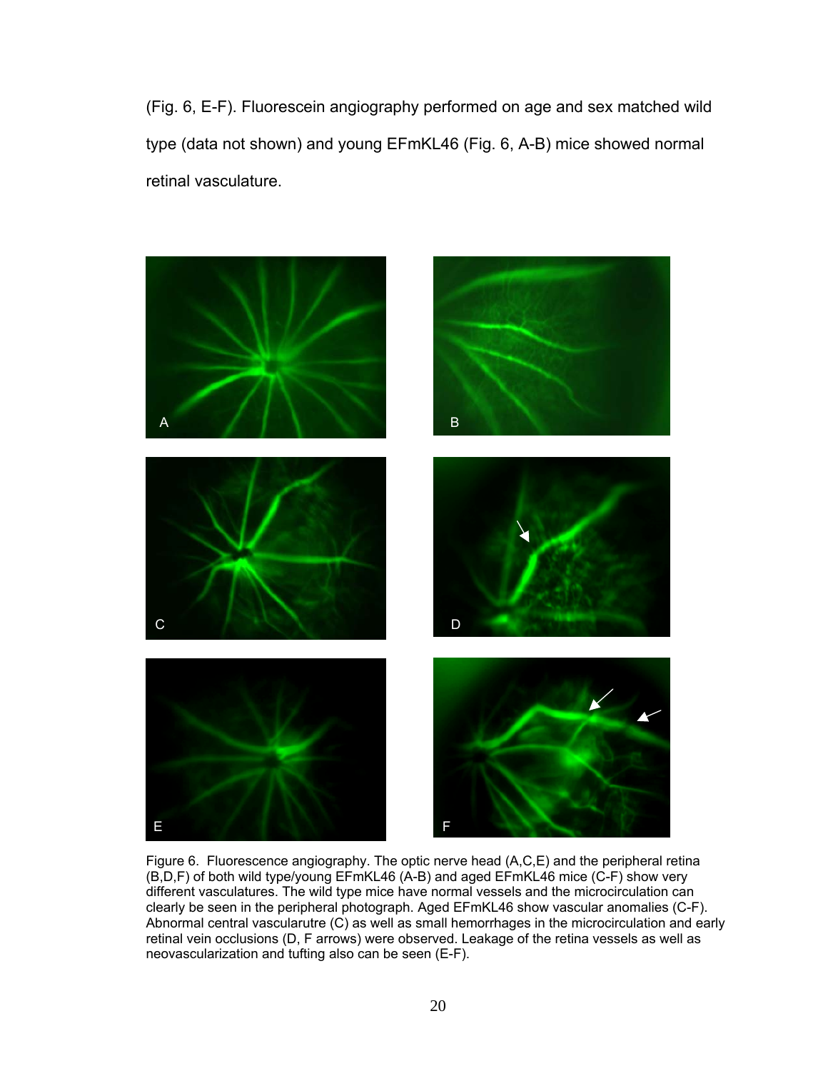(Fig. 6, E-F). Fluorescein angiography performed on age and sex matched wild type (data not shown) and young EFmKL46 (Fig. 6, A-B) mice showed normal retinal vasculature.

Figure 6. Fluorescence angiography. The optic nerve head (A,C,E) and the peripheral retina (B,D,F) of both wild type/young EFmKL46 (A-B) and aged EFmKL46 mice (C-F) show very different vasculatures. The wild type mice have normal vessels and the microcirculation can clearly be seen in the peripheral photograph. Aged EFmKL46 show vascular anomalies (C-F). Abnormal central vascularutre (C) as well as small hemorrhages in the microcirculation and early retinal vein occlusions (D, F arrows) were observed. Leakage of the retina vessels as well as neovascularization and tufting also can be seen (E-F).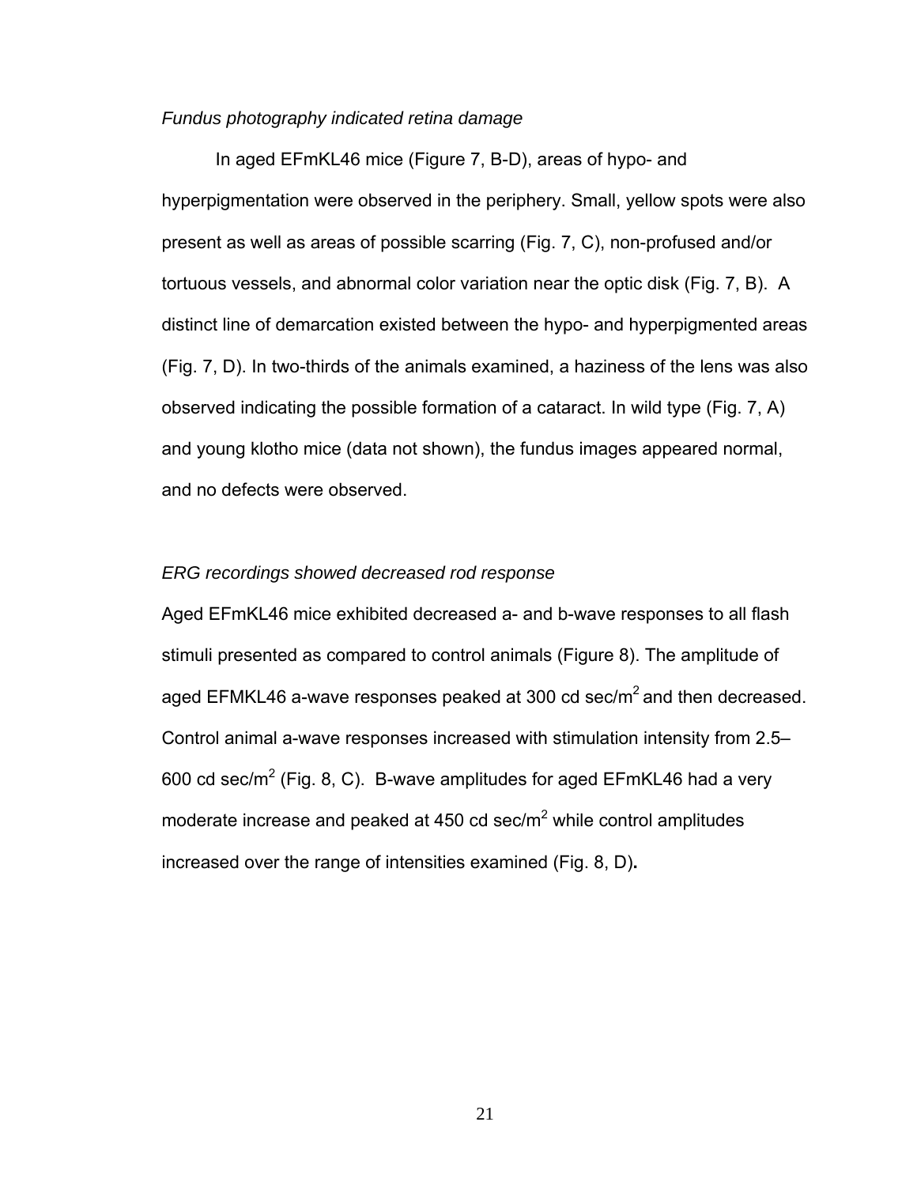*Fundus photography indicated retina damage*

In aged EFmKL46 mice (Figure 7, B-D), areas of hypo- and hyperpigmentation were observed in the periphery. Small, yellow spots were also present as well as areas of possible scarring (Fig. 7, C), non-profused and/or tortuous vessels, and abnormal color variation near the optic disk (Fig. 7, B). A distinct line of demarcation existed between the hypo- and hyperpigmented areas (Fig. 7, D). In two-thirds of the animals examined, a haziness of the lens was also observed indicating the possible formation of a cataract. In wild type (Fig. 7, A) and young klotho mice (data not shown), the fundus images appeared normal, and no defects were observed.

*ERG recordings showed decreased rod response*

Aged EFmKL46 mice exhibited decreased a- and b-wave responses to all flash stimuli presented as compared to control animals (Figure 8). The amplitude of aged EFMKL46 a-wave responses peaked at 300 cd sec/m$^2$ and then decreased. Control animal a-wave responses increased with stimulation intensity from 2.5–600 cd sec/m$^2$ (Fig. 8, C). B-wave amplitudes for aged EFmKL46 had a very moderate increase and peaked at 450 cd sec/m$^2$ while control amplitudes increased over the range of intensities examined (Fig. 8, D).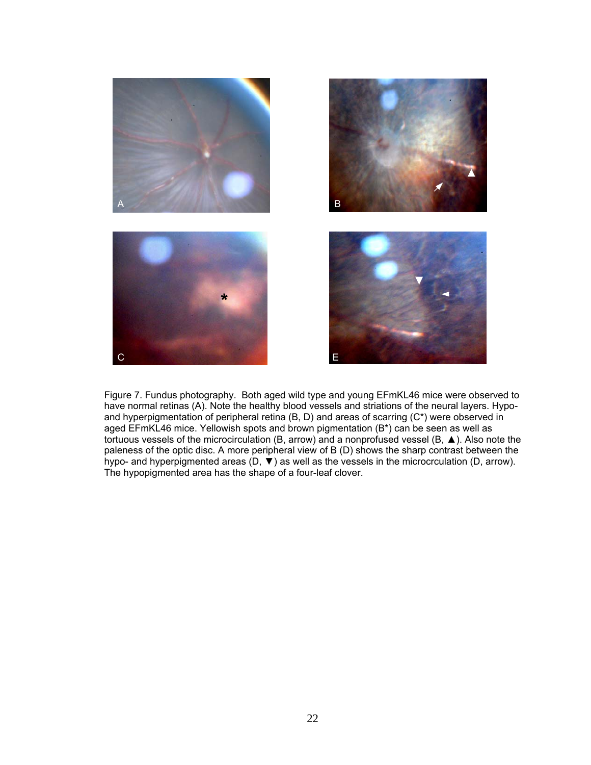Figure 7. Fundus photography. Both aged wild type and young EFmKL46 mice were observed to have normal retinas (A). Note the healthy blood vessels and striations of the neural layers. Hypo- and hyperpigmentation of peripheral retina (B, D) and areas of scarring (C*) were observed in aged EFmKL46 mice. Yellowish spots and brown pigmentation (B*) can be seen as well as tortuous vessels of the microcirculation (B, arrow) and a nonprofused vessel (B, ▲). Also note the paleness of the optic disc. A more peripheral view of B (D) shows the sharp contrast between the hypo- and hyperpigmented areas (D, ▼) as well as the vessels in the microcrculation (D, arrow). The hypopigmented area has the shape of a four-leaf clover.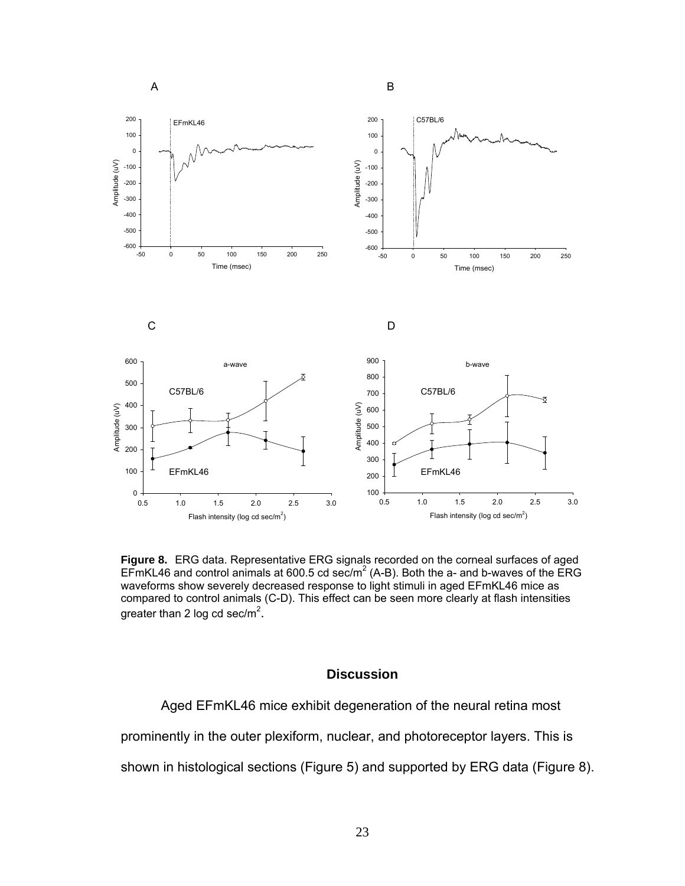**Figure 8.** ERG data. Representative ERG signals recorded on the corneal surfaces of aged EFmKL46 and control animals at 600.5 cd sec/m$^2$ (A-B). Both the a- and b-waves of the ERG waveforms show severely decreased response to light stimuli in aged EFmKL46 mice as compared to control animals (C-D). This effect can be seen more clearly at flash intensities greater than 2 log cd sec/m$^2$.

## Discussion

Aged EFmKL46 mice exhibit degeneration of the neural retina most prominently in the outer plexiform, nuclear, and photoreceptor layers. This is shown in histological sections (Figure 5) and supported by ERG data (Figure 8).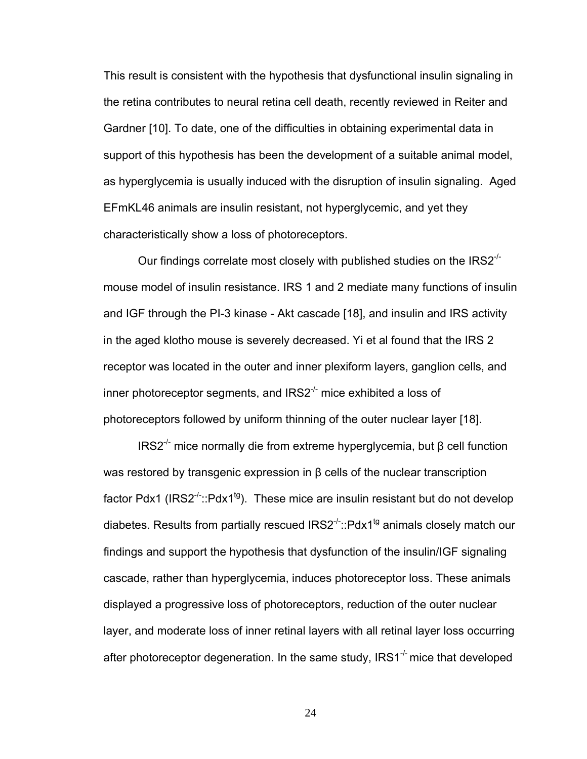This result is consistent with the hypothesis that dysfunctional insulin signaling in the retina contributes to neural retina cell death, recently reviewed in Reiter and Gardner [10]. To date, one of the difficulties in obtaining experimental data in support of this hypothesis has been the development of a suitable animal model, as hyperglycemia is usually induced with the disruption of insulin signaling. Aged EFmKL46 animals are insulin resistant, not hyperglycemic, and yet they characteristically show a loss of photoreceptors.

Our findings correlate most closely with published studies on the $IRS2^{-/-}$ mouse model of insulin resistance. IRS 1 and 2 mediate many functions of insulin and IGF through the PI-3 kinase - Akt cascade [18], and insulin and IRS activity in the aged klotho mouse is severely decreased. Yi et al found that the IRS 2 receptor was located in the outer and inner plexiform layers, ganglion cells, and inner photoreceptor segments, and $IRS2^{-/-}$ mice exhibited a loss of photoreceptors followed by uniform thinning of the outer nuclear layer [18].

$IRS2^{-/-}$ mice normally die from extreme hyperglycemia, but β cell function was restored by transgenic expression in β cells of the nuclear transcription factor Pdx1 ($IRS2^{-/-}$::$Pdx1^{tg}$). These mice are insulin resistant but do not develop diabetes. Results from partially rescued $IRS2^{-/-}$::$Pdx1^{tg}$ animals closely match our findings and support the hypothesis that dysfunction of the insulin/IGF signaling cascade, rather than hyperglycemia, induces photoreceptor loss. These animals displayed a progressive loss of photoreceptors, reduction of the outer nuclear layer, and moderate loss of inner retinal layers with all retinal layer loss occurring after photoreceptor degeneration. In the same study, $IRS1^{-/-}$ mice that developed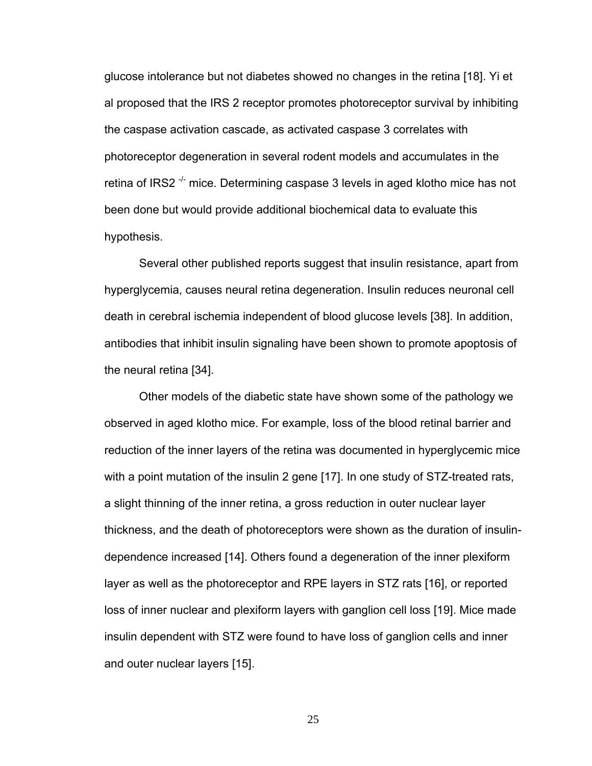glucose intolerance but not diabetes showed no changes in the retina [18]. Yi et al proposed that the IRS 2 receptor promotes photoreceptor survival by inhibiting the caspase activation cascade, as activated caspase 3 correlates with photoreceptor degeneration in several rodent models and accumulates in the retina of IRS2 $^{-/-}$ mice. Determining caspase 3 levels in aged klotho mice has not been done but would provide additional biochemical data to evaluate this hypothesis.

Several other published reports suggest that insulin resistance, apart from hyperglycemia, causes neural retina degeneration. Insulin reduces neuronal cell death in cerebral ischemia independent of blood glucose levels [38]. In addition, antibodies that inhibit insulin signaling have been shown to promote apoptosis of the neural retina [34].

Other models of the diabetic state have shown some of the pathology we observed in aged klotho mice. For example, loss of the blood retinal barrier and reduction of the inner layers of the retina was documented in hyperglycemic mice with a point mutation of the insulin 2 gene [17]. In one study of STZ-treated rats, a slight thinning of the inner retina, a gross reduction in outer nuclear layer thickness, and the death of photoreceptors were shown as the duration of insulin-dependence increased [14]. Others found a degeneration of the inner plexiform layer as well as the photoreceptor and RPE layers in STZ rats [16], or reported loss of inner nuclear and plexiform layers with ganglion cell loss [19]. Mice made insulin dependent with STZ were found to have loss of ganglion cells and inner and outer nuclear layers [15].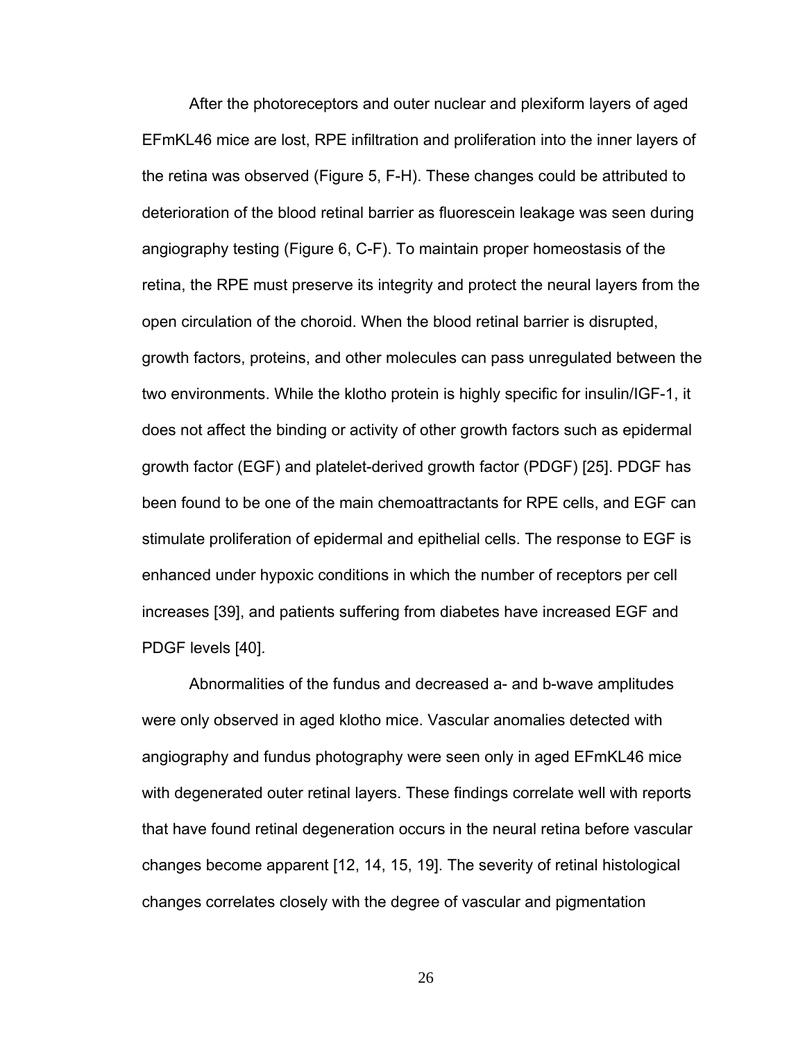After the photoreceptors and outer nuclear and plexiform layers of aged EFmKL46 mice are lost, RPE infiltration and proliferation into the inner layers of the retina was observed (Figure 5, F-H). These changes could be attributed to deterioration of the blood retinal barrier as fluorescein leakage was seen during angiography testing (Figure 6, C-F). To maintain proper homeostasis of the retina, the RPE must preserve its integrity and protect the neural layers from the open circulation of the choroid. When the blood retinal barrier is disrupted, growth factors, proteins, and other molecules can pass unregulated between the two environments. While the klotho protein is highly specific for insulin/IGF-1, it does not affect the binding or activity of other growth factors such as epidermal growth factor (EGF) and platelet-derived growth factor (PDGF) [25]. PDGF has been found to be one of the main chemoattractants for RPE cells, and EGF can stimulate proliferation of epidermal and epithelial cells. The response to EGF is enhanced under hypoxic conditions in which the number of receptors per cell increases [39], and patients suffering from diabetes have increased EGF and PDGF levels [40].

Abnormalities of the fundus and decreased a- and b-wave amplitudes were only observed in aged klotho mice. Vascular anomalies detected with angiography and fundus photography were seen only in aged EFmKL46 mice with degenerated outer retinal layers. These findings correlate well with reports that have found retinal degeneration occurs in the neural retina before vascular changes become apparent [12, 14, 15, 19]. The severity of retinal histological changes correlates closely with the degree of vascular and pigmentation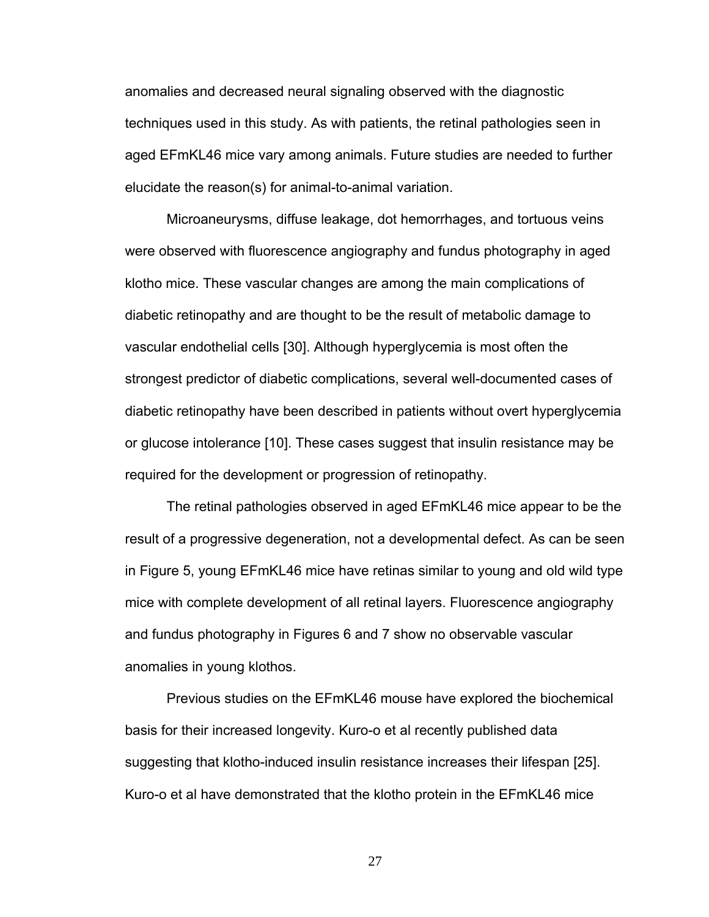anomalies and decreased neural signaling observed with the diagnostic techniques used in this study. As with patients, the retinal pathologies seen in aged EFmKL46 mice vary among animals. Future studies are needed to further elucidate the reason(s) for animal-to-animal variation.

Microaneurysms, diffuse leakage, dot hemorrhages, and tortuous veins were observed with fluorescence angiography and fundus photography in aged klotho mice. These vascular changes are among the main complications of diabetic retinopathy and are thought to be the result of metabolic damage to vascular endothelial cells [30]. Although hyperglycemia is most often the strongest predictor of diabetic complications, several well-documented cases of diabetic retinopathy have been described in patients without overt hyperglycemia or glucose intolerance [10]. These cases suggest that insulin resistance may be required for the development or progression of retinopathy.

The retinal pathologies observed in aged EFmKL46 mice appear to be the result of a progressive degeneration, not a developmental defect. As can be seen in Figure 5, young EFmKL46 mice have retinas similar to young and old wild type mice with complete development of all retinal layers. Fluorescence angiography and fundus photography in Figures 6 and 7 show no observable vascular anomalies in young klothos.

Previous studies on the EFmKL46 mouse have explored the biochemical basis for their increased longevity. Kuro-o et al recently published data suggesting that klotho-induced insulin resistance increases their lifespan [25]. Kuro-o et al have demonstrated that the klotho protein in the EFmKL46 mice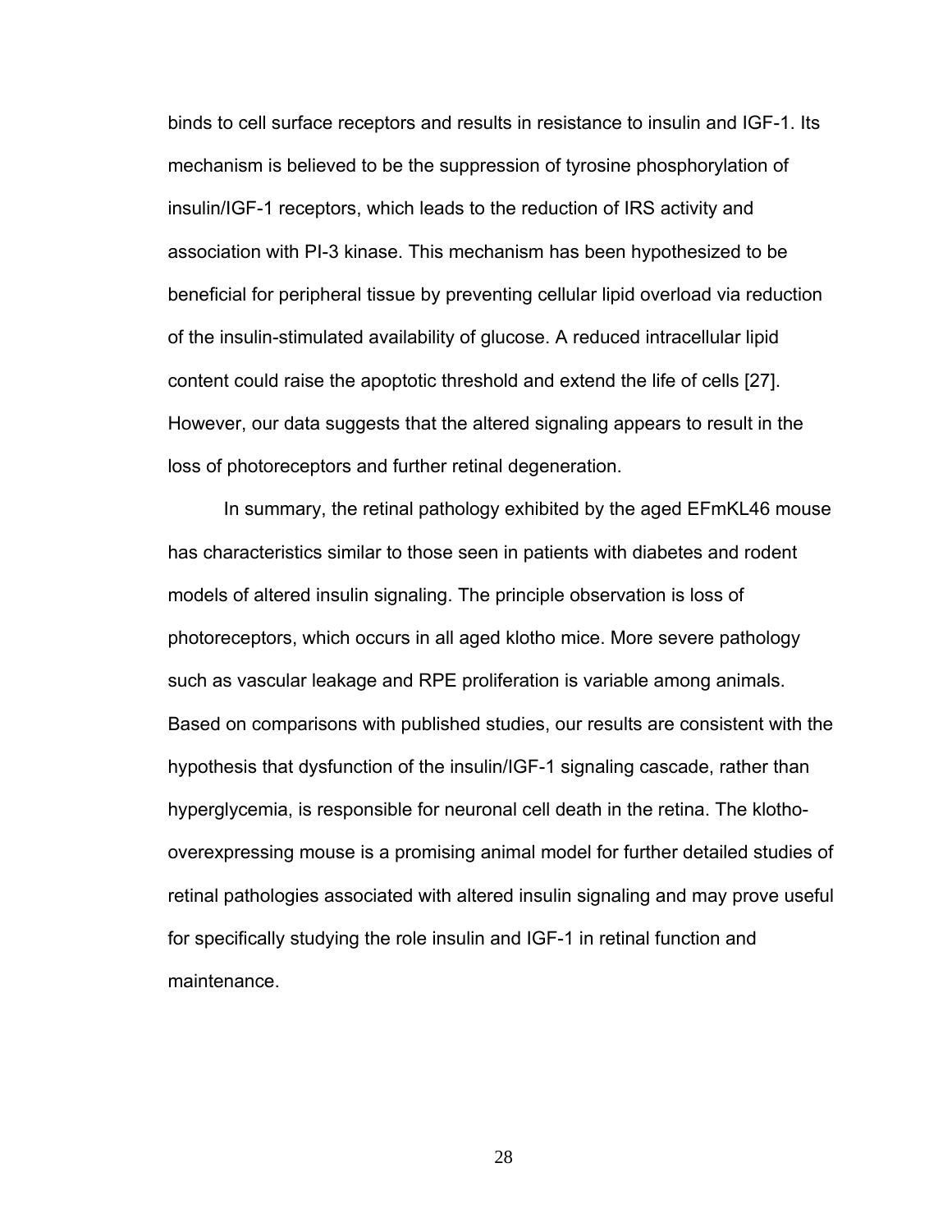binds to cell surface receptors and results in resistance to insulin and IGF-1. Its mechanism is believed to be the suppression of tyrosine phosphorylation of insulin/IGF-1 receptors, which leads to the reduction of IRS activity and association with PI-3 kinase. This mechanism has been hypothesized to be beneficial for peripheral tissue by preventing cellular lipid overload via reduction of the insulin-stimulated availability of glucose. A reduced intracellular lipid content could raise the apoptotic threshold and extend the life of cells [27]. However, our data suggests that the altered signaling appears to result in the loss of photoreceptors and further retinal degeneration.

In summary, the retinal pathology exhibited by the aged EFmKL46 mouse has characteristics similar to those seen in patients with diabetes and rodent models of altered insulin signaling. The principle observation is loss of photoreceptors, which occurs in all aged klotho mice. More severe pathology such as vascular leakage and RPE proliferation is variable among animals. Based on comparisons with published studies, our results are consistent with the hypothesis that dysfunction of the insulin/IGF-1 signaling cascade, rather than hyperglycemia, is responsible for neuronal cell death in the retina. The klotho-overexpressing mouse is a promising animal model for further detailed studies of retinal pathologies associated with altered insulin signaling and may prove useful for specifically studying the role insulin and IGF-1 in retinal function and maintenance.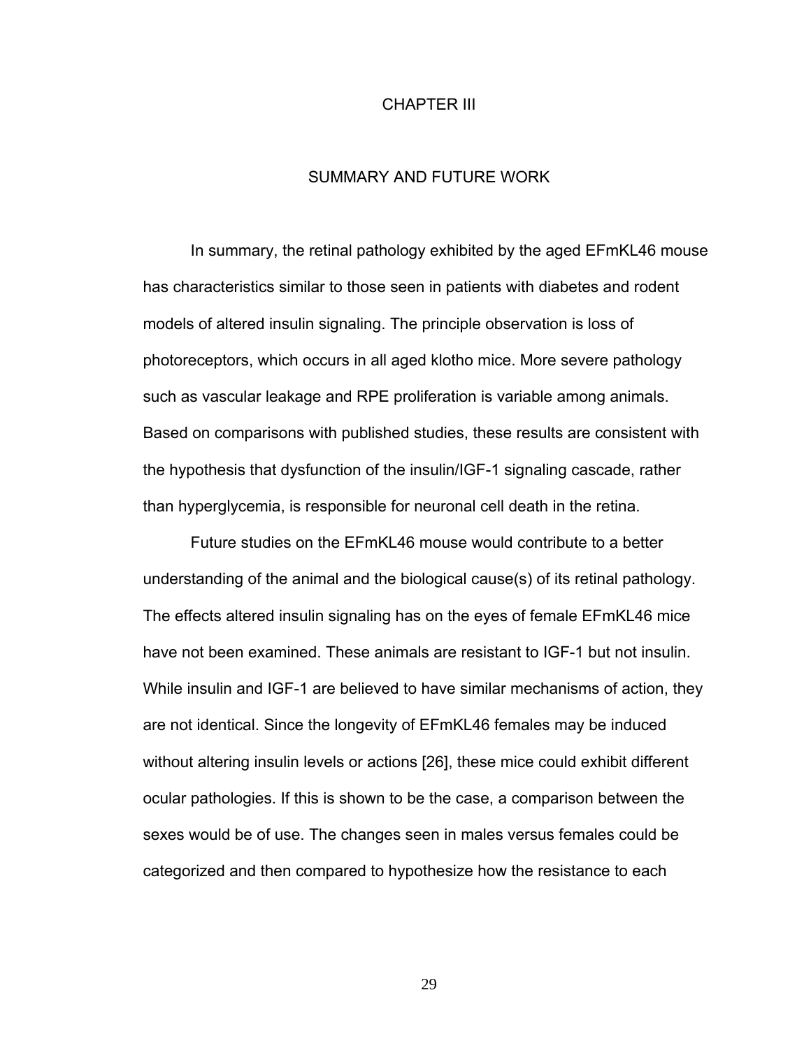# CHAPTER III

## SUMMARY AND FUTURE WORK

In summary, the retinal pathology exhibited by the aged EFmKL46 mouse has characteristics similar to those seen in patients with diabetes and rodent models of altered insulin signaling. The principle observation is loss of photoreceptors, which occurs in all aged klotho mice. More severe pathology such as vascular leakage and RPE proliferation is variable among animals. Based on comparisons with published studies, these results are consistent with the hypothesis that dysfunction of the insulin/IGF-1 signaling cascade, rather than hyperglycemia, is responsible for neuronal cell death in the retina.

Future studies on the EFmKL46 mouse would contribute to a better understanding of the animal and the biological cause(s) of its retinal pathology. The effects altered insulin signaling has on the eyes of female EFmKL46 mice have not been examined. These animals are resistant to IGF-1 but not insulin. While insulin and IGF-1 are believed to have similar mechanisms of action, they are not identical. Since the longevity of EFmKL46 females may be induced without altering insulin levels or actions [26], these mice could exhibit different ocular pathologies. If this is shown to be the case, a comparison between the sexes would be of use. The changes seen in males versus females could be categorized and then compared to hypothesize how the resistance to each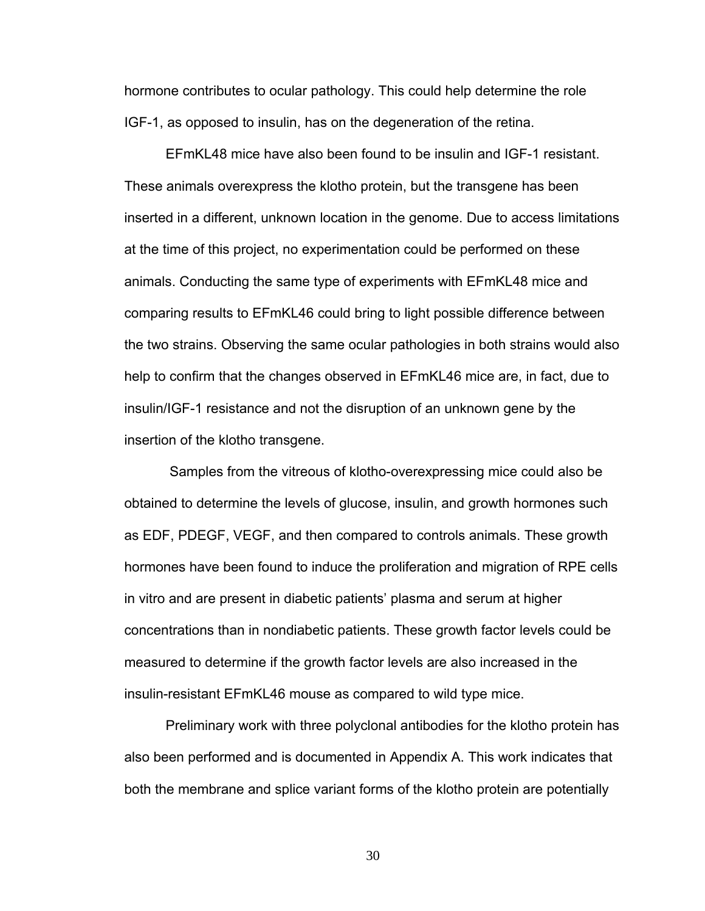hormone contributes to ocular pathology. This could help determine the role IGF-1, as opposed to insulin, has on the degeneration of the retina.

EFmKL48 mice have also been found to be insulin and IGF-1 resistant. These animals overexpress the klotho protein, but the transgene has been inserted in a different, unknown location in the genome. Due to access limitations at the time of this project, no experimentation could be performed on these animals. Conducting the same type of experiments with EFmKL48 mice and comparing results to EFmKL46 could bring to light possible difference between the two strains. Observing the same ocular pathologies in both strains would also help to confirm that the changes observed in EFmKL46 mice are, in fact, due to insulin/IGF-1 resistance and not the disruption of an unknown gene by the insertion of the klotho transgene.

Samples from the vitreous of klotho-overexpressing mice could also be obtained to determine the levels of glucose, insulin, and growth hormones such as EDF, PDEGF, VEGF, and then compared to controls animals. These growth hormones have been found to induce the proliferation and migration of RPE cells in vitro and are present in diabetic patients' plasma and serum at higher concentrations than in nondiabetic patients. These growth factor levels could be measured to determine if the growth factor levels are also increased in the insulin-resistant EFmKL46 mouse as compared to wild type mice.

Preliminary work with three polyclonal antibodies for the klotho protein has also been performed and is documented in Appendix A. This work indicates that both the membrane and splice variant forms of the klotho protein are potentially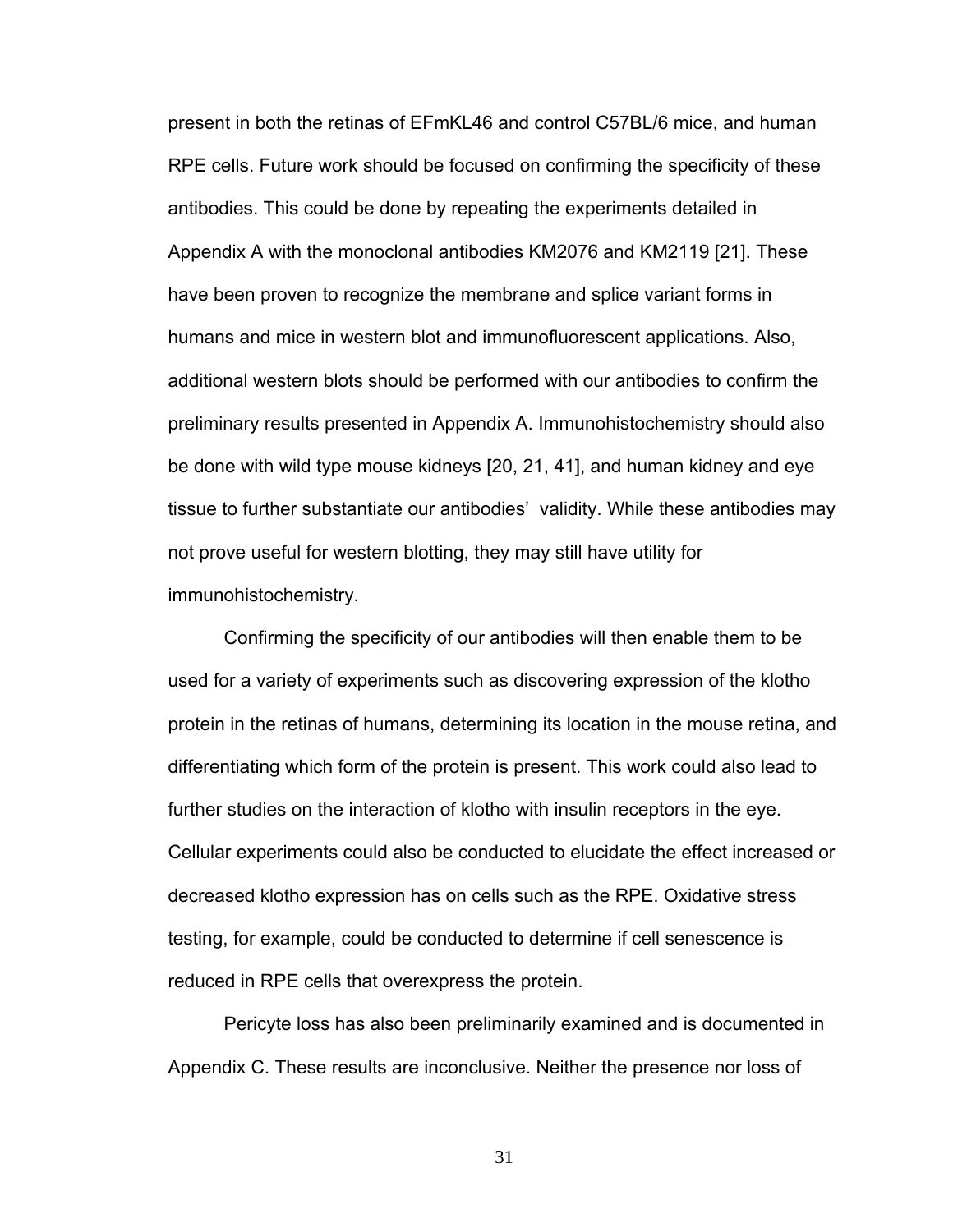present in both the retinas of EFmKL46 and control C57BL/6 mice, and human RPE cells. Future work should be focused on confirming the specificity of these antibodies. This could be done by repeating the experiments detailed in Appendix A with the monoclonal antibodies KM2076 and KM2119 [21]. These have been proven to recognize the membrane and splice variant forms in humans and mice in western blot and immunofluorescent applications. Also, additional western blots should be performed with our antibodies to confirm the preliminary results presented in Appendix A. Immunohistochemistry should also be done with wild type mouse kidneys [20, 21, 41], and human kidney and eye tissue to further substantiate our antibodies' validity. While these antibodies may not prove useful for western blotting, they may still have utility for immunohistochemistry.

Confirming the specificity of our antibodies will then enable them to be used for a variety of experiments such as discovering expression of the klotho protein in the retinas of humans, determining its location in the mouse retina, and differentiating which form of the protein is present. This work could also lead to further studies on the interaction of klotho with insulin receptors in the eye. Cellular experiments could also be conducted to elucidate the effect increased or decreased klotho expression has on cells such as the RPE. Oxidative stress testing, for example, could be conducted to determine if cell senescence is reduced in RPE cells that overexpress the protein.

Pericyte loss has also been preliminarily examined and is documented in Appendix C. These results are inconclusive. Neither the presence nor loss of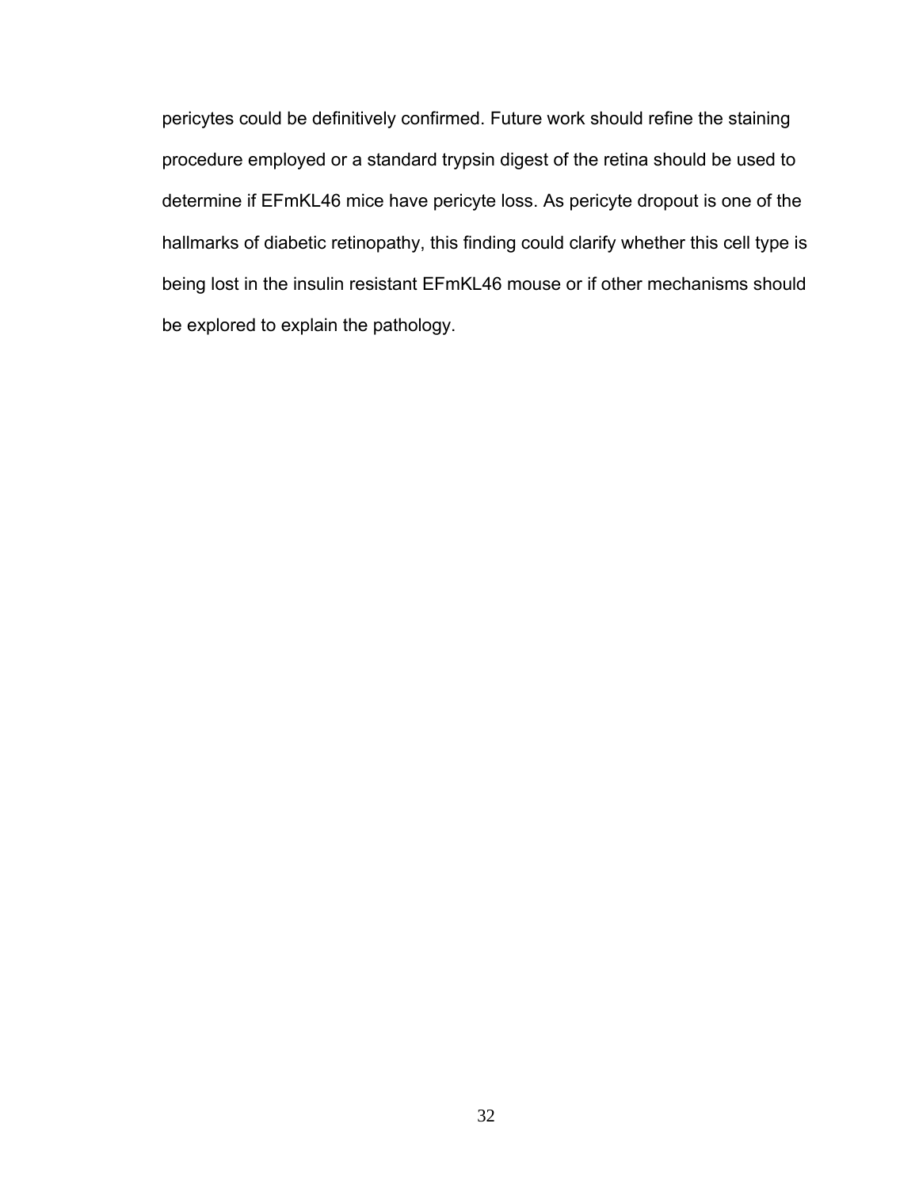pericytes could be definitively confirmed. Future work should refine the staining procedure employed or a standard trypsin digest of the retina should be used to determine if EFmKL46 mice have pericyte loss. As pericyte dropout is one of the hallmarks of diabetic retinopathy, this finding could clarify whether this cell type is being lost in the insulin resistant EFmKL46 mouse or if other mechanisms should be explored to explain the pathology.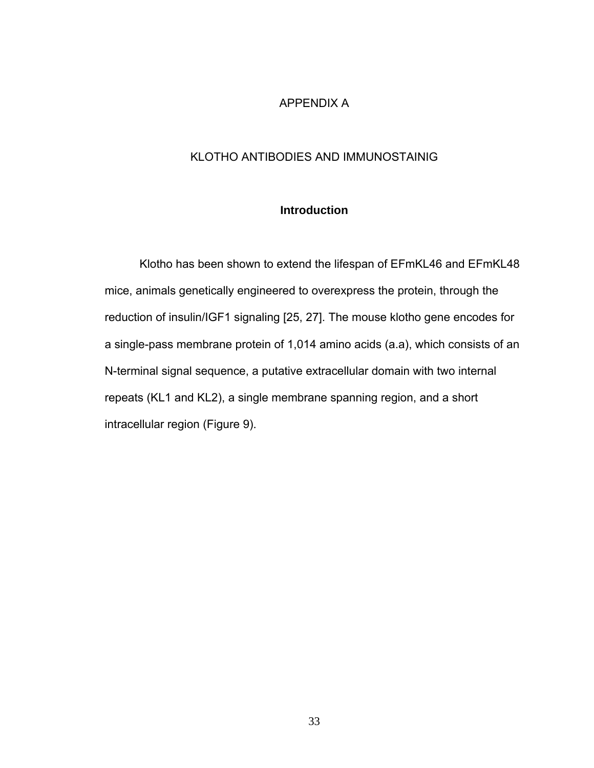# APPENDIX A

# KLOTHO ANTIBODIES AND IMMUNOSTAINIG

## Introduction

Klotho has been shown to extend the lifespan of EFmKL46 and EFmKL48 mice, animals genetically engineered to overexpress the protein, through the reduction of insulin/IGF1 signaling [25, 27]. The mouse klotho gene encodes for a single-pass membrane protein of 1,014 amino acids (a.a), which consists of an N-terminal signal sequence, a putative extracellular domain with two internal repeats (KL1 and KL2), a single membrane spanning region, and a short intracellular region (Figure 9).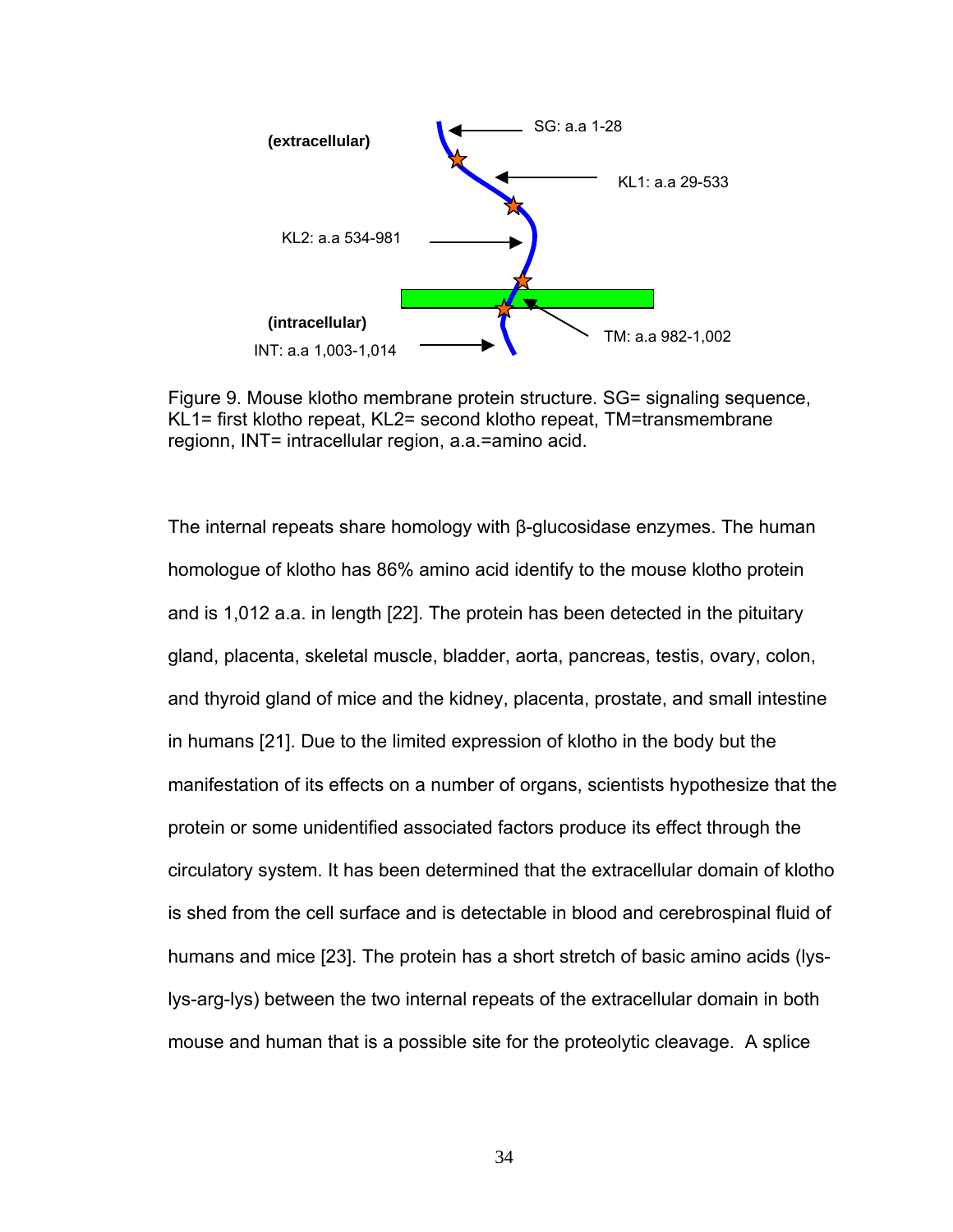(extracellular)

SG: a.a 1-28

KL1: a.a 29-533

KL2: a.a 534-981

(intracellular)

INT: a.a 1,003-1,014

TM: a.a 982-1,002

Figure 9. Mouse klotho membrane protein structure. SG= signaling sequence, KL1= first klotho repeat, KL2= second klotho repeat, TM=transmembrane regionn, INT= intracellular region, a.a.=amino acid.

The internal repeats share homology with β-glucosidase enzymes. The human homologue of klotho has 86% amino acid identify to the mouse klotho protein and is 1,012 a.a. in length [22]. The protein has been detected in the pituitary gland, placenta, skeletal muscle, bladder, aorta, pancreas, testis, ovary, colon, and thyroid gland of mice and the kidney, placenta, prostate, and small intestine in humans [21]. Due to the limited expression of klotho in the body but the manifestation of its effects on a number of organs, scientists hypothesize that the protein or some unidentified associated factors produce its effect through the circulatory system. It has been determined that the extracellular domain of klotho is shed from the cell surface and is detectable in blood and cerebrospinal fluid of humans and mice [23]. The protein has a short stretch of basic amino acids (lys-lys-arg-lys) between the two internal repeats of the extracellular domain in both mouse and human that is a possible site for the proteolytic cleavage. A splice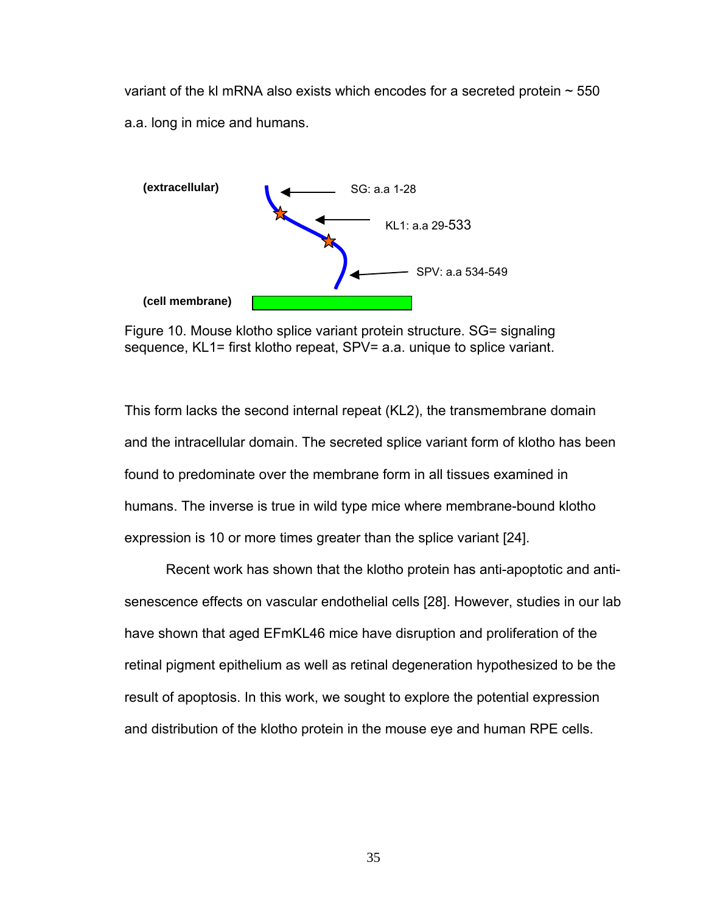variant of the kl mRNA also exists which encodes for a secreted protein ~ 550 a.a. long in mice and humans.

(extracellular)

SG: a.a 1-28

KL1: a.a 29-533

SPV: a.a 534-549

(cell membrane)

Figure 10. Mouse klotho splice variant protein structure. SG= signaling sequence, KL1= first klotho repeat, SPV= a.a. unique to splice variant.

This form lacks the second internal repeat (KL2), the transmembrane domain and the intracellular domain. The secreted splice variant form of klotho has been found to predominate over the membrane form in all tissues examined in humans. The inverse is true in wild type mice where membrane-bound klotho expression is 10 or more times greater than the splice variant [24].

Recent work has shown that the klotho protein has anti-apoptotic and anti-senescence effects on vascular endothelial cells [28]. However, studies in our lab have shown that aged EFmKL46 mice have disruption and proliferation of the retinal pigment epithelium as well as retinal degeneration hypothesized to be the result of apoptosis. In this work, we sought to explore the potential expression and distribution of the klotho protein in the mouse eye and human RPE cells.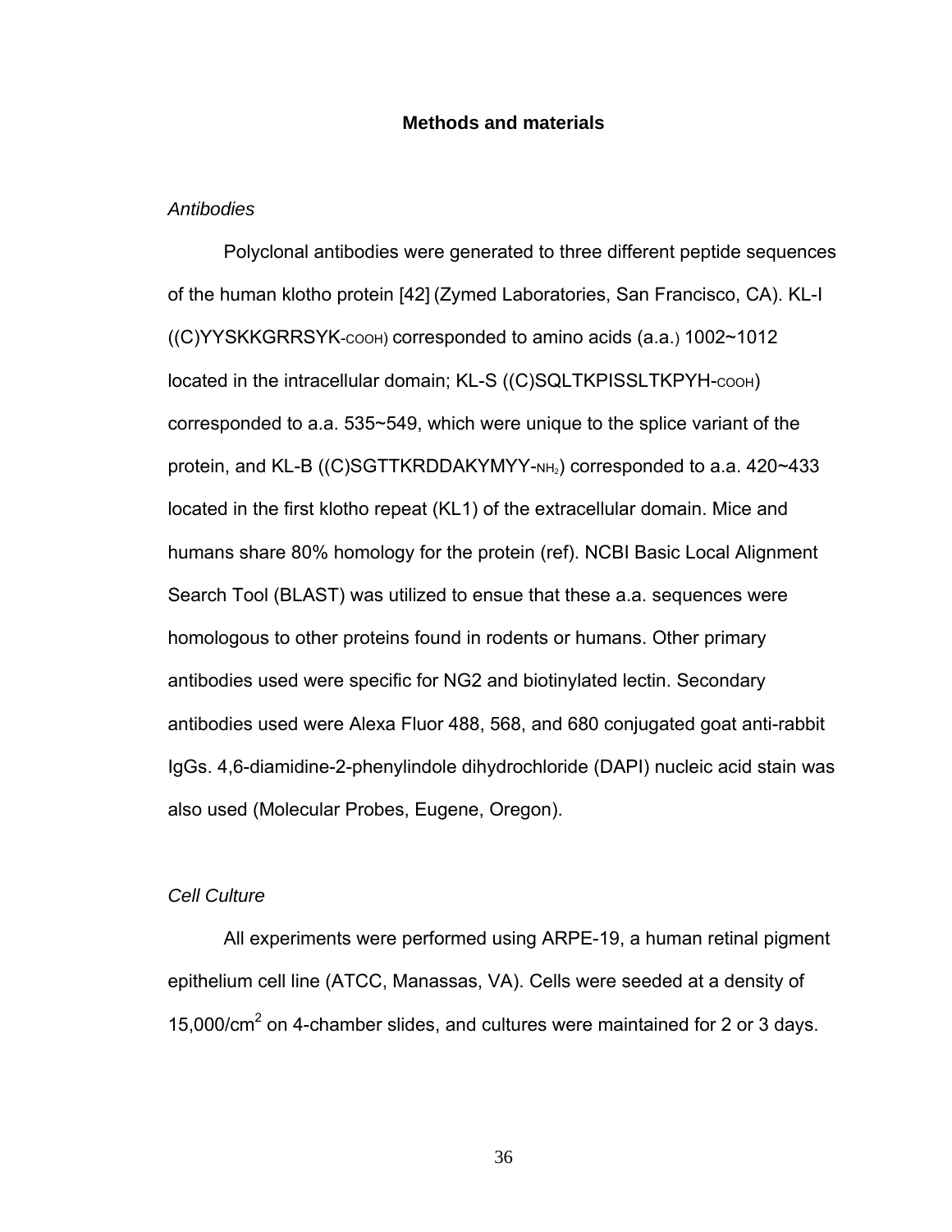## Methods and materials

### *Antibodies*

Polyclonal antibodies were generated to three different peptide sequences of the human klotho protein [42] (Zymed Laboratories, San Francisco, CA). KL-I ((C)YYSKKGRRSYK-COOH) corresponded to amino acids (a.a.) 1002~1012 located in the intracellular domain; KL-S ((C)SQLTKPISSLTKPYH-COOH) corresponded to a.a. 535~549, which were unique to the splice variant of the protein, and KL-B ((C)SGTTKRDDAKYMYY-$NH_2$) corresponded to a.a. 420~433 located in the first klotho repeat (KL1) of the extracellular domain. Mice and humans share 80% homology for the protein (ref). NCBI Basic Local Alignment Search Tool (BLAST) was utilized to ensue that these a.a. sequences were homologous to other proteins found in rodents or humans. Other primary antibodies used were specific for NG2 and biotinylated lectin. Secondary antibodies used were Alexa Fluor 488, 568, and 680 conjugated goat anti-rabbit IgGs. 4,6-diamidine-2-phenylindole dihydrochloride (DAPI) nucleic acid stain was also used (Molecular Probes, Eugene, Oregon).

### *Cell Culture*

All experiments were performed using ARPE-19, a human retinal pigment epithelium cell line (ATCC, Manassas, VA). Cells were seeded at a density of 15,000/$cm^2$ on 4-chamber slides, and cultures were maintained for 2 or 3 days.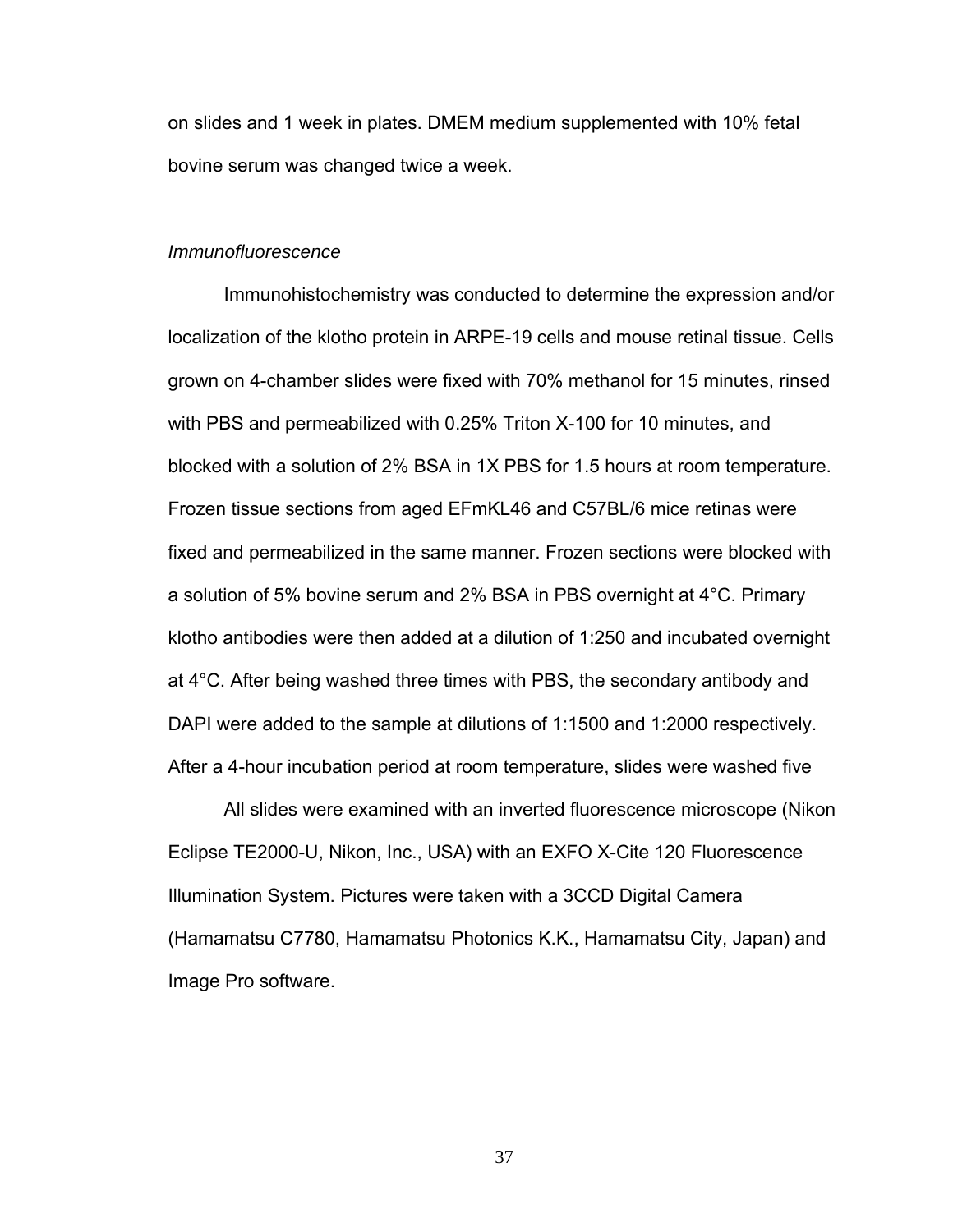on slides and 1 week in plates. DMEM medium supplemented with 10% fetal bovine serum was changed twice a week.

*Immunofluorescence*

Immunohistochemistry was conducted to determine the expression and/or localization of the klotho protein in ARPE-19 cells and mouse retinal tissue. Cells grown on 4-chamber slides were fixed with 70% methanol for 15 minutes, rinsed with PBS and permeabilized with 0.25% Triton X-100 for 10 minutes, and blocked with a solution of 2% BSA in 1X PBS for 1.5 hours at room temperature. Frozen tissue sections from aged EFmKL46 and C57BL/6 mice retinas were fixed and permeabilized in the same manner. Frozen sections were blocked with a solution of 5% bovine serum and 2% BSA in PBS overnight at 4°C. Primary klotho antibodies were then added at a dilution of 1:250 and incubated overnight at 4°C. After being washed three times with PBS, the secondary antibody and DAPI were added to the sample at dilutions of 1:1500 and 1:2000 respectively. After a 4-hour incubation period at room temperature, slides were washed five

All slides were examined with an inverted fluorescence microscope (Nikon Eclipse TE2000-U, Nikon, Inc., USA) with an EXFO X-Cite 120 Fluorescence Illumination System. Pictures were taken with a 3CCD Digital Camera (Hamamatsu C7780, Hamamatsu Photonics K.K., Hamamatsu City, Japan) and Image Pro software.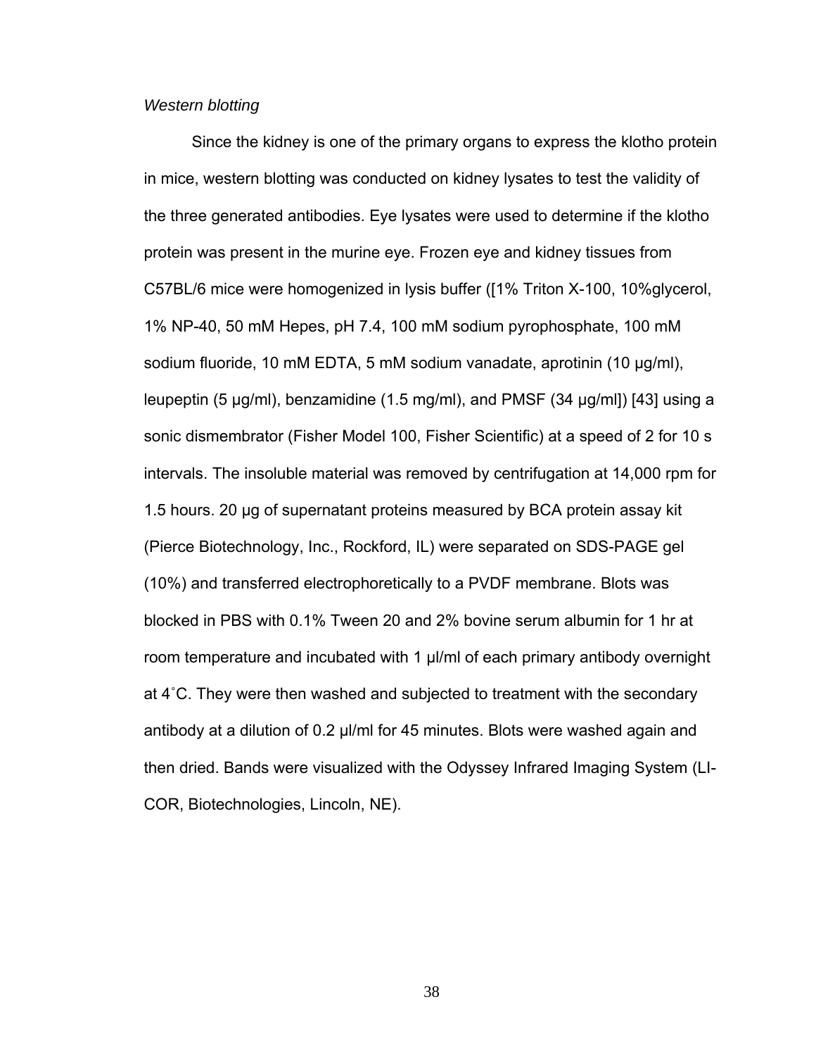*Western blotting*

Since the kidney is one of the primary organs to express the klotho protein in mice, western blotting was conducted on kidney lysates to test the validity of the three generated antibodies. Eye lysates were used to determine if the klotho protein was present in the murine eye. Frozen eye and kidney tissues from C57BL/6 mice were homogenized in lysis buffer ([1% Triton X-100, 10%glycerol, 1% NP-40, 50 mM Hepes, pH 7.4, 100 mM sodium pyrophosphate, 100 mM sodium fluoride, 10 mM EDTA, 5 mM sodium vanadate, aprotinin (10 µg/ml), leupeptin (5 µg/ml), benzamidine (1.5 mg/ml), and PMSF (34 µg/ml]) [43] using a sonic dismembrator (Fisher Model 100, Fisher Scientific) at a speed of 2 for 10 s intervals. The insoluble material was removed by centrifugation at 14,000 rpm for 1.5 hours. 20 µg of supernatant proteins measured by BCA protein assay kit (Pierce Biotechnology, Inc., Rockford, IL) were separated on SDS-PAGE gel (10%) and transferred electrophoretically to a PVDF membrane. Blots was blocked in PBS with 0.1% Tween 20 and 2% bovine serum albumin for 1 hr at room temperature and incubated with 1 µl/ml of each primary antibody overnight at 4˚C. They were then washed and subjected to treatment with the secondary antibody at a dilution of 0.2 µl/ml for 45 minutes. Blots were washed again and then dried. Bands were visualized with the Odyssey Infrared Imaging System (LI-COR, Biotechnologies, Lincoln, NE).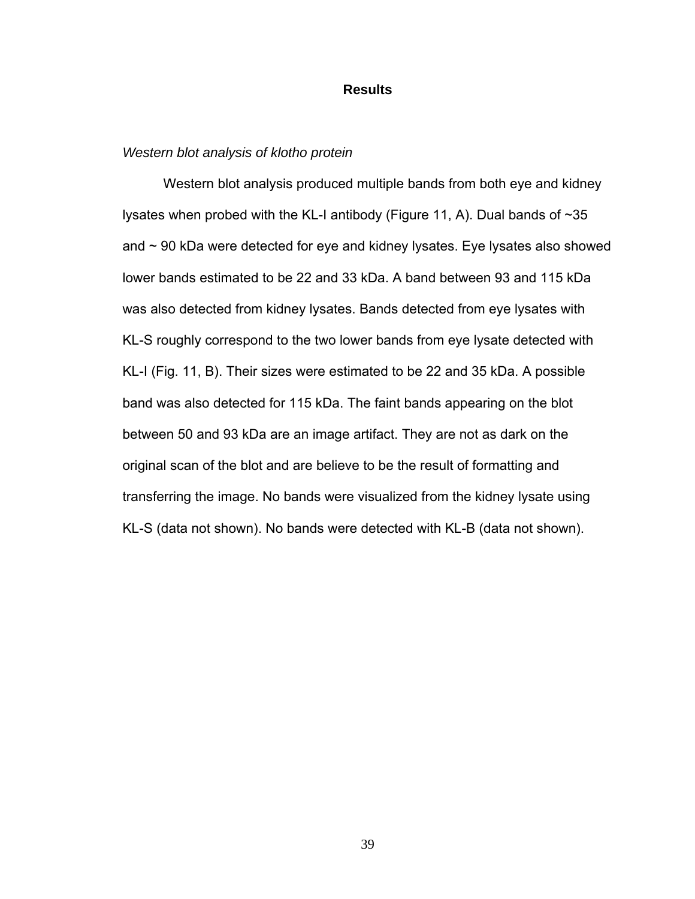## Results

### *Western blot analysis of klotho protein*

Western blot analysis produced multiple bands from both eye and kidney lysates when probed with the KL-I antibody (Figure 11, A). Dual bands of ~35 and ~ 90 kDa were detected for eye and kidney lysates. Eye lysates also showed lower bands estimated to be 22 and 33 kDa. A band between 93 and 115 kDa was also detected from kidney lysates. Bands detected from eye lysates with KL-S roughly correspond to the two lower bands from eye lysate detected with KL-I (Fig. 11, B). Their sizes were estimated to be 22 and 35 kDa. A possible band was also detected for 115 kDa. The faint bands appearing on the blot between 50 and 93 kDa are an image artifact. They are not as dark on the original scan of the blot and are believe to be the result of formatting and transferring the image. No bands were visualized from the kidney lysate using KL-S (data not shown). No bands were detected with KL-B (data not shown).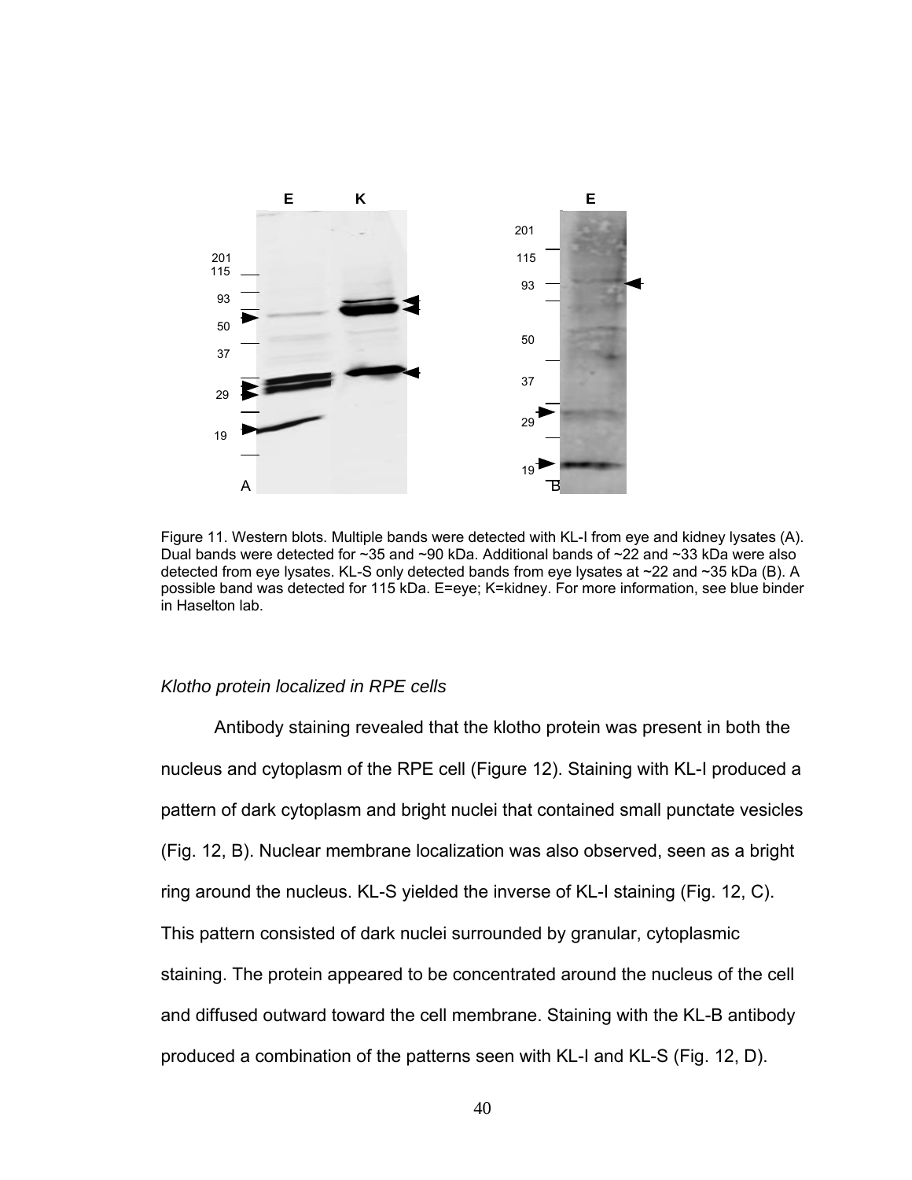Figure 11. Western blots. Multiple bands were detected with KL-I from eye and kidney lysates (A). Dual bands were detected for ~35 and ~90 kDa. Additional bands of ~22 and ~33 kDa were also detected from eye lysates. KL-S only detected bands from eye lysates at ~22 and ~35 kDa (B). A possible band was detected for 115 kDa. E=eye; K=kidney. For more information, see blue binder in Haselton lab.

*Klotho protein localized in RPE cells*

Antibody staining revealed that the klotho protein was present in both the nucleus and cytoplasm of the RPE cell (Figure 12). Staining with KL-I produced a pattern of dark cytoplasm and bright nuclei that contained small punctate vesicles (Fig. 12, B). Nuclear membrane localization was also observed, seen as a bright ring around the nucleus. KL-S yielded the inverse of KL-I staining (Fig. 12, C). This pattern consisted of dark nuclei surrounded by granular, cytoplasmic staining. The protein appeared to be concentrated around the nucleus of the cell and diffused outward toward the cell membrane. Staining with the KL-B antibody produced a combination of the patterns seen with KL-I and KL-S (Fig. 12, D).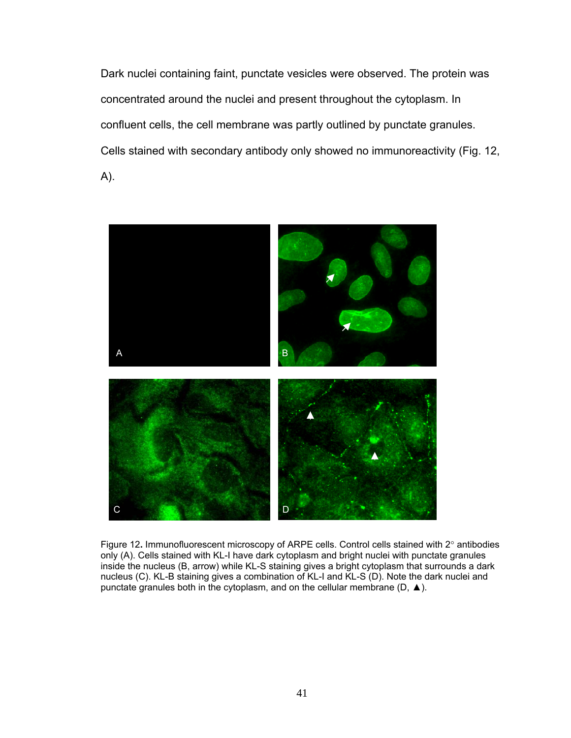Dark nuclei containing faint, punctate vesicles were observed. The protein was concentrated around the nuclei and present throughout the cytoplasm. In confluent cells, the cell membrane was partly outlined by punctate granules. Cells stained with secondary antibody only showed no immunoreactivity (Fig. 12, A).

Figure 12**.** Immunofluorescent microscopy of ARPE cells. Control cells stained with 2° antibodies only (A). Cells stained with KL-I have dark cytoplasm and bright nuclei with punctate granules inside the nucleus (B, arrow) while KL-S staining gives a bright cytoplasm that surrounds a dark nucleus (C). KL-B staining gives a combination of KL-I and KL-S (D). Note the dark nuclei and punctate granules both in the cytoplasm, and on the cellular membrane (D, ▲).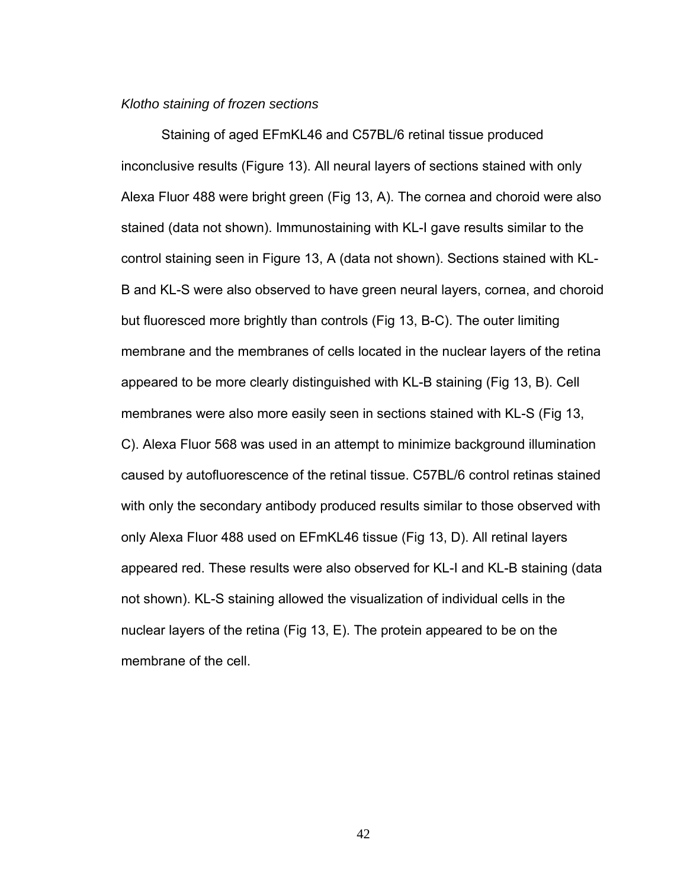*Klotho staining of frozen sections*

Staining of aged EFmKL46 and C57BL/6 retinal tissue produced inconclusive results (Figure 13). All neural layers of sections stained with only Alexa Fluor 488 were bright green (Fig 13, A). The cornea and choroid were also stained (data not shown). Immunostaining with KL-I gave results similar to the control staining seen in Figure 13, A (data not shown). Sections stained with KL-B and KL-S were also observed to have green neural layers, cornea, and choroid but fluoresced more brightly than controls (Fig 13, B-C). The outer limiting membrane and the membranes of cells located in the nuclear layers of the retina appeared to be more clearly distinguished with KL-B staining (Fig 13, B). Cell membranes were also more easily seen in sections stained with KL-S (Fig 13, C). Alexa Fluor 568 was used in an attempt to minimize background illumination caused by autofluorescence of the retinal tissue. C57BL/6 control retinas stained with only the secondary antibody produced results similar to those observed with only Alexa Fluor 488 used on EFmKL46 tissue (Fig 13, D). All retinal layers appeared red. These results were also observed for KL-I and KL-B staining (data not shown). KL-S staining allowed the visualization of individual cells in the nuclear layers of the retina (Fig 13, E). The protein appeared to be on the membrane of the cell.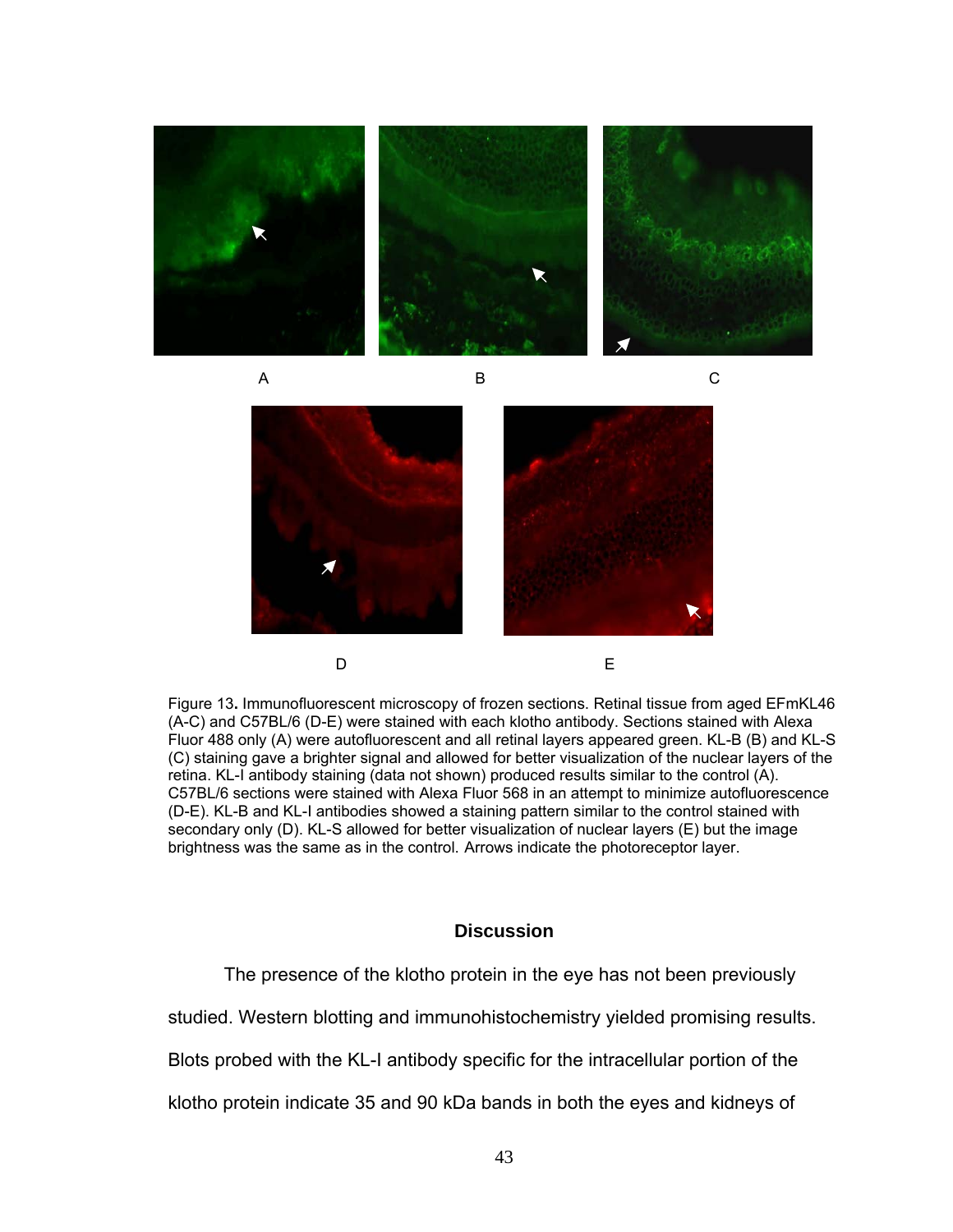A B C

D E

Figure 13. Immunofluorescent microscopy of frozen sections. Retinal tissue from aged EFmKL46 (A-C) and C57BL/6 (D-E) were stained with each klotho antibody. Sections stained with Alexa Fluor 488 only (A) were autofluorescent and all retinal layers appeared green. KL-B (B) and KL-S (C) staining gave a brighter signal and allowed for better visualization of the nuclear layers of the retina. KL-I antibody staining (data not shown) produced results similar to the control (A). C57BL/6 sections were stained with Alexa Fluor 568 in an attempt to minimize autofluorescence (D-E). KL-B and KL-I antibodies showed a staining pattern similar to the control stained with secondary only (D). KL-S allowed for better visualization of nuclear layers (E) but the image brightness was the same as in the control. Arrows indicate the photoreceptor layer.

## Discussion

The presence of the klotho protein in the eye has not been previously studied. Western blotting and immunohistochemistry yielded promising results. Blots probed with the KL-I antibody specific for the intracellular portion of the klotho protein indicate 35 and 90 kDa bands in both the eyes and kidneys of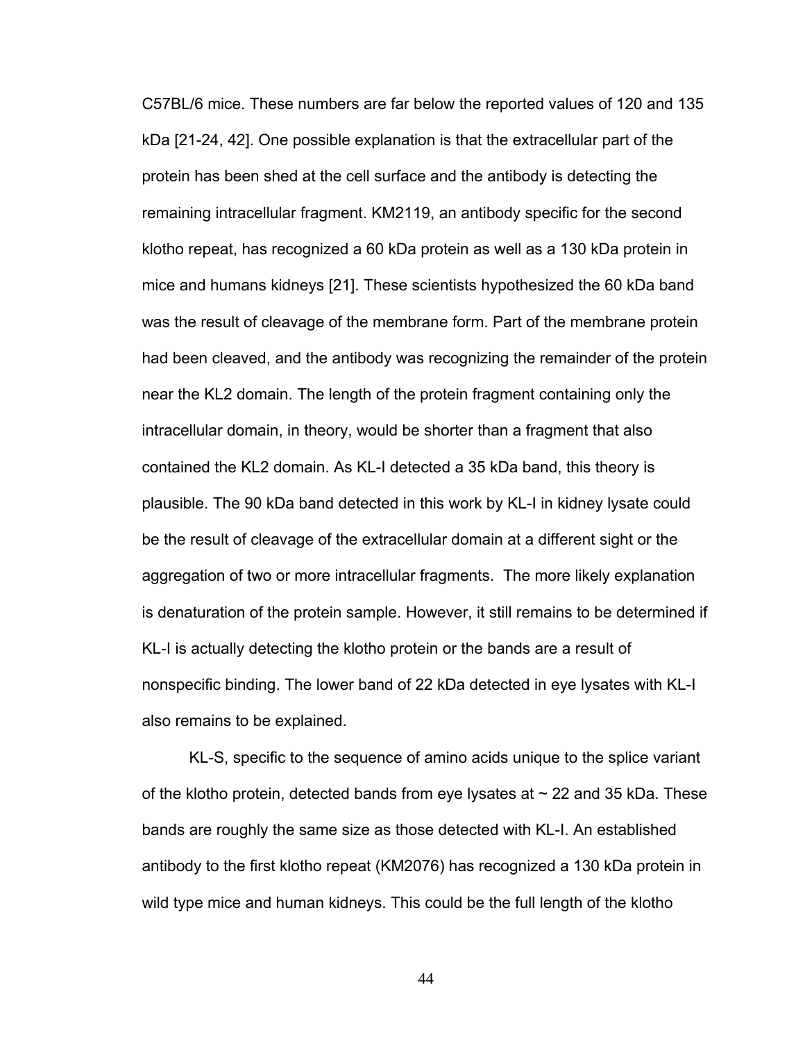C57BL/6 mice. These numbers are far below the reported values of 120 and 135 kDa [21-24, 42]. One possible explanation is that the extracellular part of the protein has been shed at the cell surface and the antibody is detecting the remaining intracellular fragment. KM2119, an antibody specific for the second klotho repeat, has recognized a 60 kDa protein as well as a 130 kDa protein in mice and humans kidneys [21]. These scientists hypothesized the 60 kDa band was the result of cleavage of the membrane form. Part of the membrane protein had been cleaved, and the antibody was recognizing the remainder of the protein near the KL2 domain. The length of the protein fragment containing only the intracellular domain, in theory, would be shorter than a fragment that also contained the KL2 domain. As KL-I detected a 35 kDa band, this theory is plausible. The 90 kDa band detected in this work by KL-I in kidney lysate could be the result of cleavage of the extracellular domain at a different sight or the aggregation of two or more intracellular fragments. The more likely explanation is denaturation of the protein sample. However, it still remains to be determined if KL-I is actually detecting the klotho protein or the bands are a result of nonspecific binding. The lower band of 22 kDa detected in eye lysates with KL-I also remains to be explained.

KL-S, specific to the sequence of amino acids unique to the splice variant of the klotho protein, detected bands from eye lysates at ~ 22 and 35 kDa. These bands are roughly the same size as those detected with KL-I. An established antibody to the first klotho repeat (KM2076) has recognized a 130 kDa protein in wild type mice and human kidneys. This could be the full length of the klotho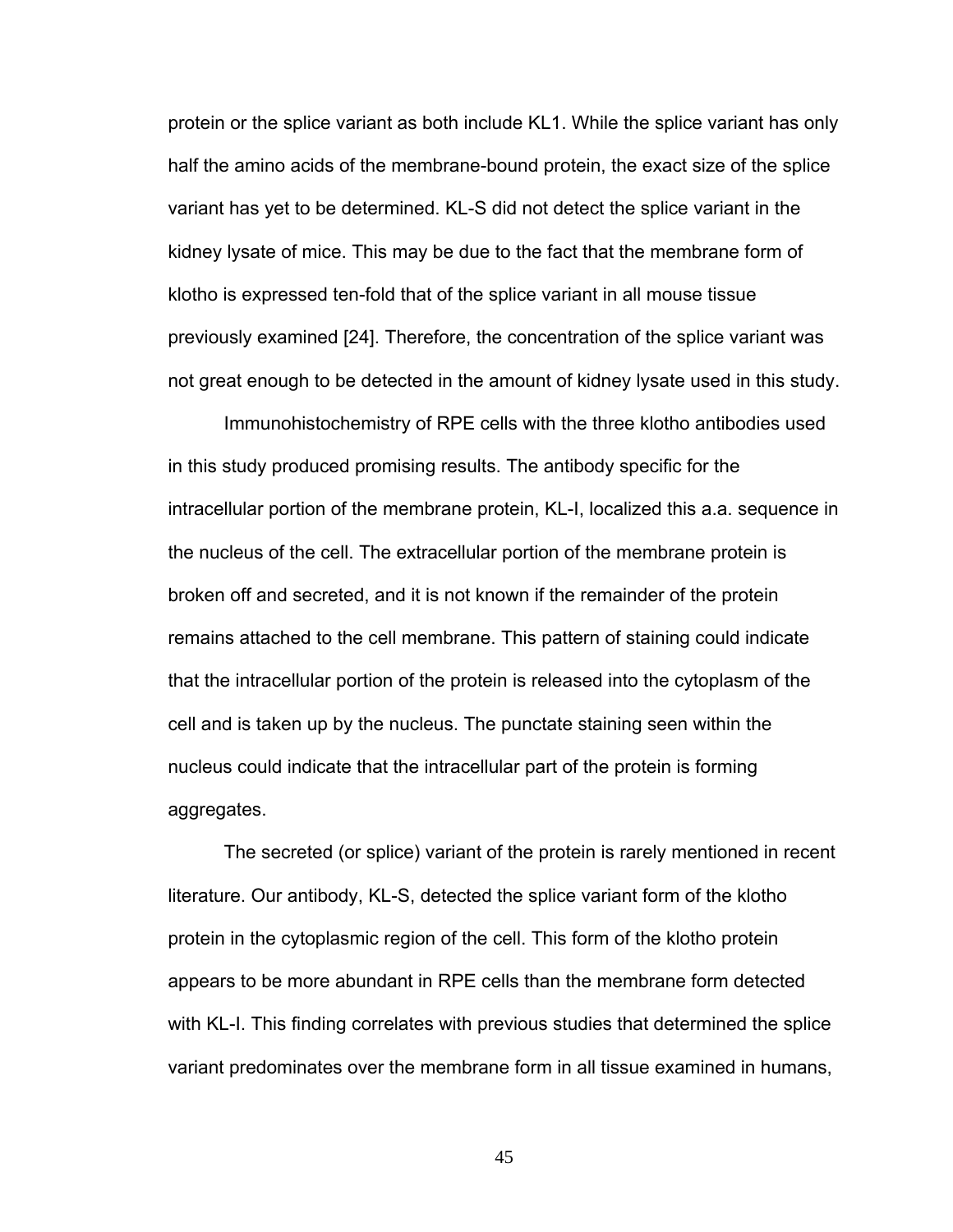protein or the splice variant as both include KL1. While the splice variant has only half the amino acids of the membrane-bound protein, the exact size of the splice variant has yet to be determined. KL-S did not detect the splice variant in the kidney lysate of mice. This may be due to the fact that the membrane form of klotho is expressed ten-fold that of the splice variant in all mouse tissue previously examined [24]. Therefore, the concentration of the splice variant was not great enough to be detected in the amount of kidney lysate used in this study.

Immunohistochemistry of RPE cells with the three klotho antibodies used in this study produced promising results. The antibody specific for the intracellular portion of the membrane protein, KL-I, localized this a.a. sequence in the nucleus of the cell. The extracellular portion of the membrane protein is broken off and secreted, and it is not known if the remainder of the protein remains attached to the cell membrane. This pattern of staining could indicate that the intracellular portion of the protein is released into the cytoplasm of the cell and is taken up by the nucleus. The punctate staining seen within the nucleus could indicate that the intracellular part of the protein is forming aggregates.

The secreted (or splice) variant of the protein is rarely mentioned in recent literature. Our antibody, KL-S, detected the splice variant form of the klotho protein in the cytoplasmic region of the cell. This form of the klotho protein appears to be more abundant in RPE cells than the membrane form detected with KL-I. This finding correlates with previous studies that determined the splice variant predominates over the membrane form in all tissue examined in humans,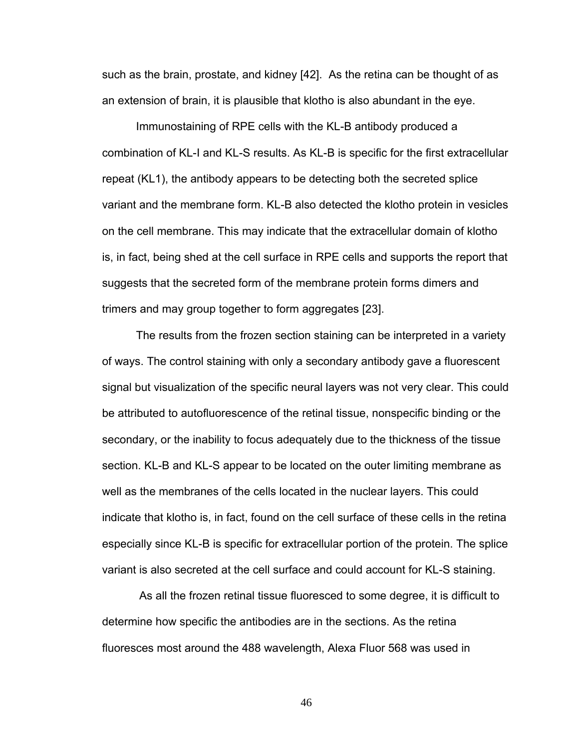such as the brain, prostate, and kidney [42]. As the retina can be thought of as an extension of brain, it is plausible that klotho is also abundant in the eye.

Immunostaining of RPE cells with the KL-B antibody produced a combination of KL-I and KL-S results. As KL-B is specific for the first extracellular repeat (KL1), the antibody appears to be detecting both the secreted splice variant and the membrane form. KL-B also detected the klotho protein in vesicles on the cell membrane. This may indicate that the extracellular domain of klotho is, in fact, being shed at the cell surface in RPE cells and supports the report that suggests that the secreted form of the membrane protein forms dimers and trimers and may group together to form aggregates [23].

The results from the frozen section staining can be interpreted in a variety of ways. The control staining with only a secondary antibody gave a fluorescent signal but visualization of the specific neural layers was not very clear. This could be attributed to autofluorescence of the retinal tissue, nonspecific binding or the secondary, or the inability to focus adequately due to the thickness of the tissue section. KL-B and KL-S appear to be located on the outer limiting membrane as well as the membranes of the cells located in the nuclear layers. This could indicate that klotho is, in fact, found on the cell surface of these cells in the retina especially since KL-B is specific for extracellular portion of the protein. The splice variant is also secreted at the cell surface and could account for KL-S staining.

As all the frozen retinal tissue fluoresced to some degree, it is difficult to determine how specific the antibodies are in the sections. As the retina fluoresces most around the 488 wavelength, Alexa Fluor 568 was used in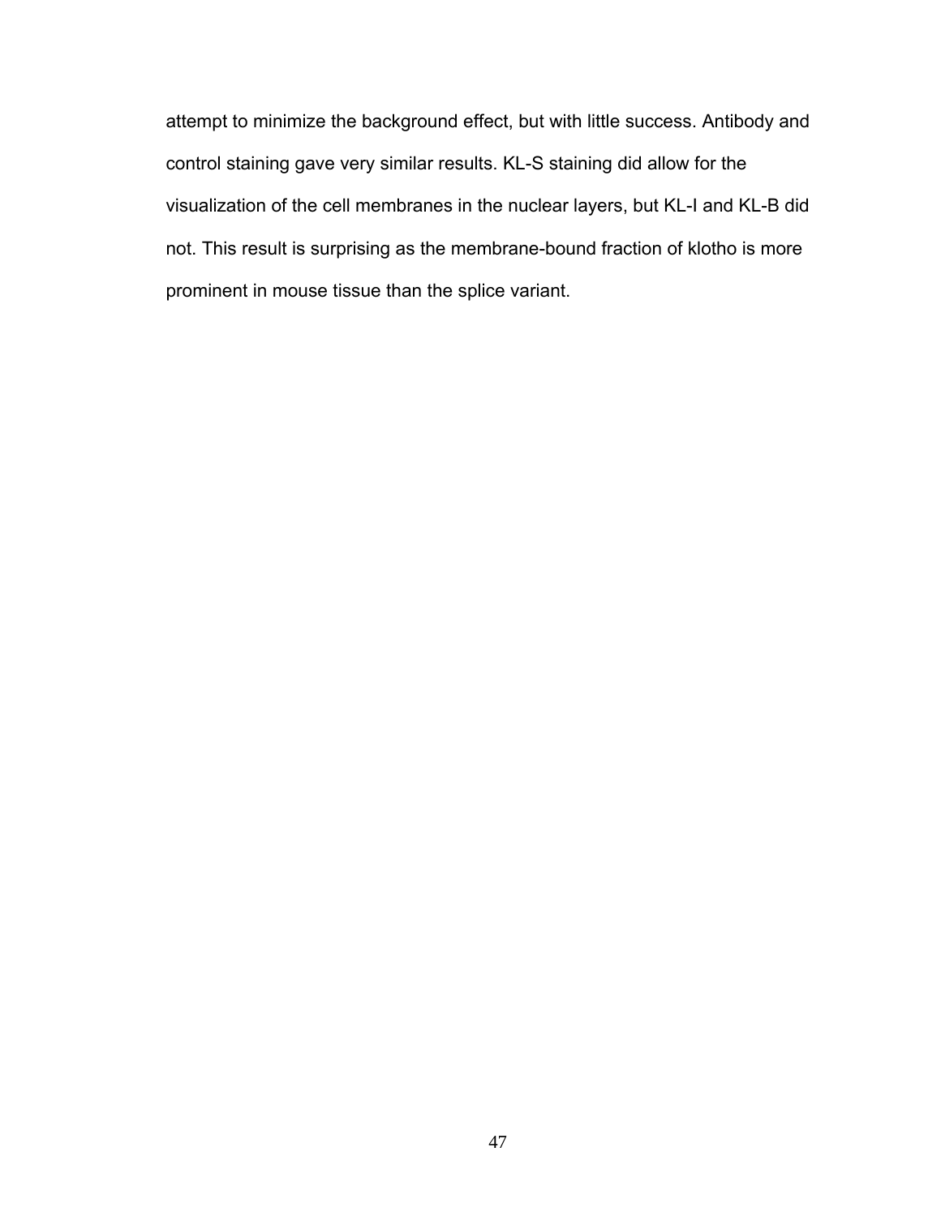attempt to minimize the background effect, but with little success. Antibody and control staining gave very similar results. KL-S staining did allow for the visualization of the cell membranes in the nuclear layers, but KL-I and KL-B did not. This result is surprising as the membrane-bound fraction of klotho is more prominent in mouse tissue than the splice variant.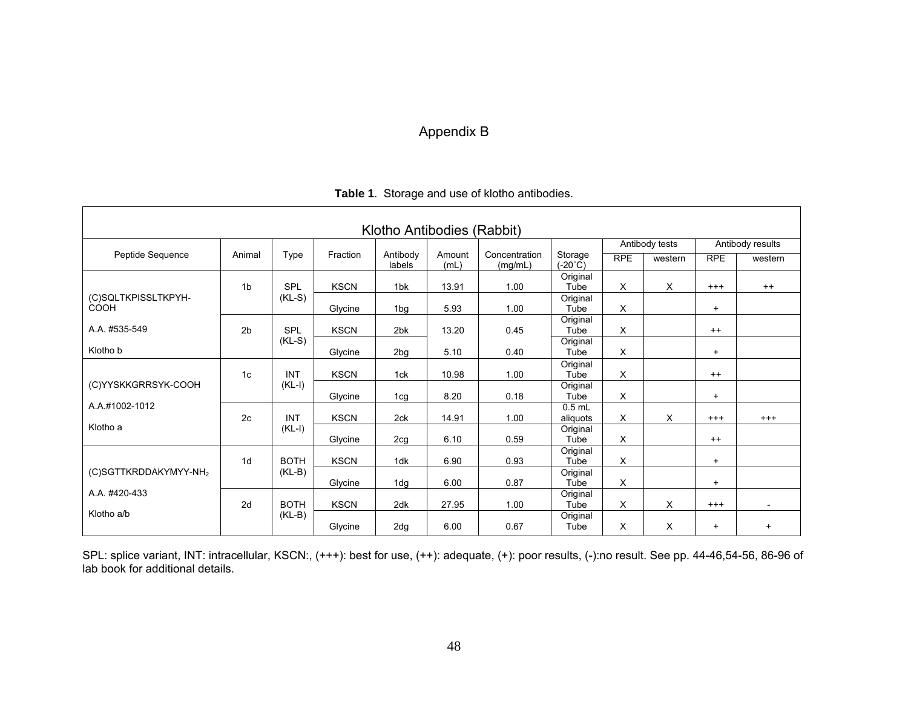# Appendix B

**Table 1**. Storage and use of klotho antibodies.

| Klotho Antibodies (Rabbit) | | | | | | | | Antibody tests | | Antibody results | |
|---|---|---|---|---|---|---|---|---|---|---|---|
| Peptide Sequence | Animal | Type | Fraction | Antibody labels | Amount (mL) | Concentration (mg/mL) | Storage (-20˚C) | RPE | western | RPE | western |
| (C)SQLTKPISSLTKPYH-COOH<br>A.A. #535-549<br>Klotho b | 1b | SPL (KL-S) | KSCN | 1bk | 13.91 | 1.00 | Original Tube | X | X | +++ | ++ |
| | | | Glycine | 1bg | 5.93 | 1.00 | Original Tube | X | | + | |
| | 2b | SPL (KL-S) | KSCN | 2bk | 13.20 | 0.45 | Original Tube | X | | ++ | |
| | | | Glycine | 2bg | 5.10 | 0.40 | Original Tube | X | | + | |
| (C)YYSKKGRRSYK-COOH<br>A.A.#1002-1012<br>Klotho a | 1c | INT (KL-I) | KSCN | 1ck | 10.98 | 1.00 | Original Tube | X | | ++ | |
| | | | Glycine | 1cg | 8.20 | 0.18 | Original Tube | X | | + | |
| | 2c | INT (KL-I) | KSCN | 2ck | 14.91 | 1.00 | 0.5 mL aliquots | X | X | +++ | +++ |
| | | | Glycine | 2cg | 6.10 | 0.59 | Original Tube | X | | ++ | |
| (C)SGTTKRDDAKYMYY-$NH_2$<br>A.A. #420-433<br>Klotho a/b | 1d | BOTH (KL-B) | KSCN | 1dk | 6.90 | 0.93 | Original Tube | X | | + | |
| | | | Glycine | 1dg | 6.00 | 0.87 | Original Tube | X | | + | |
| | 2d | BOTH (KL-B) | KSCN | 2dk | 27.95 | 1.00 | Original Tube | X | X | +++ | - |
| | | | Glycine | 2dg | 6.00 | 0.67 | Original Tube | X | X | + | + |

SPL: splice variant, INT: intracellular, KSCN:, (+++): best for use, (++): adequate, (+): poor results, (-):no result. See pp. 44-46,54-56, 86-96 of lab book for additional details.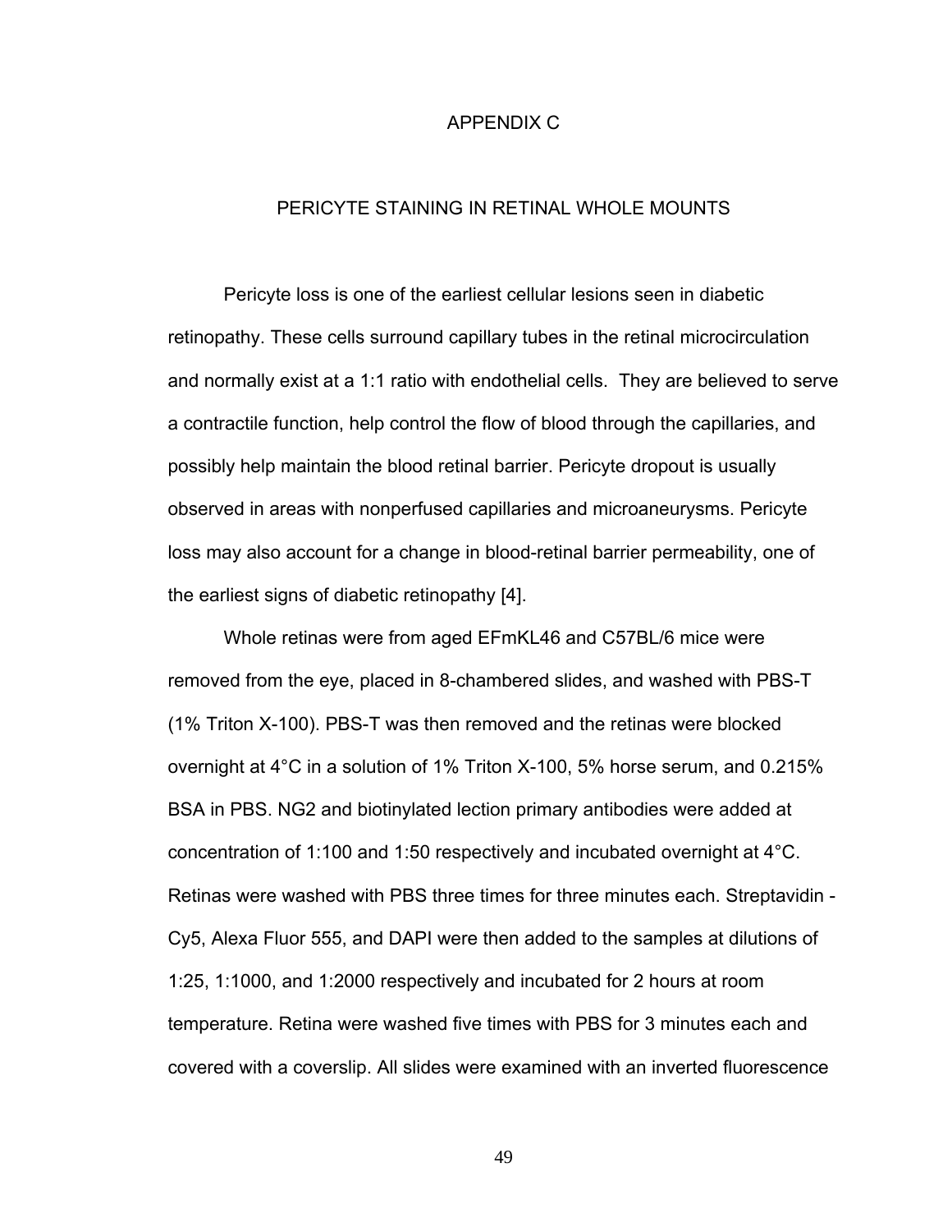# APPENDIX C

## PERICYTE STAINING IN RETINAL WHOLE MOUNTS

Pericyte loss is one of the earliest cellular lesions seen in diabetic retinopathy. These cells surround capillary tubes in the retinal microcirculation and normally exist at a 1:1 ratio with endothelial cells. They are believed to serve a contractile function, help control the flow of blood through the capillaries, and possibly help maintain the blood retinal barrier. Pericyte dropout is usually observed in areas with nonperfused capillaries and microaneurysms. Pericyte loss may also account for a change in blood-retinal barrier permeability, one of the earliest signs of diabetic retinopathy [4].

Whole retinas were from aged EFmKL46 and C57BL/6 mice were removed from the eye, placed in 8-chambered slides, and washed with PBS-T (1% Triton X-100). PBS-T was then removed and the retinas were blocked overnight at 4°C in a solution of 1% Triton X-100, 5% horse serum, and 0.215% BSA in PBS. NG2 and biotinylated lection primary antibodies were added at concentration of 1:100 and 1:50 respectively and incubated overnight at 4°C. Retinas were washed with PBS three times for three minutes each. Streptavidin - Cy5, Alexa Fluor 555, and DAPI were then added to the samples at dilutions of 1:25, 1:1000, and 1:2000 respectively and incubated for 2 hours at room temperature. Retina were washed five times with PBS for 3 minutes each and covered with a coverslip. All slides were examined with an inverted fluorescence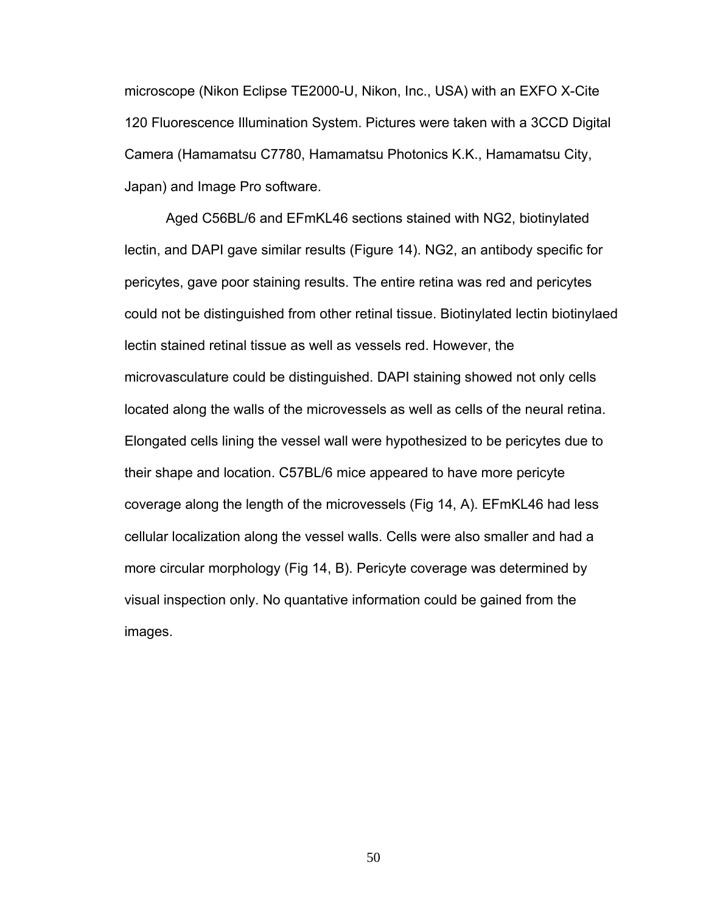microscope (Nikon Eclipse TE2000-U, Nikon, Inc., USA) with an EXFO X-Cite 120 Fluorescence Illumination System. Pictures were taken with a 3CCD Digital Camera (Hamamatsu C7780, Hamamatsu Photonics K.K., Hamamatsu City, Japan) and Image Pro software.

Aged C56BL/6 and EFmKL46 sections stained with NG2, biotinylated lectin, and DAPI gave similar results (Figure 14). NG2, an antibody specific for pericytes, gave poor staining results. The entire retina was red and pericytes could not be distinguished from other retinal tissue. Biotinylated lectin biotinylaed lectin stained retinal tissue as well as vessels red. However, the microvasculature could be distinguished. DAPI staining showed not only cells located along the walls of the microvessels as well as cells of the neural retina. Elongated cells lining the vessel wall were hypothesized to be pericytes due to their shape and location. C57BL/6 mice appeared to have more pericyte coverage along the length of the microvessels (Fig 14, A). EFmKL46 had less cellular localization along the vessel walls. Cells were also smaller and had a more circular morphology (Fig 14, B). Pericyte coverage was determined by visual inspection only. No quantative information could be gained from the images.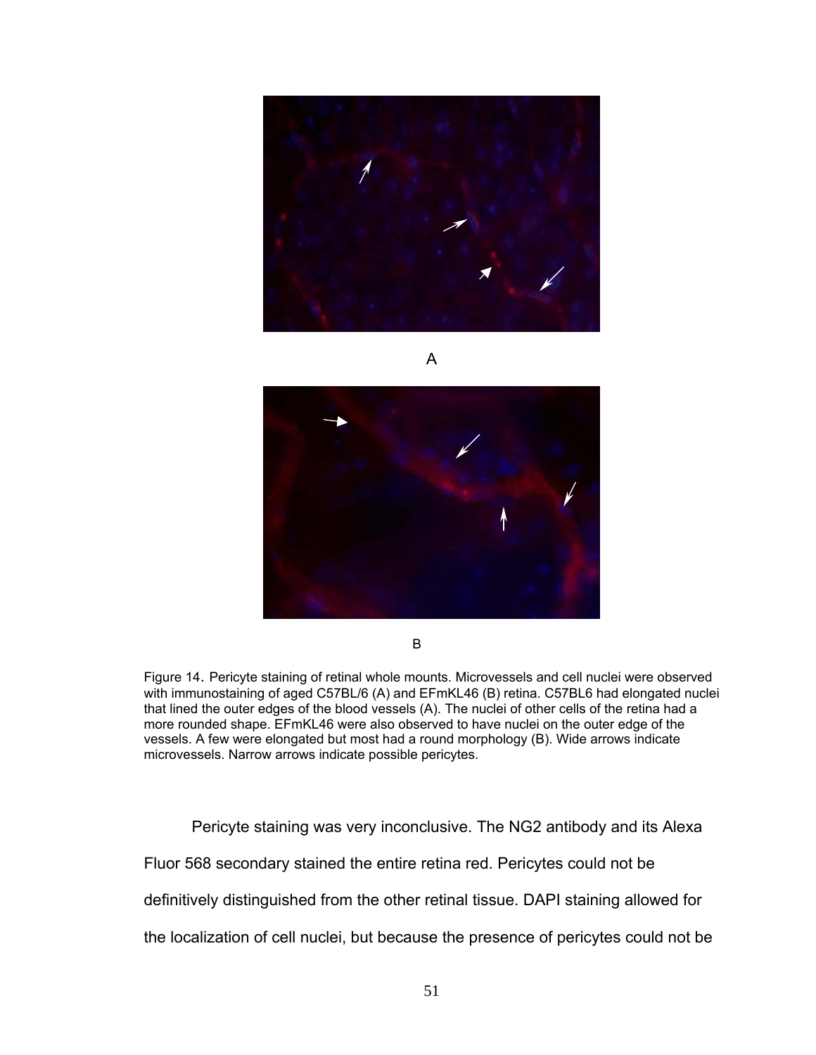A

B

Figure 14. Pericyte staining of retinal whole mounts. Microvessels and cell nuclei were observed with immunostaining of aged C57BL/6 (A) and EFmKL46 (B) retina. C57BL6 had elongated nuclei that lined the outer edges of the blood vessels (A). The nuclei of other cells of the retina had a more rounded shape. EFmKL46 were also observed to have nuclei on the outer edge of the vessels. A few were elongated but most had a round morphology (B). Wide arrows indicate microvessels. Narrow arrows indicate possible pericytes.

Pericyte staining was very inconclusive. The NG2 antibody and its Alexa Fluor 568 secondary stained the entire retina red. Pericytes could not be definitively distinguished from the other retinal tissue. DAPI staining allowed for the localization of cell nuclei, but because the presence of pericytes could not be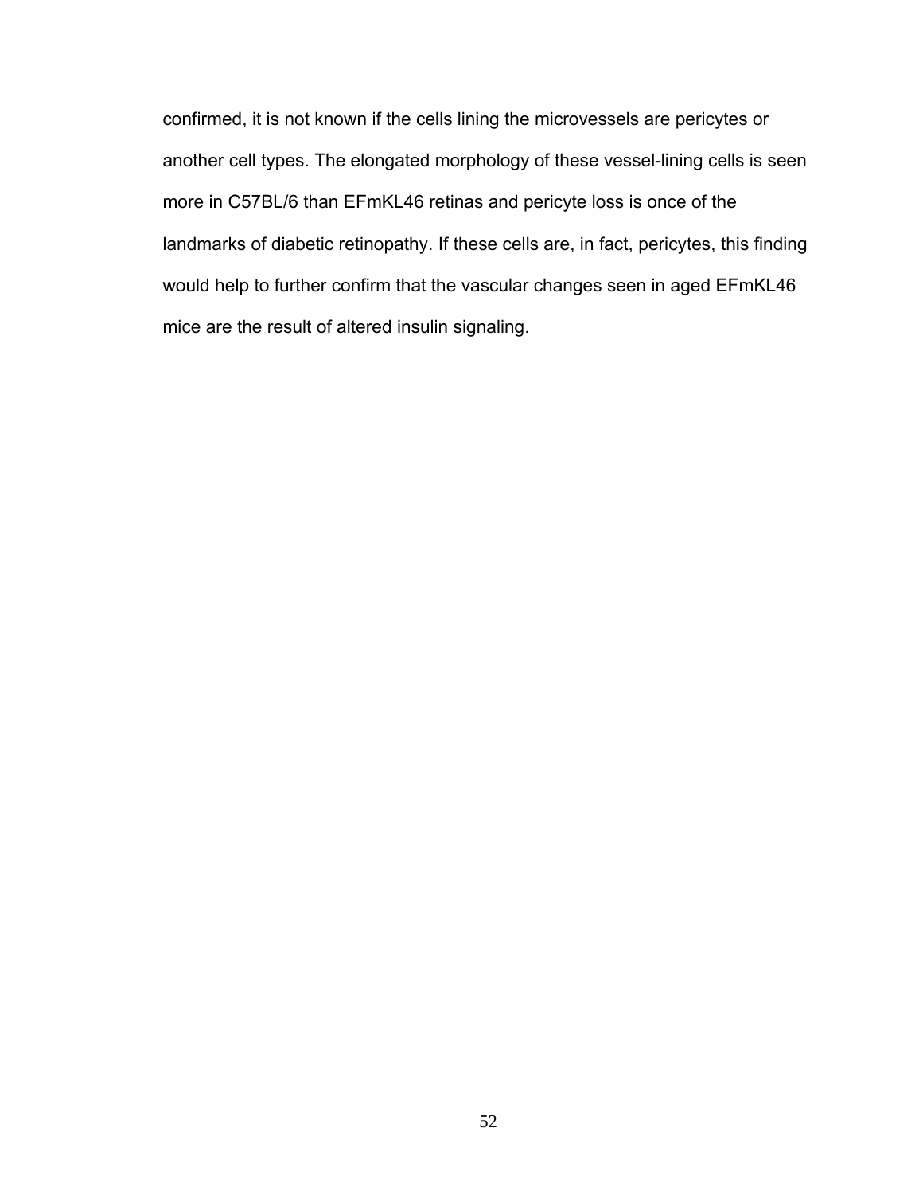confirmed, it is not known if the cells lining the microvessels are pericytes or another cell types. The elongated morphology of these vessel-lining cells is seen more in C57BL/6 than EFmKL46 retinas and pericyte loss is once of the landmarks of diabetic retinopathy. If these cells are, in fact, pericytes, this finding would help to further confirm that the vascular changes seen in aged EFmKL46 mice are the result of altered insulin signaling.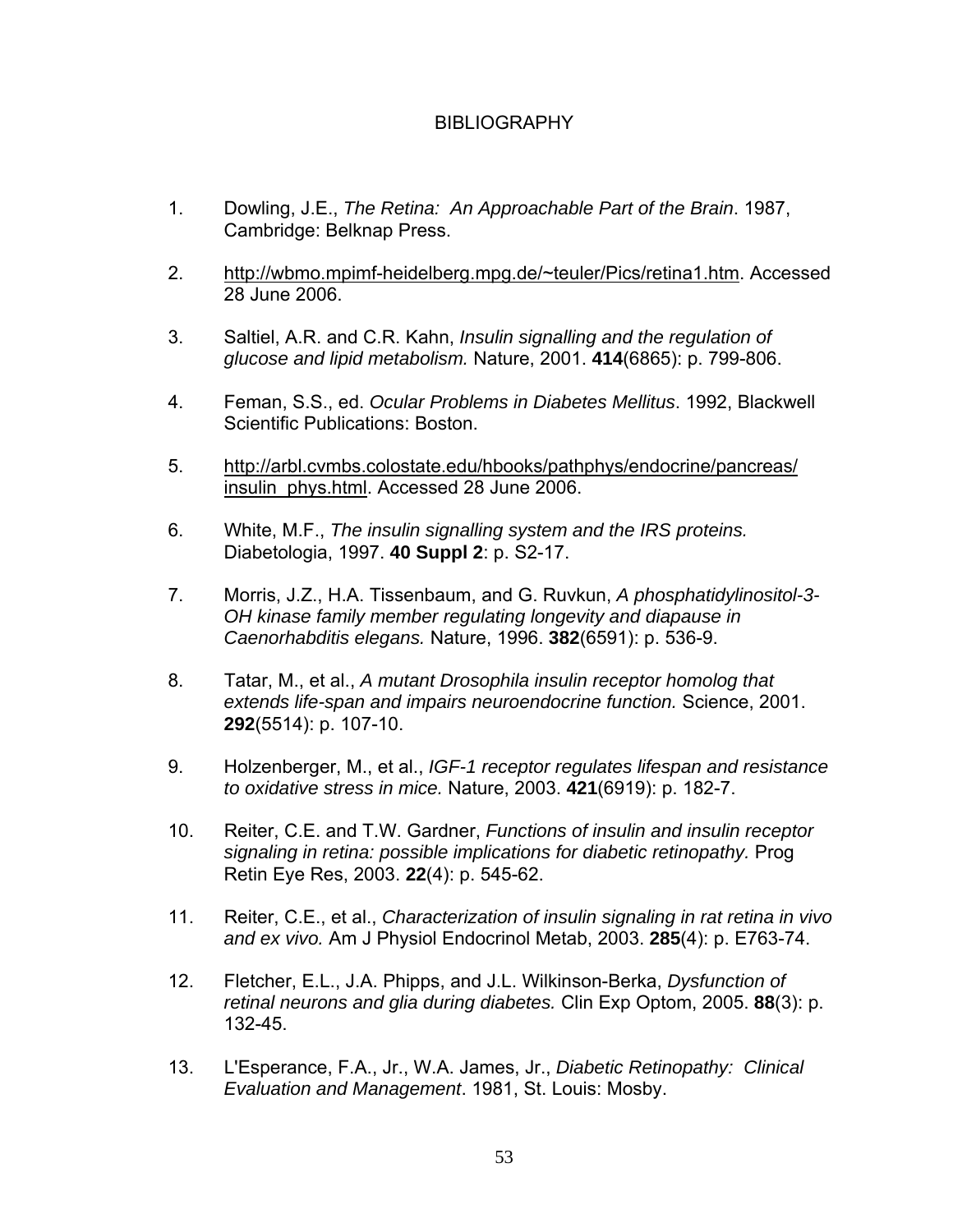# BIBLIOGRAPHY

1. Dowling, J.E., *The Retina: An Approachable Part of the Brain*. 1987, Cambridge: Belknap Press.

2. http://wbmo.mpimf-heidelberg.mpg.de/~teuler/Pics/retina1.htm. Accessed 28 June 2006.

3. Saltiel, A.R. and C.R. Kahn, *Insulin signalling and the regulation of glucose and lipid metabolism.* Nature, 2001. **414**(6865): p. 799-806.

4. Feman, S.S., ed. *Ocular Problems in Diabetes Mellitus*. 1992, Blackwell Scientific Publications: Boston.

5. http://arbl.cvmbs.colostate.edu/hbooks/pathphys/endocrine/pancreas/insulin_phys.html. Accessed 28 June 2006.

6. White, M.F., *The insulin signalling system and the IRS proteins.* Diabetologia, 1997. **40 Suppl 2**: p. S2-17.

7. Morris, J.Z., H.A. Tissenbaum, and G. Ruvkun, *A phosphatidylinositol-3-OH kinase family member regulating longevity and diapause in Caenorhabditis elegans.* Nature, 1996. **382**(6591): p. 536-9.

8. Tatar, M., et al., *A mutant Drosophila insulin receptor homolog that extends life-span and impairs neuroendocrine function.* Science, 2001. **292**(5514): p. 107-10.

9. Holzenberger, M., et al., *IGF-1 receptor regulates lifespan and resistance to oxidative stress in mice.* Nature, 2003. **421**(6919): p. 182-7.

10. Reiter, C.E. and T.W. Gardner, *Functions of insulin and insulin receptor signaling in retina: possible implications for diabetic retinopathy.* Prog Retin Eye Res, 2003. **22**(4): p. 545-62.

11. Reiter, C.E., et al., *Characterization of insulin signaling in rat retina in vivo and ex vivo.* Am J Physiol Endocrinol Metab, 2003. **285**(4): p. E763-74.

12. Fletcher, E.L., J.A. Phipps, and J.L. Wilkinson-Berka, *Dysfunction of retinal neurons and glia during diabetes.* Clin Exp Optom, 2005. **88**(3): p. 132-45.

13. L'Esperance, F.A., Jr., W.A. James, Jr., *Diabetic Retinopathy: Clinical Evaluation and Management*. 1981, St. Louis: Mosby.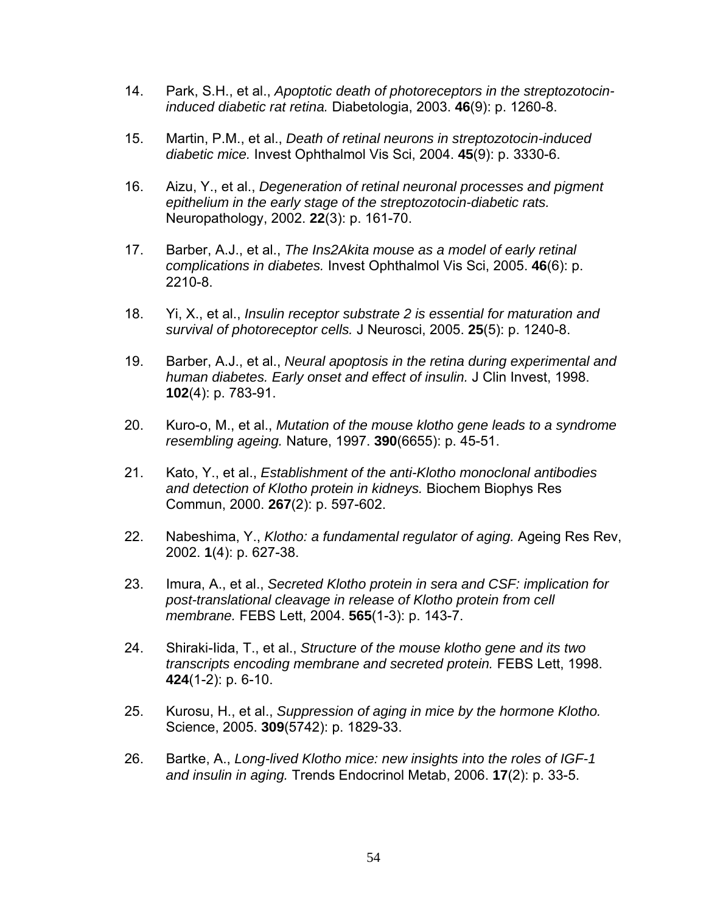14. Park, S.H., et al., *Apoptotic death of photoreceptors in the streptozotocin-induced diabetic rat retina.* Diabetologia, 2003. **46**(9): p. 1260-8.

15. Martin, P.M., et al., *Death of retinal neurons in streptozotocin-induced diabetic mice.* Invest Ophthalmol Vis Sci, 2004. **45**(9): p. 3330-6.

16. Aizu, Y., et al., *Degeneration of retinal neuronal processes and pigment epithelium in the early stage of the streptozotocin-diabetic rats.* Neuropathology, 2002. **22**(3): p. 161-70.

17. Barber, A.J., et al., *The Ins2Akita mouse as a model of early retinal complications in diabetes.* Invest Ophthalmol Vis Sci, 2005. **46**(6): p. 2210-8.

18. Yi, X., et al., *Insulin receptor substrate 2 is essential for maturation and survival of photoreceptor cells.* J Neurosci, 2005. **25**(5): p. 1240-8.

19. Barber, A.J., et al., *Neural apoptosis in the retina during experimental and human diabetes. Early onset and effect of insulin.* J Clin Invest, 1998. **102**(4): p. 783-91.

20. Kuro-o, M., et al., *Mutation of the mouse klotho gene leads to a syndrome resembling ageing.* Nature, 1997. **390**(6655): p. 45-51.

21. Kato, Y., et al., *Establishment of the anti-Klotho monoclonal antibodies and detection of Klotho protein in kidneys.* Biochem Biophys Res Commun, 2000. **267**(2): p. 597-602.

22. Nabeshima, Y., *Klotho: a fundamental regulator of aging.* Ageing Res Rev, 2002. **1**(4): p. 627-38.

23. Imura, A., et al., *Secreted Klotho protein in sera and CSF: implication for post-translational cleavage in release of Klotho protein from cell membrane.* FEBS Lett, 2004. **565**(1-3): p. 143-7.

24. Shiraki-Iida, T., et al., *Structure of the mouse klotho gene and its two transcripts encoding membrane and secreted protein.* FEBS Lett, 1998. **424**(1-2): p. 6-10.

25. Kurosu, H., et al., *Suppression of aging in mice by the hormone Klotho.* Science, 2005. **309**(5742): p. 1829-33.

26. Bartke, A., *Long-lived Klotho mice: new insights into the roles of IGF-1 and insulin in aging.* Trends Endocrinol Metab, 2006. **17**(2): p. 33-5.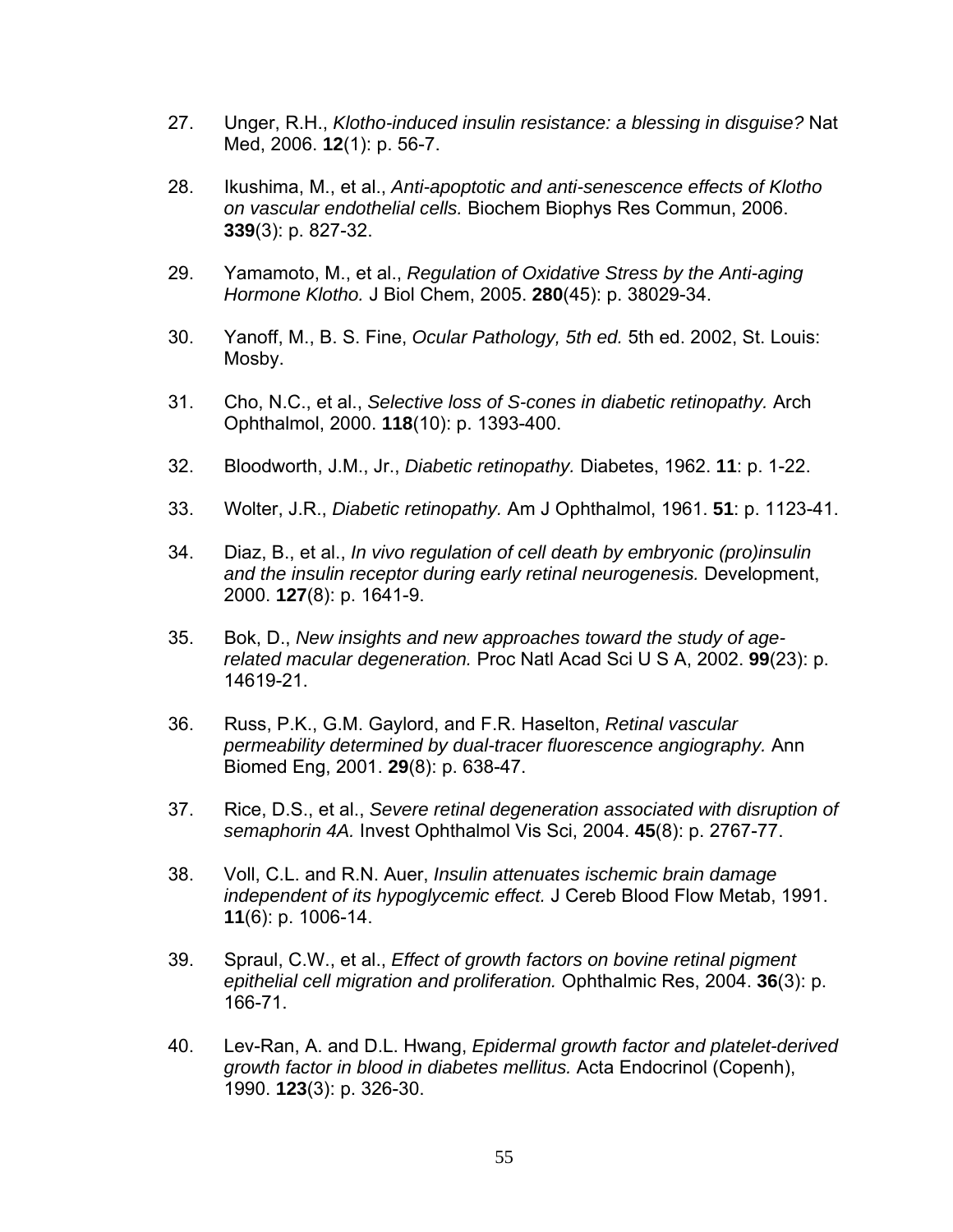27. Unger, R.H., *Klotho-induced insulin resistance: a blessing in disguise?* Nat Med, 2006. **12**(1): p. 56-7.

28. Ikushima, M., et al., *Anti-apoptotic and anti-senescence effects of Klotho on vascular endothelial cells.* Biochem Biophys Res Commun, 2006. **339**(3): p. 827-32.

29. Yamamoto, M., et al., *Regulation of Oxidative Stress by the Anti-aging Hormone Klotho.* J Biol Chem, 2005. **280**(45): p. 38029-34.

30. Yanoff, M., B. S. Fine, *Ocular Pathology, 5th ed.* 5th ed. 2002, St. Louis: Mosby.

31. Cho, N.C., et al., *Selective loss of S-cones in diabetic retinopathy.* Arch Ophthalmol, 2000. **118**(10): p. 1393-400.

32. Bloodworth, J.M., Jr., *Diabetic retinopathy.* Diabetes, 1962. **11**: p. 1-22.

33. Wolter, J.R., *Diabetic retinopathy.* Am J Ophthalmol, 1961. **51**: p. 1123-41.

34. Diaz, B., et al., *In vivo regulation of cell death by embryonic (pro)insulin and the insulin receptor during early retinal neurogenesis.* Development, 2000. **127**(8): p. 1641-9.

35. Bok, D., *New insights and new approaches toward the study of age-related macular degeneration.* Proc Natl Acad Sci U S A, 2002. **99**(23): p. 14619-21.

36. Russ, P.K., G.M. Gaylord, and F.R. Haselton, *Retinal vascular permeability determined by dual-tracer fluorescence angiography.* Ann Biomed Eng, 2001. **29**(8): p. 638-47.

37. Rice, D.S., et al., *Severe retinal degeneration associated with disruption of semaphorin 4A.* Invest Ophthalmol Vis Sci, 2004. **45**(8): p. 2767-77.

38. Voll, C.L. and R.N. Auer, *Insulin attenuates ischemic brain damage independent of its hypoglycemic effect.* J Cereb Blood Flow Metab, 1991. **11**(6): p. 1006-14.

39. Spraul, C.W., et al., *Effect of growth factors on bovine retinal pigment epithelial cell migration and proliferation.* Ophthalmic Res, 2004. **36**(3): p. 166-71.

40. Lev-Ran, A. and D.L. Hwang, *Epidermal growth factor and platelet-derived growth factor in blood in diabetes mellitus.* Acta Endocrinol (Copenh), 1990. **123**(3): p. 326-30.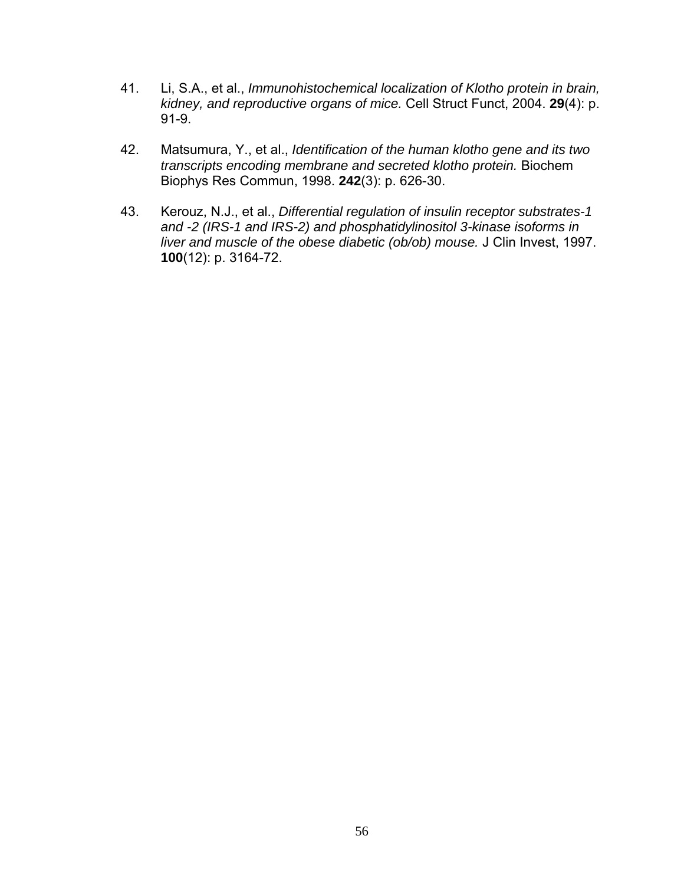41. Li, S.A., et al., *Immunohistochemical localization of Klotho protein in brain, kidney, and reproductive organs of mice.* Cell Struct Funct, 2004. **29**(4): p. 91-9.

42. Matsumura, Y., et al., *Identification of the human klotho gene and its two transcripts encoding membrane and secreted klotho protein.* Biochem Biophys Res Commun, 1998. **242**(3): p. 626-30.

43. Kerouz, N.J., et al., *Differential regulation of insulin receptor substrates-1 and -2 (IRS-1 and IRS-2) and phosphatidylinositol 3-kinase isoforms in liver and muscle of the obese diabetic (ob/ob) mouse.* J Clin Invest, 1997. **100**(12): p. 3164-72.